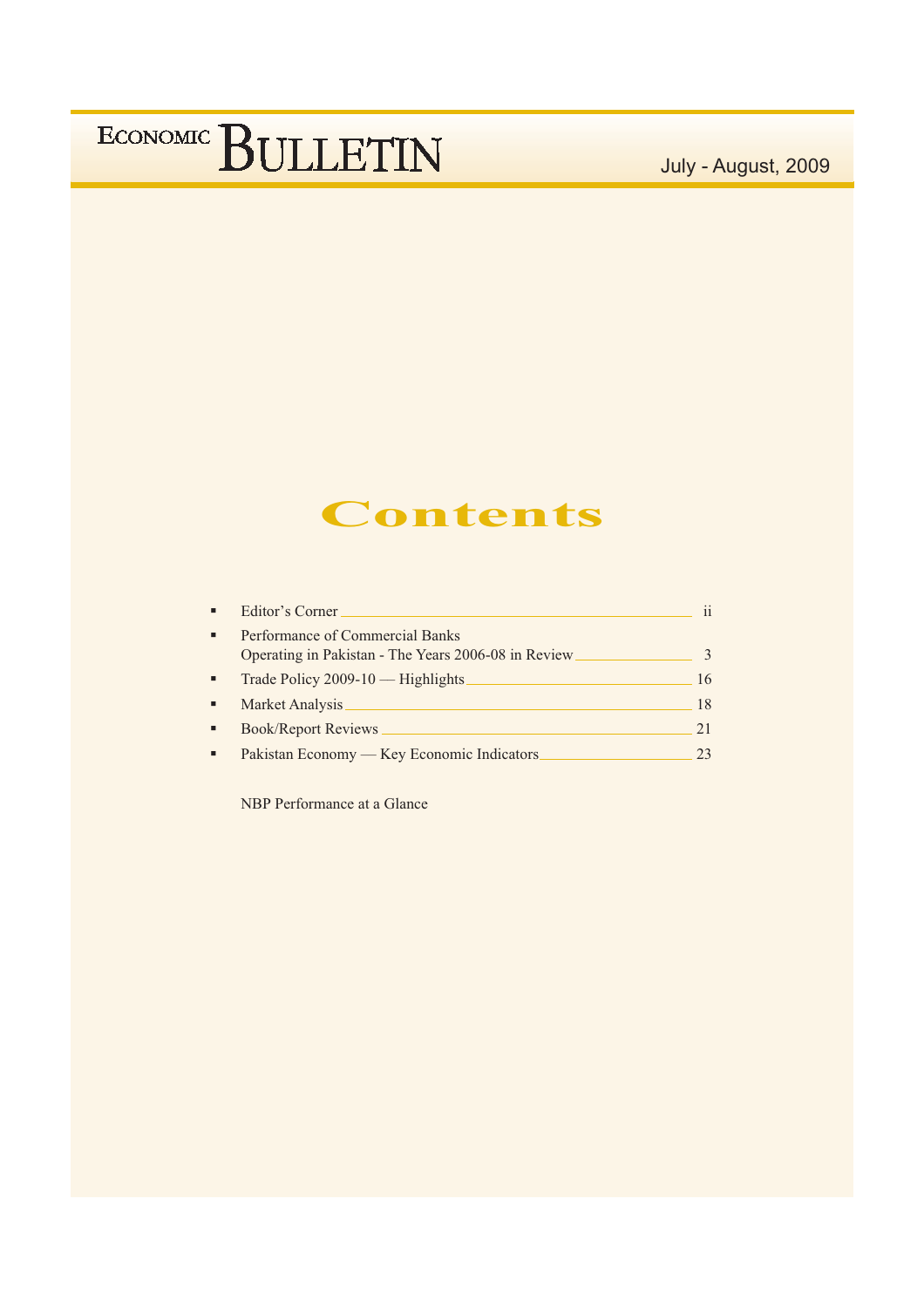# ECONOMIC BULLETIN

July - August, 2009

## Contents

- Editor's Corner ii
- Performance of Commercial Banks Operating in Pakistan - The Years 2006-08 in Review 3
- Trade Policy 2009-10 — Highlights 16
- Market Analysis 18
- Book/Report Reviews 21
- Pakistan Economy — Key Economic Indicators 23

NBP Performance at a Glance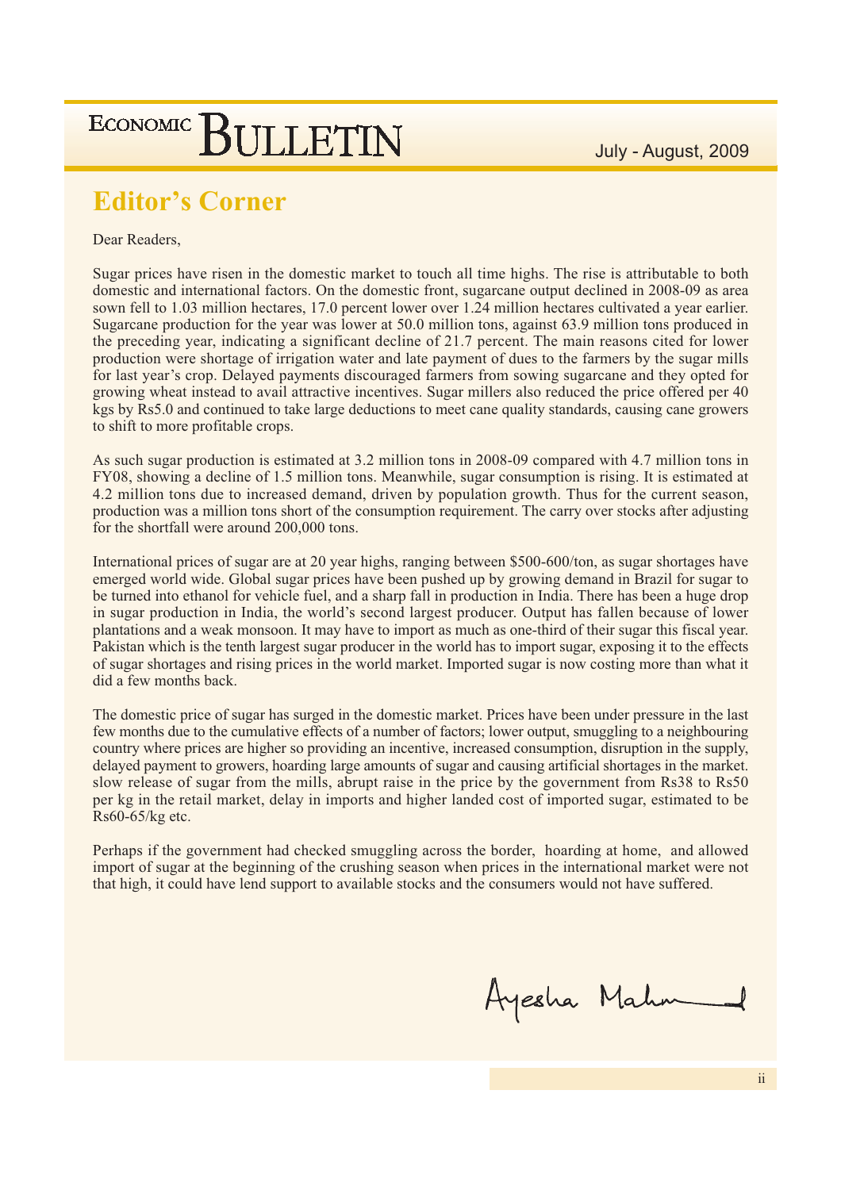## Editor's Corner

Dear Readers,

Sugar prices have risen in the domestic market to touch all time highs. The rise is attributable to both domestic and international factors. On the domestic front, sugarcane output declined in 2008-09 as area sown fell to 1.03 million hectares, 17.0 percent lower over 1.24 million hectares cultivated a year earlier. Sugarcane production for the year was lower at 50.0 million tons, against 63.9 million tons produced in the preceding year, indicating a significant decline of 21.7 percent. The main reasons cited for lower production were shortage of irrigation water and late payment of dues to the farmers by the sugar mills for last year's crop. Delayed payments discouraged farmers from sowing sugarcane and they opted for growing wheat instead to avail attractive incentives. Sugar millers also reduced the price offered per 40 kgs by Rs5.0 and continued to take large deductions to meet cane quality standards, causing cane growers to shift to more profitable crops.

As such sugar production is estimated at 3.2 million tons in 2008-09 compared with 4.7 million tons in FY08, showing a decline of 1.5 million tons. Meanwhile, sugar consumption is rising. It is estimated at 4.2 million tons due to increased demand, driven by population growth. Thus for the current season, production was a million tons short of the consumption requirement. The carry over stocks after adjusting for the shortfall were around 200,000 tons.

International prices of sugar are at 20 year highs, ranging between $500-600/ton, as sugar shortages have emerged world wide. Global sugar prices have been pushed up by growing demand in Brazil for sugar to be turned into ethanol for vehicle fuel, and a sharp fall in production in India. There has been a huge drop in sugar production in India, the world's second largest producer. Output has fallen because of lower plantations and a weak monsoon. It may have to import as much as one-third of their sugar this fiscal year. Pakistan which is the tenth largest sugar producer in the world has to import sugar, exposing it to the effects of sugar shortages and rising prices in the world market. Imported sugar is now costing more than what it did a few months back.

The domestic price of sugar has surged in the domestic market. Prices have been under pressure in the last few months due to the cumulative effects of a number of factors; lower output, smuggling to a neighbouring country where prices are higher so providing an incentive, increased consumption, disruption in the supply, delayed payment to growers, hoarding large amounts of sugar and causing artificial shortages in the market. slow release of sugar from the mills, abrupt raise in the price by the government from Rs38 to Rs50 per kg in the retail market, delay in imports and higher landed cost of imported sugar, estimated to be Rs60-65/kg etc.

Perhaps if the government had checked smuggling across the border, hoarding at home, and allowed import of sugar at the beginning of the crushing season when prices in the international market were not that high, it could have lend support to available stocks and the consumers would not have suffered.

Ayesha Mahmud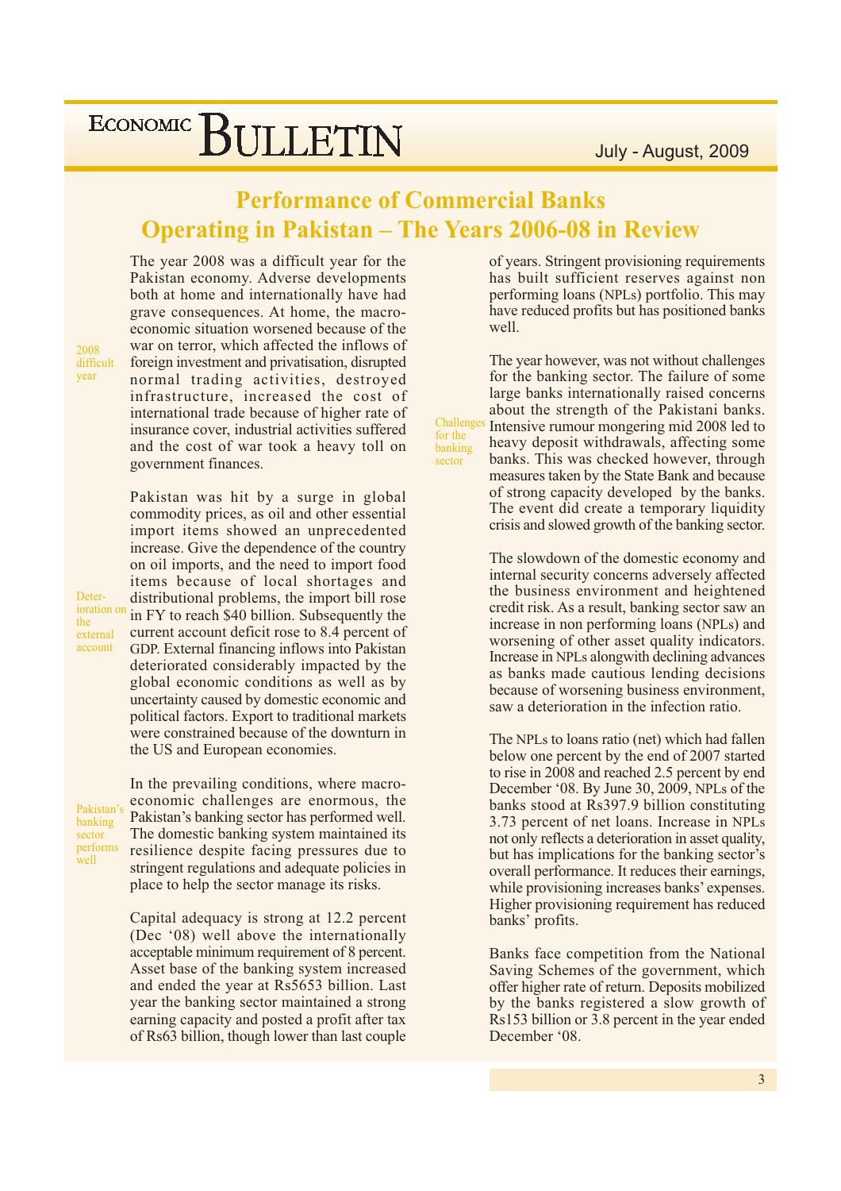# Performance of Commercial Banks Operating in Pakistan – The Years 2006-08 in Review

*2008 difficult year*

The year 2008 was a difficult year for the Pakistan economy. Adverse developments both at home and internationally have had grave consequences. At home, the macro-economic situation worsened because of the war on terror, which affected the inflows of foreign investment and privatisation, disrupted normal trading activities, destroyed infrastructure, increased the cost of international trade because of higher rate of insurance cover, industrial activities suffered and the cost of war took a heavy toll on government finances.

*Deterioration on the external account*

Pakistan was hit by a surge in global commodity prices, as oil and other essential import items showed an unprecedented increase. Give the dependence of the country on oil imports, and the need to import food items because of local shortages and distributional problems, the import bill rose in FY to reach $40 billion. Subsequently the current account deficit rose to 8.4 percent of GDP. External financing inflows into Pakistan deteriorated considerably impacted by the global economic conditions as well as by uncertainty caused by domestic economic and political factors. Export to traditional markets were constrained because of the downturn in the US and European economies.

*Pakistan's banking sector performs well*

In the prevailing conditions, where macro-economic challenges are enormous, the Pakistan's banking sector has performed well. The domestic banking system maintained its resilience despite facing pressures due to stringent regulations and adequate policies in place to help the sector manage its risks.

Capital adequacy is strong at 12.2 percent (Dec '08) well above the internationally acceptable minimum requirement of 8 percent. Asset base of the banking system increased and ended the year at Rs5653 billion. Last year the banking sector maintained a strong earning capacity and posted a profit after tax of Rs63 billion, though lower than last couple of years. Stringent provisioning requirements has built sufficient reserves against non performing loans (NPLs) portfolio. This may have reduced profits but has positioned banks well.

*Challenges for the banking sector*

The year however, was not without challenges for the banking sector. The failure of some large banks internationally raised concerns about the strength of the Pakistani banks. Intensive rumour mongering mid 2008 led to heavy deposit withdrawals, affecting some banks. This was checked however, through measures taken by the State Bank and because of strong capacity developed by the banks. The event did create a temporary liquidity crisis and slowed growth of the banking sector.

The slowdown of the domestic economy and internal security concerns adversely affected the business environment and heightened credit risk. As a result, banking sector saw an increase in non performing loans (NPLs) and worsening of other asset quality indicators. Increase in NPLs alongwith declining advances as banks made cautious lending decisions because of worsening business environment, saw a deterioration in the infection ratio.

The NPLs to loans ratio (net) which had fallen below one percent by the end of 2007 started to rise in 2008 and reached 2.5 percent by end December '08. By June 30, 2009, NPLs of the banks stood at Rs397.9 billion constituting 3.73 percent of net loans. Increase in NPLs not only reflects a deterioration in asset quality, but has implications for the banking sector's overall performance. It reduces their earnings, while provisioning increases banks' expenses. Higher provisioning requirement has reduced banks' profits.

Banks face competition from the National Saving Schemes of the government, which offer higher rate of return. Deposits mobilized by the banks registered a slow growth of Rs153 billion or 3.8 percent in the year ended December '08.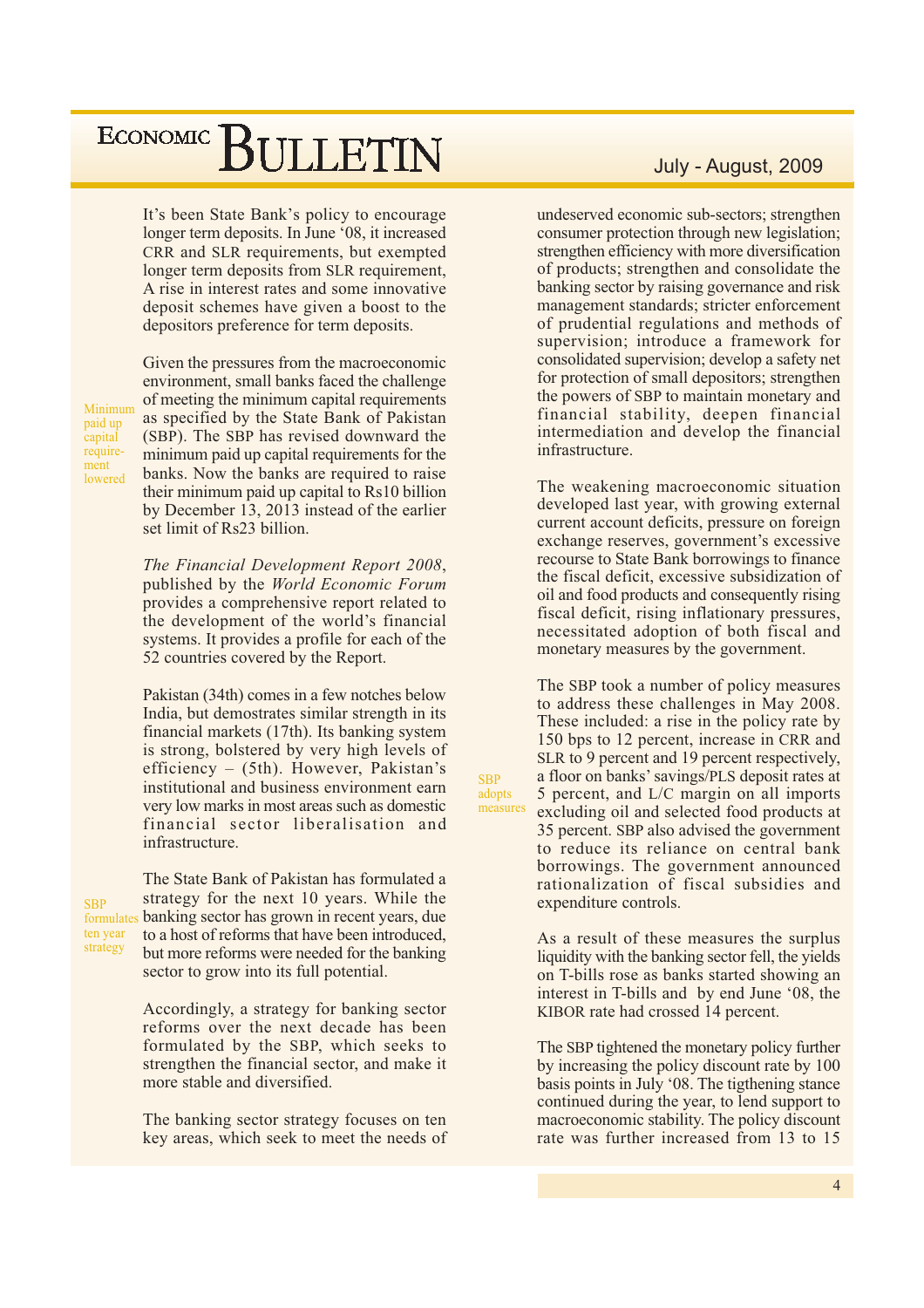It's been State Bank's policy to encourage longer term deposits. In June '08, it increased CRR and SLR requirements, but exempted longer term deposits from SLR requirement, A rise in interest rates and some innovative deposit schemes have given a boost to the depositors preference for term deposits.

Minimum paid up capital requirement lowered

Given the pressures from the macroeconomic environment, small banks faced the challenge of meeting the minimum capital requirements as specified by the State Bank of Pakistan (SBP). The SBP has revised downward the minimum paid up capital requirements for the banks. Now the banks are required to raise their minimum paid up capital to Rs10 billion by December 13, 2013 instead of the earlier set limit of Rs23 billion.

*The Financial Development Report 2008*, published by the *World Economic Forum* provides a comprehensive report related to the development of the world's financial systems. It provides a profile for each of the 52 countries covered by the Report.

Pakistan (34th) comes in a few notches below India, but demostrates similar strength in its financial markets (17th). Its banking system is strong, bolstered by very high levels of efficiency – (5th). However, Pakistan's institutional and business environment earn very low marks in most areas such as domestic financial sector liberalisation and infrastructure.

SBP formulates ten year strategy

The State Bank of Pakistan has formulated a strategy for the next 10 years. While the banking sector has grown in recent years, due to a host of reforms that have been introduced, but more reforms were needed for the banking sector to grow into its full potential.

Accordingly, a strategy for banking sector reforms over the next decade has been formulated by the SBP, which seeks to strengthen the financial sector, and make it more stable and diversified.

The banking sector strategy focuses on ten key areas, which seek to meet the needs of undeserved economic sub-sectors; strengthen consumer protection through new legislation; strengthen efficiency with more diversification of products; strengthen and consolidate the banking sector by raising governance and risk management standards; stricter enforcement of prudential regulations and methods of supervision; introduce a framework for consolidated supervision; develop a safety net for protection of small depositors; strengthen the powers of SBP to maintain monetary and financial stability, deepen financial intermediation and develop the financial infrastructure.

The weakening macroeconomic situation developed last year, with growing external current account deficits, pressure on foreign exchange reserves, government's excessive recourse to State Bank borrowings to finance the fiscal deficit, excessive subsidization of oil and food products and consequently rising fiscal deficit, rising inflationary pressures, necessitated adoption of both fiscal and monetary measures by the government.

SBP adopts measures

The SBP took a number of policy measures to address these challenges in May 2008. These included: a rise in the policy rate by 150 bps to 12 percent, increase in CRR and SLR to 9 percent and 19 percent respectively, a floor on banks' savings/PLS deposit rates at 5 percent, and L/C margin on all imports excluding oil and selected food products at 35 percent. SBP also advised the government to reduce its reliance on central bank borrowings. The government announced rationalization of fiscal subsidies and expenditure controls.

As a result of these measures the surplus liquidity with the banking sector fell, the yields on T-bills rose as banks started showing an interest in T-bills and by end June '08, the KIBOR rate had crossed 14 percent.

The SBP tightened the monetary policy further by increasing the policy discount rate by 100 basis points in July '08. The tigthening stance continued during the year, to lend support to macroeconomic stability. The policy discount rate was further increased from 13 to 15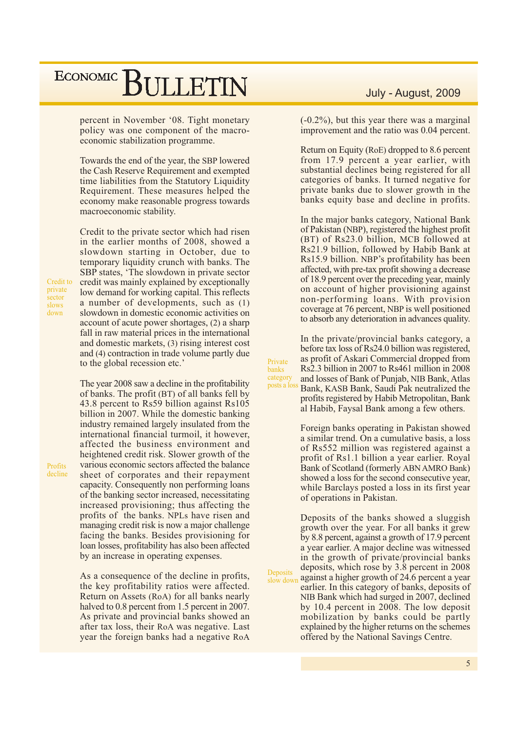percent in November '08. Tight monetary policy was one component of the macro-economic stabilization programme.

Towards the end of the year, the SBP lowered the Cash Reserve Requirement and exempted time liabilities from the Statutory Liquidity Requirement. These measures helped the economy make reasonable progress towards macroeconomic stability.

*Credit to private sector slows down*

Credit to the private sector which had risen in the earlier months of 2008, showed a slowdown starting in October, due to temporary liquidity crunch with banks. The SBP states, 'The slowdown in private sector credit was mainly explained by exceptionally low demand for working capital. This reflects a number of developments, such as (1) slowdown in domestic economic activities on account of acute power shortages, (2) a sharp fall in raw material prices in the international and domestic markets, (3) rising interest cost and (4) contraction in trade volume partly due to the global recession etc.'

*Profits decline*

The year 2008 saw a decline in the profitability of banks. The profit (BT) of all banks fell by 43.8 percent to Rs59 billion against Rs105 billion in 2007. While the domestic banking industry remained largely insulated from the international financial turmoil, it however, affected the business environment and heightened credit risk. Slower growth of the various economic sectors affected the balance sheet of corporates and their repayment capacity. Consequently non performing loans of the banking sector increased, necessitating increased provisioning; thus affecting the profits of the banks. NPLs have risen and managing credit risk is now a major challenge facing the banks. Besides provisioning for loan losses, profitability has also been affected by an increase in operating expenses.

As a consequence of the decline in profits, the key profitability ratios were affected. Return on Assets (RoA) for all banks nearly halved to 0.8 percent from 1.5 percent in 2007. As private and provincial banks showed an after tax loss, their RoA was negative. Last year the foreign banks had a negative RoA (-0.2%), but this year there was a marginal improvement and the ratio was 0.04 percent.

Return on Equity (RoE) dropped to 8.6 percent from 17.9 percent a year earlier, with substantial declines being registered for all categories of banks. It turned negative for private banks due to slower growth in the banks equity base and decline in profits.

In the major banks category, National Bank of Pakistan (NBP), registered the highest profit (BT) of Rs23.0 billion, MCB followed at Rs21.9 billion, followed by Habib Bank at Rs15.9 billion. NBP's profitability has been affected, with pre-tax profit showing a decrease of 18.9 percent over the preceding year, mainly on account of higher provisioning against non-performing loans. With provision coverage at 76 percent, NBP is well positioned to absorb any deterioration in advances quality.

*Private banks category posts a loss*

In the private/provincial banks category, a before tax loss of Rs24.0 billion was registered, as profit of Askari Commercial dropped from Rs2.3 billion in 2007 to Rs461 million in 2008 and losses of Bank of Punjab, NIB Bank, Atlas Bank, KASB Bank, Saudi Pak neutralized the profits registered by Habib Metropolitan, Bank al Habib, Faysal Bank among a few others.

Foreign banks operating in Pakistan showed a similar trend. On a cumulative basis, a loss of Rs552 million was registered against a profit of Rs1.1 billion a year earlier. Royal Bank of Scotland (formerly ABN AMRO Bank) showed a loss for the second consecutive year, while Barclays posted a loss in its first year of operations in Pakistan.

*Deposits slow down*

Deposits of the banks showed a sluggish growth over the year. For all banks it grew by 8.8 percent, against a growth of 17.9 percent a year earlier. A major decline was witnessed in the growth of private/provincial banks deposits, which rose by 3.8 percent in 2008 against a higher growth of 24.6 percent a year earlier. In this category of banks, deposits of NIB Bank which had surged in 2007, declined by 10.4 percent in 2008. The low deposit mobilization by banks could be partly explained by the higher returns on the schemes offered by the National Savings Centre.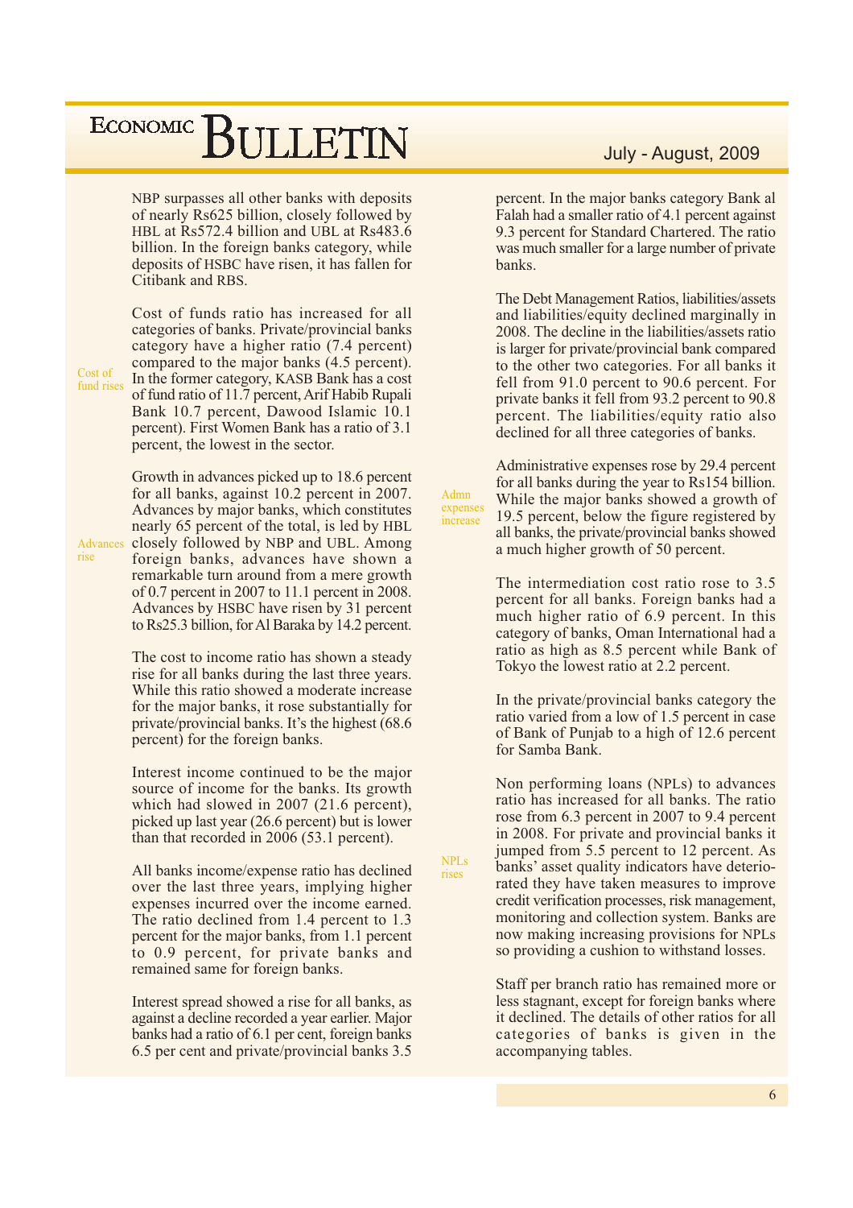NBP surpasses all other banks with deposits of nearly Rs625 billion, closely followed by HBL at Rs572.4 billion and UBL at Rs483.6 billion. In the foreign banks category, while deposits of HSBC have risen, it has fallen for Citibank and RBS.

*Cost of fund rises*

Cost of funds ratio has increased for all categories of banks. Private/provincial banks category have a higher ratio (7.4 percent) compared to the major banks (4.5 percent). In the former category, KASB Bank has a cost of fund ratio of 11.7 percent, Arif Habib Rupali Bank 10.7 percent, Dawood Islamic 10.1 percent). First Women Bank has a ratio of 3.1 percent, the lowest in the sector.

*Advances rise*

Growth in advances picked up to 18.6 percent for all banks, against 10.2 percent in 2007. Advances by major banks, which constitutes nearly 65 percent of the total, is led by HBL closely followed by NBP and UBL. Among foreign banks, advances have shown a remarkable turn around from a mere growth of 0.7 percent in 2007 to 11.1 percent in 2008. Advances by HSBC have risen by 31 percent to Rs25.3 billion, for Al Baraka by 14.2 percent.

The cost to income ratio has shown a steady rise for all banks during the last three years. While this ratio showed a moderate increase for the major banks, it rose substantially for private/provincial banks. It's the highest (68.6 percent) for the foreign banks.

Interest income continued to be the major source of income for the banks. Its growth which had slowed in 2007 (21.6 percent), picked up last year (26.6 percent) but is lower than that recorded in 2006 (53.1 percent).

All banks income/expense ratio has declined over the last three years, implying higher expenses incurred over the income earned. The ratio declined from 1.4 percent to 1.3 percent for the major banks, from 1.1 percent to 0.9 percent, for private banks and remained same for foreign banks.

Interest spread showed a rise for all banks, as against a decline recorded a year earlier. Major banks had a ratio of 6.1 per cent, foreign banks 6.5 per cent and private/provincial banks 3.5 percent. In the major banks category Bank al Falah had a smaller ratio of 4.1 percent against 9.3 percent for Standard Chartered. The ratio was much smaller for a large number of private banks.

The Debt Management Ratios, liabilities/assets and liabilities/equity declined marginally in 2008. The decline in the liabilities/assets ratio is larger for private/provincial bank compared to the other two categories. For all banks it fell from 91.0 percent to 90.6 percent. For private banks it fell from 93.2 percent to 90.8 percent. The liabilities/equity ratio also declined for all three categories of banks.

*Admn expenses increase*

Administrative expenses rose by 29.4 percent for all banks during the year to Rs154 billion. While the major banks showed a growth of 19.5 percent, below the figure registered by all banks, the private/provincial banks showed a much higher growth of 50 percent.

The intermediation cost ratio rose to 3.5 percent for all banks. Foreign banks had a much higher ratio of 6.9 percent. In this category of banks, Oman International had a ratio as high as 8.5 percent while Bank of Tokyo the lowest ratio at 2.2 percent.

In the private/provincial banks category the ratio varied from a low of 1.5 percent in case of Bank of Punjab to a high of 12.6 percent for Samba Bank.

*NPLs rises*

Non performing loans (NPLs) to advances ratio has increased for all banks. The ratio rose from 6.3 percent in 2007 to 9.4 percent in 2008. For private and provincial banks it jumped from 5.5 percent to 12 percent. As banks' asset quality indicators have deteriorated they have taken measures to improve credit verification processes, risk management, monitoring and collection system. Banks are now making increasing provisions for NPLs so providing a cushion to withstand losses.

Staff per branch ratio has remained more or less stagnant, except for foreign banks where it declined. The details of other ratios for all categories of banks is given in the accompanying tables.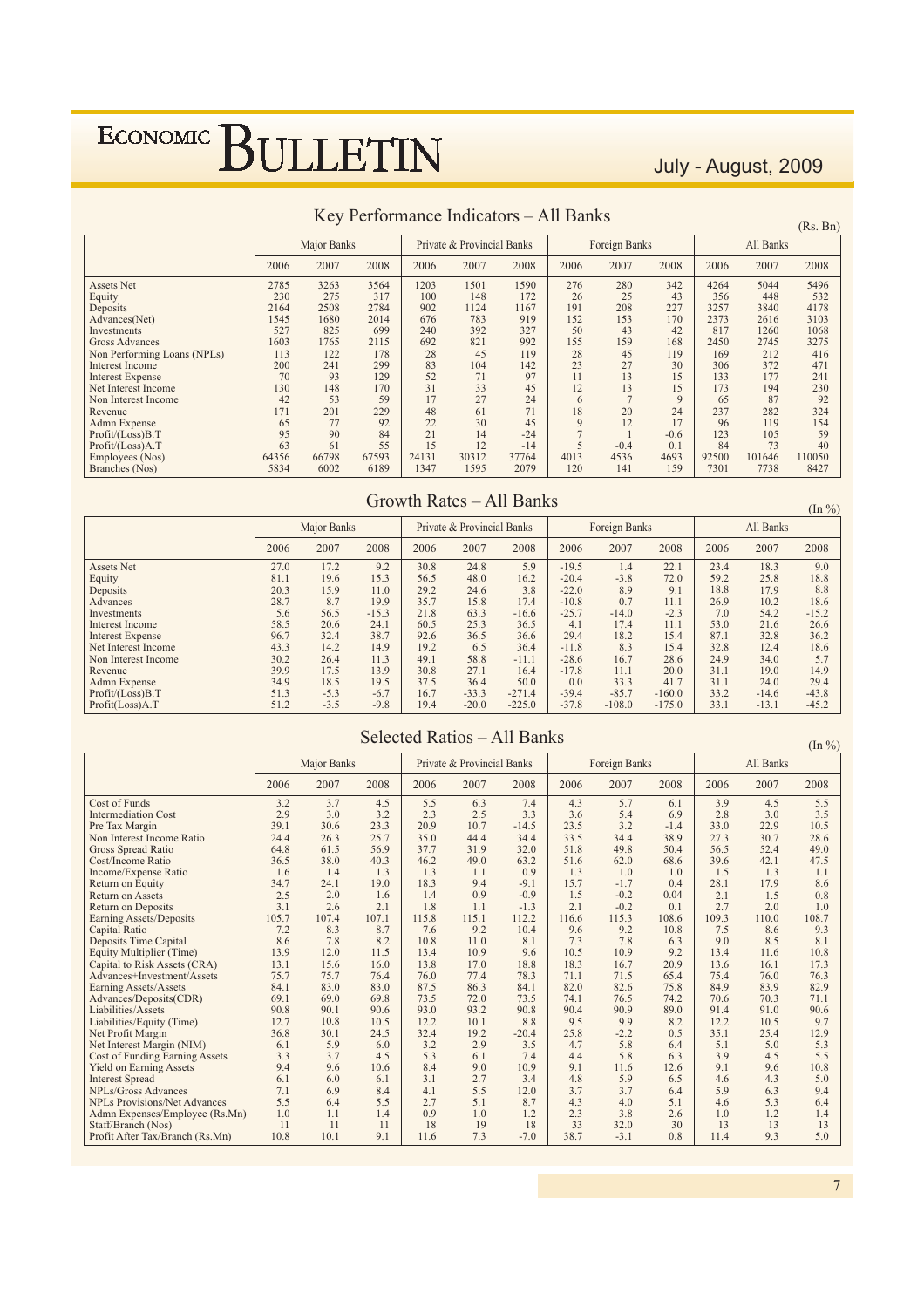## Key Performance Indicators – All Banks

(Rs. Bn)

| | Major Banks | | | Private & Provincial Banks | | | Foreign Banks | | | All Banks | | |
|---|---|---|---|---|---|---|---|---|---|---|---|---|
| | 2006 | 2007 | 2008 | 2006 | 2007 | 2008 | 2006 | 2007 | 2008 | 2006 | 2007 | 2008 |
| Assets Net | 2785 | 3263 | 3564 | 1203 | 1501 | 1590 | 276 | 280 | 342 | 4264 | 5044 | 5496 |
| Equity | 230 | 275 | 317 | 100 | 148 | 172 | 26 | 25 | 43 | 356 | 448 | 532 |
| Deposits | 2164 | 2508 | 2784 | 902 | 1124 | 1167 | 191 | 208 | 227 | 3257 | 3840 | 4178 |
| Advances(Net) | 1545 | 1680 | 2014 | 676 | 783 | 919 | 152 | 153 | 170 | 2373 | 2616 | 3103 |
| Investments | 527 | 825 | 699 | 240 | 392 | 327 | 50 | 43 | 42 | 817 | 1260 | 1068 |
| Gross Advances | 1603 | 1765 | 2115 | 692 | 821 | 992 | 155 | 159 | 168 | 2450 | 2745 | 3275 |
| Non Performing Loans (NPLs) | 113 | 122 | 178 | 28 | 45 | 119 | 28 | 45 | 119 | 169 | 212 | 416 |
| Interest Income | 200 | 241 | 299 | 83 | 104 | 142 | 23 | 27 | 30 | 306 | 372 | 471 |
| Interest Expense | 70 | 93 | 129 | 52 | 71 | 97 | 11 | 13 | 15 | 133 | 177 | 241 |
| Net Interest Income | 130 | 148 | 170 | 31 | 33 | 45 | 12 | 13 | 15 | 173 | 194 | 230 |
| Non Interest Income | 42 | 53 | 59 | 17 | 27 | 24 | 6 | 7 | 9 | 65 | 87 | 92 |
| Revenue | 171 | 201 | 229 | 48 | 61 | 71 | 18 | 20 | 24 | 237 | 282 | 324 |
| Admn Expense | 65 | 77 | 92 | 22 | 30 | 45 | 9 | 12 | 17 | 96 | 119 | 154 |
| Profit/(Loss)B.T | 95 | 90 | 84 | 21 | 14 | -24 | 7 | 1 | -0.6 | 123 | 105 | 59 |
| Profit/(Loss)A.T | 63 | 61 | 55 | 15 | 12 | -14 | 5 | -0.4 | 0.1 | 84 | 73 | 40 |
| Employees (Nos) | 64356 | 66798 | 67593 | 24131 | 30312 | 37764 | 4013 | 4536 | 4693 | 92500 | 101646 | 110050 |
| Branches (Nos) | 5834 | 6002 | 6189 | 1347 | 1595 | 2079 | 120 | 141 | 159 | 7301 | 7738 | 8427 |

## Growth Rates – All Banks

(In %)

| | Major Banks | | | Private & Provincial Banks | | | Foreign Banks | | | All Banks | | |
|---|---|---|---|---|---|---|---|---|---|---|---|---|
| | 2006 | 2007 | 2008 | 2006 | 2007 | 2008 | 2006 | 2007 | 2008 | 2006 | 2007 | 2008 |
| Assets Net | 27.0 | 17.2 | 9.2 | 30.8 | 24.8 | 5.9 | -19.5 | 1.4 | 22.1 | 23.4 | 18.3 | 9.0 |
| Equity | 81.1 | 19.6 | 15.3 | 56.5 | 48.0 | 16.2 | -20.4 | -3.8 | 72.0 | 59.2 | 25.8 | 18.8 |
| Deposits | 20.3 | 15.9 | 11.0 | 29.2 | 24.6 | 3.8 | -22.0 | 8.9 | 9.1 | 18.8 | 17.9 | 8.8 |
| Advances | 28.7 | 8.7 | 19.9 | 35.7 | 15.8 | 17.4 | -10.8 | 0.7 | 11.1 | 26.9 | 10.2 | 18.6 |
| Investments | 5.6 | 56.5 | -15.3 | 21.8 | 63.3 | -16.6 | -25.7 | -14.0 | -2.3 | 7.0 | 54.2 | -15.2 |
| Interest Income | 58.5 | 20.6 | 24.1 | 60.5 | 25.3 | 36.5 | 4.1 | 17.4 | 11.1 | 53.0 | 21.6 | 26.6 |
| Interest Expense | 96.7 | 32.4 | 38.7 | 92.6 | 36.5 | 36.6 | 29.4 | 18.2 | 15.4 | 87.1 | 32.8 | 36.2 |
| Net Interest Income | 43.3 | 14.2 | 14.9 | 19.2 | 6.5 | 36.4 | -11.8 | 8.3 | 15.4 | 32.8 | 12.4 | 18.6 |
| Non Interest Income | 30.2 | 26.4 | 11.3 | 49.1 | 58.8 | -11.1 | -28.6 | 16.7 | 28.6 | 24.9 | 34.0 | 5.7 |
| Revenue | 39.9 | 17.5 | 13.9 | 30.8 | 27.1 | 16.4 | -17.8 | 11.1 | 20.0 | 31.1 | 19.0 | 14.9 |
| Admn Expense | 34.9 | 18.5 | 19.5 | 37.5 | 36.4 | 50.0 | 0.0 | 33.3 | 41.7 | 31.1 | 24.0 | 29.4 |
| Profit/(Loss)B.T | 51.3 | -5.3 | -6.7 | 16.7 | -33.3 | -271.4 | -39.4 | -85.7 | -160.0 | 33.2 | -14.6 | -43.8 |
| Profit(Loss)A.T | 51.2 | -3.5 | -9.8 | 19.4 | -20.0 | -225.0 | -37.8 | -108.0 | -175.0 | 33.1 | -13.1 | -45.2 |

## Selected Ratios – All Banks

(In %)

| | Major Banks | | | Private & Provincial Banks | | | Foreign Banks | | | All Banks | | |
|---|---|---|---|---|---|---|---|---|---|---|---|---|
| | 2006 | 2007 | 2008 | 2006 | 2007 | 2008 | 2006 | 2007 | 2008 | 2006 | 2007 | 2008 |
| Cost of Funds | 3.2 | 3.7 | 4.5 | 5.5 | 6.3 | 7.4 | 4.3 | 5.7 | 6.1 | 3.9 | 4.5 | 5.5 |
| Intermediation Cost | 2.9 | 3.0 | 3.2 | 2.3 | 2.5 | 3.3 | 3.6 | 5.4 | 6.9 | 2.8 | 3.0 | 3.5 |
| Pre Tax Margin | 39.1 | 30.6 | 23.3 | 20.9 | 10.7 | -14.5 | 23.5 | 3.2 | -1.4 | 33.0 | 22.9 | 10.5 |
| Non Interest Income Ratio | 24.4 | 26.3 | 25.7 | 35.0 | 44.4 | 34.4 | 33.5 | 34.4 | 38.9 | 27.3 | 30.7 | 28.6 |
| Gross Spread Ratio | 64.8 | 61.5 | 56.9 | 37.7 | 31.9 | 32.0 | 51.8 | 49.8 | 50.4 | 56.5 | 52.4 | 49.0 |
| Cost/Income Ratio | 36.5 | 38.0 | 40.3 | 46.2 | 49.0 | 63.2 | 51.6 | 62.0 | 68.6 | 39.6 | 42.1 | 47.5 |
| Income/Expense Ratio | 1.6 | 1.4 | 1.3 | 1.3 | 1.1 | 0.9 | 1.3 | 1.0 | 1.0 | 1.5 | 1.3 | 1.1 |
| Return on Equity | 34.7 | 24.1 | 19.0 | 18.3 | 9.4 | -9.1 | 15.7 | -1.7 | 0.4 | 28.1 | 17.9 | 8.6 |
| Return on Assets | 2.5 | 2.0 | 1.6 | 1.4 | 0.9 | -0.9 | 1.5 | -0.2 | 0.04 | 2.1 | 1.5 | 0.8 |
| Return on Deposits | 3.1 | 2.6 | 2.1 | 1.8 | 1.1 | -1.3 | 2.1 | -0.2 | 0.1 | 2.7 | 2.0 | 1.0 |
| Earning Assets/Deposits | 105.7 | 107.4 | 107.1 | 115.8 | 115.1 | 112.2 | 116.6 | 115.3 | 108.6 | 109.3 | 110.0 | 108.7 |
| Capital Ratio | 7.2 | 8.3 | 8.7 | 7.6 | 9.2 | 10.4 | 9.6 | 9.2 | 10.8 | 7.5 | 8.6 | 9.3 |
| Deposits Time Capital | 8.6 | 7.8 | 8.2 | 10.8 | 11.0 | 8.1 | 7.3 | 7.8 | 6.3 | 9.0 | 8.5 | 8.1 |
| Equity Multiplier (Time) | 13.9 | 12.0 | 11.5 | 13.4 | 10.9 | 9.6 | 10.5 | 10.9 | 9.2 | 13.4 | 11.6 | 10.8 |
| Capital to Risk Assets (CRA) | 13.1 | 15.6 | 16.0 | 13.8 | 17.0 | 18.8 | 18.3 | 16.7 | 20.9 | 13.6 | 16.1 | 17.3 |
| Advances+Investment/Assets | 75.7 | 75.7 | 76.4 | 76.0 | 77.4 | 78.3 | 71.1 | 71.5 | 65.4 | 75.4 | 76.0 | 76.3 |
| Earning Assets/Assets | 84.1 | 83.0 | 83.0 | 87.5 | 86.3 | 84.1 | 82.0 | 82.6 | 75.8 | 84.9 | 83.9 | 82.9 |
| Advances/Deposits(CDR) | 69.1 | 69.0 | 69.8 | 73.5 | 72.0 | 73.5 | 74.1 | 76.5 | 74.2 | 70.6 | 70.3 | 71.1 |
| Liabilities/Assets | 90.8 | 90.1 | 90.6 | 93.0 | 93.2 | 90.8 | 90.4 | 90.9 | 89.0 | 91.4 | 91.0 | 90.6 |
| Liabilities/Equity (Time) | 12.7 | 10.8 | 10.5 | 12.2 | 10.1 | 8.8 | 9.5 | 9.9 | 8.2 | 12.2 | 10.5 | 9.7 |
| Net Profit Margin | 36.8 | 30.1 | 24.5 | 32.4 | 19.2 | -20.4 | 25.8 | -2.2 | 0.5 | 35.1 | 25.4 | 12.9 |
| Net Interest Margin (NIM) | 6.1 | 5.9 | 6.0 | 3.2 | 2.9 | 3.5 | 4.7 | 5.8 | 6.4 | 5.1 | 5.0 | 5.3 |
| Cost of Funding Earning Assets | 3.3 | 3.7 | 4.5 | 5.3 | 6.1 | 7.4 | 4.4 | 5.8 | 6.3 | 3.9 | 4.5 | 5.5 |
| Yield on Earning Assets | 9.4 | 9.6 | 10.6 | 8.4 | 9.0 | 10.9 | 9.1 | 11.6 | 12.6 | 9.1 | 9.6 | 10.8 |
| Interest Spread | 6.1 | 6.0 | 6.1 | 3.1 | 2.7 | 3.4 | 4.8 | 5.9 | 6.5 | 4.6 | 4.3 | 5.0 |
| NPLs/Gross Advances | 7.1 | 6.9 | 8.4 | 4.1 | 5.5 | 12.0 | 3.7 | 3.7 | 6.4 | 5.9 | 6.3 | 9.4 |
| NPLs Provisions/Net Advances | 5.5 | 6.4 | 5.5 | 2.7 | 5.1 | 8.7 | 4.3 | 4.0 | 5.1 | 4.6 | 5.3 | 6.4 |
| Admn Expenses/Employee (Rs.Mn) | 1.0 | 1.1 | 1.4 | 0.9 | 1.0 | 1.2 | 2.3 | 3.8 | 2.6 | 1.0 | 1.2 | 1.4 |
| Staff/Branch (Nos) | 11 | 11 | 11 | 18 | 19 | 18 | 33 | 32.0 | 30 | 13 | 13 | 13 |
| Profit After Tax/Branch (Rs.Mn) | 10.8 | 10.1 | 9.1 | 11.6 | 7.3 | -7.0 | 38.7 | -3.1 | 0.8 | 11.4 | 9.3 | 5.0 |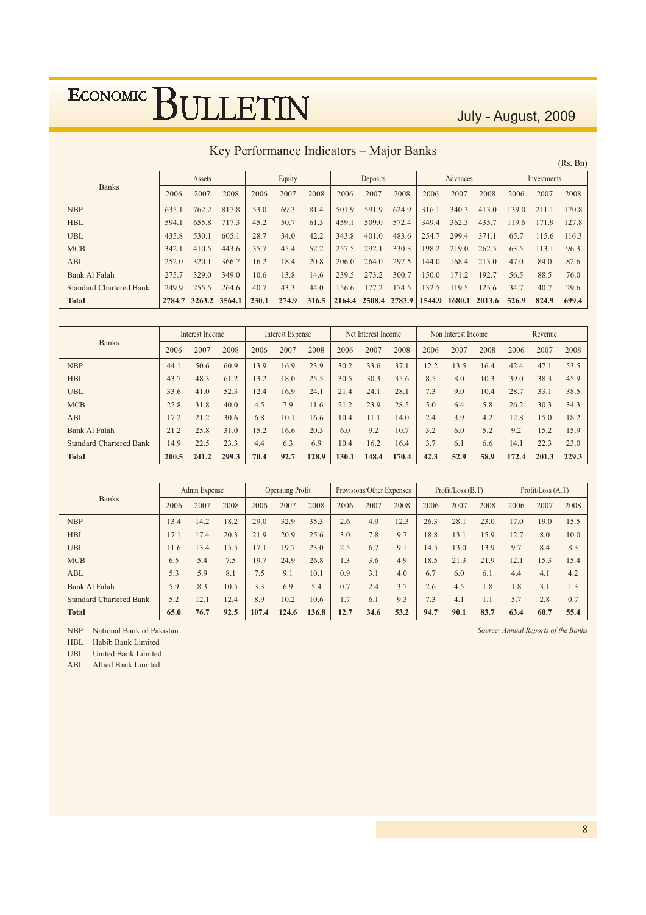## Key Performance Indicators – Major Banks

(Rs. Bn)

| Banks | Assets | | | Equity | | | Deposits | | | Advances | | | Investments | | |
|---|---|---|---|---|---|---|---|---|---|---|---|---|---|---|---|
| | 2006 | 2007 | 2008 | 2006 | 2007 | 2008 | 2006 | 2007 | 2008 | 2006 | 2007 | 2008 | 2006 | 2007 | 2008 |
| NBP | 635.1 | 762.2 | 817.8 | 53.0 | 69.3 | 81.4 | 501.9 | 591.9 | 624.9 | 316.1 | 340.3 | 413.0 | 139.0 | 211.1 | 170.8 |
| HBL | 594.1 | 655.8 | 717.3 | 45.2 | 50.7 | 61.3 | 459.1 | 509.0 | 572.4 | 349.4 | 362.3 | 435.7 | 119.6 | 171.9 | 127.8 |
| UBL | 435.8 | 530.1 | 605.1 | 28.7 | 34.0 | 42.2 | 343.8 | 401.0 | 483.6 | 254.7 | 299.4 | 371.1 | 65.7 | 115.6 | 116.3 |
| MCB | 342.1 | 410.5 | 443.6 | 35.7 | 45.4 | 52.2 | 257.5 | 292.1 | 330.3 | 198.2 | 219.0 | 262.5 | 63.5 | 113.1 | 96.3 |
| ABL | 252.0 | 320.1 | 366.7 | 16.2 | 18.4 | 20.8 | 206.0 | 264.0 | 297.5 | 144.0 | 168.4 | 213.0 | 47.0 | 84.0 | 82.6 |
| Bank Al Falah | 275.7 | 329.0 | 349.0 | 10.6 | 13.8 | 14.6 | 239.5 | 273.2 | 300.7 | 150.0 | 171.2 | 192.7 | 56.5 | 88.5 | 76.0 |
| Standard Chartered Bank | 249.9 | 255.5 | 264.6 | 40.7 | 43.3 | 44.0 | 156.6 | 177.2 | 174.5 | 132.5 | 119.5 | 125.6 | 34.7 | 40.7 | 29.6 |
| **Total** | **2784.7** | **3263.2** | **3564.1** | **230.1** | **274.9** | **316.5** | **2164.4** | **2508.4** | **2783.9** | **1544.9** | **1680.1** | **2013.6** | **526.9** | **824.9** | **699.4** |

| Banks | Interest Income | | | Interest Expense | | | Net Interest Income | | | Non Interest Income | | | Revenue | | |
|---|---|---|---|---|---|---|---|---|---|---|---|---|---|---|---|
| | 2006 | 2007 | 2008 | 2006 | 2007 | 2008 | 2006 | 2007 | 2008 | 2006 | 2007 | 2008 | 2006 | 2007 | 2008 |
| NBP | 44.1 | 50.6 | 60.9 | 13.9 | 16.9 | 23.9 | 30.2 | 33.6 | 37.1 | 12.2 | 13.5 | 16.4 | 42.4 | 47.1 | 53.5 |
| HBL | 43.7 | 48.3 | 61.2 | 13.2 | 18.0 | 25.5 | 30.5 | 30.3 | 35.6 | 8.5 | 8.0 | 10.3 | 39.0 | 38.3 | 45.9 |
| UBL | 33.6 | 41.0 | 52.3 | 12.4 | 16.9 | 24.1 | 21.4 | 24.1 | 28.1 | 7.3 | 9.0 | 10.4 | 28.7 | 33.1 | 38.5 |
| MCB | 25.8 | 31.8 | 40.0 | 4.5 | 7.9 | 11.6 | 21.2 | 23.9 | 28.5 | 5.0 | 6.4 | 5.8 | 26.2 | 30.3 | 34.3 |
| ABL | 17.2 | 21.2 | 30.6 | 6.8 | 10.1 | 16.6 | 10.4 | 11.1 | 14.0 | 2.4 | 3.9 | 4.2 | 12.8 | 15.0 | 18.2 |
| Bank Al Falah | 21.2 | 25.8 | 31.0 | 15.2 | 16.6 | 20.3 | 6.0 | 9.2 | 10.7 | 3.2 | 6.0 | 5.2 | 9.2 | 15.2 | 15.9 |
| Standard Chartered Bank | 14.9 | 22.5 | 23.3 | 4.4 | 6.3 | 6.9 | 10.4 | 16.2 | 16.4 | 3.7 | 6.1 | 6.6 | 14.1 | 22.3 | 23.0 |
| **Total** | **200.5** | **241.2** | **299.3** | **70.4** | **92.7** | **128.9** | **130.1** | **148.4** | **170.4** | **42.3** | **52.9** | **58.9** | **172.4** | **201.3** | **229.3** |

| Banks | Admn Expense | | | Operating Profit | | | Provisions/Other Expenses | | | Profit/Loss (B.T) | | | Profit/Loss (A.T) | | |
|---|---|---|---|---|---|---|---|---|---|---|---|---|---|---|---|
| | 2006 | 2007 | 2008 | 2006 | 2007 | 2008 | 2006 | 2007 | 2008 | 2006 | 2007 | 2008 | 2006 | 2007 | 2008 |
| NBP | 13.4 | 14.2 | 18.2 | 29.0 | 32.9 | 35.3 | 2.6 | 4.9 | 12.3 | 26.3 | 28.1 | 23.0 | 17.0 | 19.0 | 15.5 |
| HBL | 17.1 | 17.4 | 20.3 | 21.9 | 20.9 | 25.6 | 3.0 | 7.8 | 9.7 | 18.8 | 13.1 | 15.9 | 12.7 | 8.0 | 10.0 |
| UBL | 11.6 | 13.4 | 15.5 | 17.1 | 19.7 | 23.0 | 2.5 | 6.7 | 9.1 | 14.5 | 13.0 | 13.9 | 9.7 | 8.4 | 8.3 |
| MCB | 6.5 | 5.4 | 7.5 | 19.7 | 24.9 | 26.8 | 1.3 | 3.6 | 4.9 | 18.5 | 21.3 | 21.9 | 12.1 | 15.3 | 15.4 |
| ABL | 5.3 | 5.9 | 8.1 | 7.5 | 9.1 | 10.1 | 0.9 | 3.1 | 4.0 | 6.7 | 6.0 | 6.1 | 4.4 | 4.1 | 4.2 |
| Bank Al Falah | 5.9 | 8.3 | 10.5 | 3.3 | 6.9 | 5.4 | 0.7 | 2.4 | 3.7 | 2.6 | 4.5 | 1.8 | 1.8 | 3.1 | 1.3 |
| Standard Chartered Bank | 5.2 | 12.1 | 12.4 | 8.9 | 10.2 | 10.6 | 1.7 | 6.1 | 9.3 | 7.3 | 4.1 | 1.1 | 5.7 | 2.8 | 0.7 |
| **Total** | **65.0** | **76.7** | **92.5** | **107.4** | **124.6** | **136.8** | **12.7** | **34.6** | **53.2** | **94.7** | **90.1** | **83.7** | **63.4** | **60.7** | **55.4** |

NBP National Bank of Pakistan
HBL Habib Bank Limited
UBL United Bank Limited
ABL Allied Bank Limited

*Source: Annual Reports of the Banks*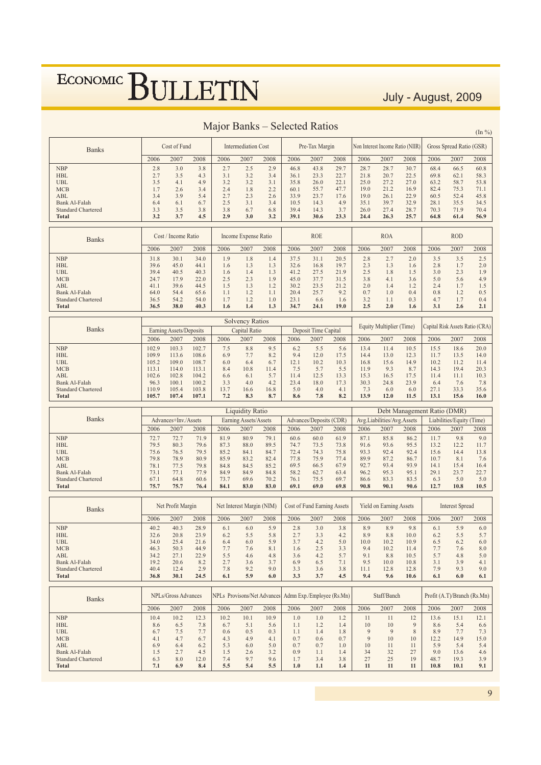## Major Banks – Selected Ratios

(In %)

| Banks | Cost of Fund | | | Intermediation Cost | | | Pre-Tax Margin | | | Non Interest Income Ratio (NIIR) | | | Gross Spread Ratio (GSR) | | |
|---|---|---|---|---|---|---|---|---|---|---|---|---|---|---|---|
| | 2006 | 2007 | 2008 | 2006 | 2007 | 2008 | 2006 | 2007 | 2008 | 2006 | 2007 | 2008 | 2006 | 2007 | 2008 |
| NBP | 2.8 | 3.0 | 3.8 | 2.7 | 2.5 | 2.9 | 46.8 | 43.8 | 29.7 | 28.7 | 28.7 | 30.7 | 68.4 | 66.5 | 60.8 |
| HBL | 2.7 | 3.5 | 4.3 | 3.1 | 3.2 | 3.4 | 36.1 | 23.3 | 22.7 | 21.8 | 20.7 | 22.5 | 69.8 | 62.1 | 58.3 |
| UBL | 3.5 | 4.1 | 4.9 | 3.2 | 3.2 | 3.1 | 35.8 | 26.0 | 22.1 | 25.0 | 27.2 | 27.0 | 63.2 | 58.7 | 53.8 |
| MCB | 1.7 | 2.6 | 3.4 | 2.4 | 1.8 | 2.2 | 60.1 | 55.7 | 47.7 | 19.0 | 21.2 | 16.9 | 82.4 | 75.3 | 71.1 |
| ABL | 3.4 | 3.9 | 5.4 | 2.7 | 2.3 | 2.6 | 33.9 | 23.7 | 17.6 | 19.0 | 26.1 | 22.9 | 60.5 | 52.4 | 45.8 |
| Bank Al-Falah | 6.4 | 6.1 | 6.7 | 2.5 | 3.1 | 3.4 | 10.5 | 14.3 | 4.9 | 35.1 | 39.7 | 32.9 | 28.1 | 35.5 | 34.5 |
| Standard Chartered | 3.3 | 3.5 | 3.8 | 3.8 | 6.7 | 6.8 | 39.4 | 14.3 | 3.7 | 26.0 | 27.4 | 28.7 | 70.3 | 71.9 | 70.4 |
| **Total** | **3.2** | **3.7** | **4.5** | **2.9** | **3.0** | **3.2** | **39.1** | **30.6** | **23.3** | **24.4** | **26.3** | **25.7** | **64.8** | **61.4** | **56.9** |

| Banks | Cost / Income Ratio | | | Income Expense Ratio | | | ROE | | | ROA | | | ROD | | |
|---|---|---|---|---|---|---|---|---|---|---|---|---|---|---|---|
| | 2006 | 2007 | 2008 | 2006 | 2007 | 2008 | 2006 | 2007 | 2008 | 2006 | 2007 | 2008 | 2006 | 2007 | 2008 |
| NBP | 31.8 | 30.1 | 34.0 | 1.9 | 1.8 | 1.4 | 37.5 | 31.1 | 20.5 | 2.8 | 2.7 | 2.0 | 3.5 | 3.5 | 2.5 |
| HBL | 39.6 | 45.0 | 44.1 | 1.6 | 1.3 | 1.3 | 32.6 | 16.8 | 19.7 | 2.3 | 1.3 | 1.6 | 2.8 | 1.7 | 2.0 |
| UBL | 39.4 | 40.5 | 40.3 | 1.6 | 1.4 | 1.3 | 41.2 | 27.5 | 21.9 | 2.5 | 1.8 | 1.5 | 3.0 | 2.3 | 1.9 |
| MCB | 24.7 | 17.9 | 22.0 | 2.5 | 2.3 | 1.9 | 45.0 | 37.7 | 31.5 | 3.8 | 4.1 | 3.6 | 5.0 | 5.6 | 4.9 |
| ABL | 41.1 | 39.6 | 44.5 | 1.5 | 1.3 | 1.2 | 30.2 | 23.5 | 21.2 | 2.0 | 1.4 | 1.2 | 2.4 | 1.7 | 1.5 |
| Bank Al-Falah | 64.0 | 54.4 | 65.6 | 1.1 | 1.2 | 1.1 | 20.4 | 25.7 | 9.2 | 0.7 | 1.0 | 0.4 | 0.8 | 1.2 | 0.5 |
| Standard Chartered | 36.5 | 54.2 | 54.0 | 1.7 | 1.2 | 1.0 | 23.1 | 6.6 | 1.6 | 3.2 | 1.1 | 0.3 | 4.7 | 1.7 | 0.4 |
| **Total** | **36.5** | **38.0** | **40.3** | **1.6** | **1.4** | **1.3** | **34.7** | **24.1** | **19.0** | **2.5** | **2.0** | **1.6** | **3.1** | **2.6** | **2.1** |

| Banks | Solvency Ratios | | | | | | | | | Equity Multiplier (Time) | | | Capital Risk Assets Ratio (CRA) | | |
|---|---|---|---|---|---|---|---|---|---|---|---|---|---|---|---|
| | Earning Assets/Deposits | | | Capital Ratio | | | Deposit Time Capital | | | | | | | | |
| | 2006 | 2007 | 2008 | 2006 | 2007 | 2008 | 2006 | 2007 | 2008 | 2006 | 2007 | 2008 | 2006 | 2007 | 2008 |
| NBP | 102.9 | 103.3 | 102.7 | 7.5 | 8.8 | 9.5 | 6.2 | 5.5 | 5.6 | 13.4 | 11.4 | 10.5 | 15.5 | 18.6 | 20.0 |
| HBL | 109.9 | 113.6 | 108.6 | 6.9 | 7.7 | 8.2 | 9.4 | 12.0 | 17.5 | 14.4 | 13.0 | 12.3 | 11.7 | 13.5 | 14.0 |
| UBL | 105.2 | 109.0 | 108.7 | 6.0 | 6.4 | 6.7 | 12.1 | 10.2 | 10.3 | 16.8 | 15.6 | 14.9 | 10.2 | 11.2 | 11.4 |
| MCB | 113.1 | 114.0 | 113.1 | 8.4 | 10.8 | 11.4 | 7.5 | 5.7 | 5.5 | 11.9 | 9.3 | 8.7 | 14.3 | 19.4 | 20.3 |
| ABL | 102.6 | 102.8 | 104.2 | 6.6 | 6.1 | 5.7 | 11.4 | 12.5 | 13.3 | 15.3 | 16.5 | 17.5 | 11.4 | 11.1 | 10.3 |
| Bank Al-Falah | 96.3 | 100.1 | 100.2 | 3.3 | 4.0 | 4.2 | 23.4 | 18.0 | 17.3 | 30.3 | 24.8 | 23.9 | 6.4 | 7.6 | 7.8 |
| Standard Chartered | 110.9 | 105.4 | 103.8 | 13.7 | 16.6 | 16.8 | 5.0 | 4.0 | 4.1 | 7.3 | 6.0 | 6.0 | 27.1 | 33.3 | 35.6 |
| **Total** | **105.7** | **107.4** | **107.1** | **7.2** | **8.3** | **8.7** | **8.6** | **7.8** | **8.2** | **13.9** | **12.0** | **11.5** | **13.1** | **15.6** | **16.0** |

| Banks | Liquidity Ratio | | | | | | | | | Debt Management Ratio (DMR) | | | | | |
|---|---|---|---|---|---|---|---|---|---|---|---|---|---|---|---|
| | Advances+Inv./Assets | | | Earning Assets/Assets | | | Advances/Deposits (CDR) | | | Avg.Liabilities/Avg.Assets | | | Liabilities/Equity (Time) | | |
| | 2006 | 2007 | 2008 | 2006 | 2007 | 2008 | 2006 | 2007 | 2008 | 2006 | 2007 | 2008 | 2006 | 2007 | 2008 |
| NBP | 72.7 | 72.7 | 71.9 | 81.9 | 80.9 | 79.1 | 60.6 | 60.0 | 61.9 | 87.1 | 85.8 | 86.2 | 11.7 | 9.8 | 9.0 |
| HBL | 79.5 | 80.3 | 79.6 | 87.3 | 88.0 | 89.5 | 74.7 | 73.5 | 73.8 | 91.6 | 93.6 | 95.5 | 13.2 | 12.2 | 11.7 |
| UBL | 75.6 | 76.5 | 79.5 | 85.2 | 84.1 | 84.7 | 72.4 | 74.3 | 75.8 | 93.3 | 92.4 | 92.4 | 15.6 | 14.4 | 13.8 |
| MCB | 79.8 | 78.9 | 80.9 | 85.9 | 83.2 | 82.4 | 77.8 | 75.9 | 77.4 | 89.9 | 87.2 | 86.7 | 10.7 | 8.1 | 7.6 |
| ABL | 78.1 | 77.5 | 79.8 | 84.8 | 84.5 | 85.2 | 69.5 | 66.5 | 67.9 | 92.7 | 93.4 | 93.9 | 14.1 | 15.4 | 16.4 |
| Bank Al-Falah | 73.1 | 77.1 | 77.9 | 84.9 | 84.9 | 84.8 | 58.2 | 62.7 | 63.4 | 96.2 | 95.3 | 95.1 | 29.1 | 23.7 | 22.7 |
| Standard Chartered | 67.1 | 64.8 | 60.6 | 73.7 | 69.6 | 70.2 | 76.1 | 75.5 | 69.7 | 86.6 | 83.3 | 83.5 | 6.3 | 5.0 | 5.0 |
| **Total** | **75.7** | **75.7** | **76.4** | **84.1** | **83.0** | **83.0** | **69.1** | **69.0** | **69.8** | **90.8** | **90.1** | **90.6** | **12.7** | **10.8** | **10.5** |

| Banks | Net Profit Margin | | | Net Interest Margin (NIM) | | | Cost of Fund Earning Assets | | | Yield on Earning Assets | | | Interest Spread | | |
|---|---|---|---|---|---|---|---|---|---|---|---|---|---|---|---|
| | 2006 | 2007 | 2008 | 2006 | 2007 | 2008 | 2006 | 2007 | 2008 | 2006 | 2007 | 2008 | 2006 | 2007 | 2008 |
| NBP | 40.2 | 40.3 | 28.9 | 6.1 | 6.0 | 5.9 | 2.8 | 3.0 | 3.8 | 8.9 | 8.9 | 9.8 | 6.1 | 5.9 | 6.0 |
| HBL | 32.6 | 20.8 | 23.9 | 6.2 | 5.5 | 5.8 | 2.7 | 3.3 | 4.2 | 8.9 | 8.8 | 10.0 | 6.2 | 5.5 | 5.7 |
| UBL | 34.0 | 25.4 | 21.6 | 6.4 | 6.0 | 5.9 | 3.7 | 4.2 | 5.0 | 10.0 | 10.2 | 10.9 | 6.5 | 6.2 | 6.0 |
| MCB | 46.3 | 50.3 | 44.9 | 7.7 | 7.6 | 8.1 | 1.6 | 2.5 | 3.3 | 9.4 | 10.2 | 11.4 | 7.7 | 7.6 | 8.0 |
| ABL | 34.2 | 27.1 | 22.9 | 5.5 | 4.6 | 4.8 | 3.6 | 4.2 | 5.7 | 9.1 | 8.8 | 10.5 | 5.7 | 4.8 | 5.0 |
| Bank Al-Falah | 19.2 | 20.6 | 8.2 | 2.7 | 3.6 | 3.7 | 6.9 | 6.5 | 7.1 | 9.5 | 10.0 | 10.8 | 3.1 | 3.9 | 4.1 |
| Standard Chartered | 40.4 | 12.4 | 2.9 | 7.8 | 9.2 | 9.0 | 3.3 | 3.6 | 3.8 | 11.1 | 12.8 | 12.8 | 7.9 | 9.3 | 9.0 |
| **Total** | **36.8** | **30.1** | **24.5** | **6.1** | **5.9** | **6.0** | **3.3** | **3.7** | **4.5** | **9.4** | **9.6** | **10.6** | **6.1** | **6.0** | **6.1** |

| Banks | NPLs/Gross Advances | | | NPLs Provisons/Net Advances | | | Admn Exp./Employee (Rs.Mn) | | | Staff/Banch | | | Profit (A.T)/Branch (Rs.Mn) | | |
|---|---|---|---|---|---|---|---|---|---|---|---|---|---|---|---|
| | 2006 | 2007 | 2008 | 2006 | 2007 | 2008 | 2006 | 2007 | 2008 | 2006 | 2007 | 2008 | 2006 | 2007 | 2008 |
| NBP | 10.4 | 10.2 | 12.3 | 10.2 | 10.1 | 10.9 | 1.0 | 1.0 | 1.2 | 11 | 11 | 12 | 13.6 | 15.1 | 12.1 |
| HBL | 8.6 | 6.5 | 7.8 | 6.7 | 5.1 | 5.6 | 1.1 | 1.2 | 1.4 | 10 | 10 | 9 | 8.6 | 5.4 | 6.6 |
| UBL | 6.7 | 7.5 | 7.7 | 0.6 | 0.5 | 0.3 | 1.1 | 1.4 | 1.8 | 9 | 9 | 8 | 8.9 | 7.7 | 7.3 |
| MCB | 4.1 | 4.7 | 6.7 | 4.3 | 4.9 | 4.1 | 0.7 | 0.6 | 0.7 | 9 | 10 | 10 | 12.2 | 14.9 | 15.0 |
| ABL | 6.9 | 6.4 | 6.2 | 5.3 | 6.0 | 5.0 | 0.7 | 0.7 | 1.0 | 10 | 11 | 11 | 5.9 | 5.4 | 5.4 |
| Bank Al-Falah | 1.5 | 2.7 | 4.5 | 1.5 | 2.6 | 3.2 | 0.9 | 1.1 | 1.4 | 34 | 32 | 27 | 9.0 | 13.6 | 4.6 |
| Standard Chartered | 6.3 | 8.0 | 12.0 | 7.4 | 9.7 | 9.6 | 1.7 | 3.4 | 3.8 | 27 | 25 | 19 | 48.7 | 19.3 | 3.9 |
| **Total** | **7.1** | **6.9** | **8.4** | **5.5** | **5.4** | **5.5** | **1.0** | **1.1** | **1.4** | **11** | **11** | **11** | **10.8** | **10.1** | **9.1** |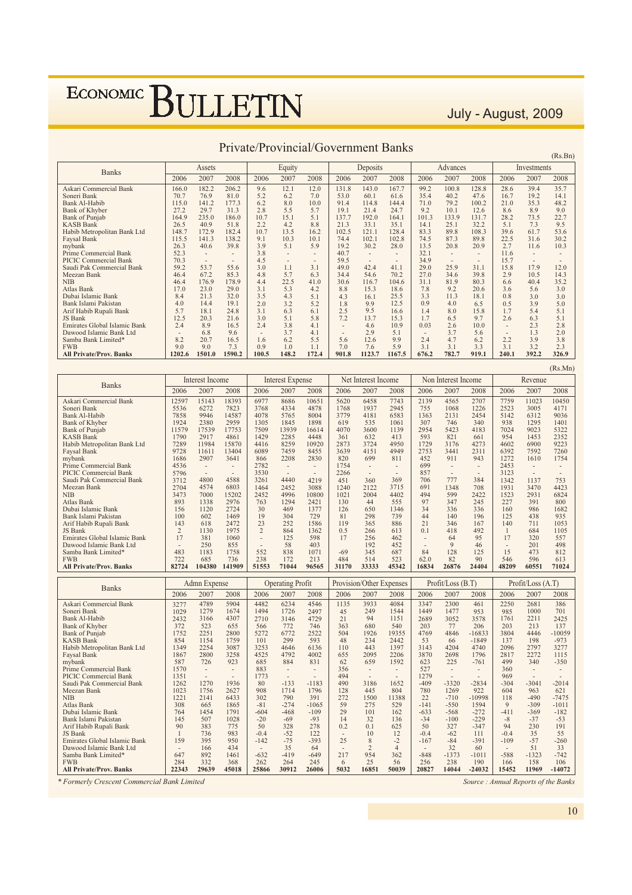# Private/Provincial/Government Banks

(Rs.Bn)

| Banks | Assets | | | Equity | | | Deposits | | | Advances | | | Investments | | |
|---|---|---|---|---|---|---|---|---|---|---|---|---|---|---|---|
| | 2006 | 2007 | 2008 | 2006 | 2007 | 2008 | 2006 | 2007 | 2008 | 2006 | 2007 | 2008 | 2006 | 2007 | 2008 |
| Askari Commercial Bank | 166.0 | 182.2 | 206.2 | 9.6 | 12.1 | 12.0 | 131.8 | 143.0 | 167.7 | 99.2 | 100.8 | 128.8 | 28.6 | 39.4 | 35.7 |
| Soneri Bank | 70.7 | 76.9 | 81.0 | 5.2 | 6.2 | 7.0 | 53.0 | 60.1 | 61.6 | 35.4 | 40.2 | 47.6 | 16.7 | 19.2 | 14.1 |
| Bank Al-Habib | 115.0 | 141.2 | 177.3 | 6.2 | 8.0 | 10.0 | 91.4 | 114.8 | 144.4 | 71.0 | 79.2 | 100.2 | 21.0 | 35.3 | 48.2 |
| Bank of Khyber | 27.2 | 29.7 | 31.3 | 2.8 | 5.5 | 5.7 | 19.1 | 21.4 | 24.7 | 9.2 | 10.1 | 12.6 | 8.6 | 8.9 | 9.0 |
| Bank of Punjab | 164.9 | 235.0 | 186.0 | 10.7 | 15.1 | 5.1 | 137.7 | 192.0 | 164.1 | 101.3 | 133.9 | 131.7 | 28.2 | 73.5 | 22.7 |
| KASB Bank | 26.5 | 40.9 | 51.8 | 2.2 | 4.2 | 8.8 | 21.3 | 33.1 | 35.1 | 14.1 | 25.1 | 32.2 | 5.1 | 7.3 | 9.5 |
| Habib Metropolitan Bank Ltd | 148.7 | 172.9 | 182.4 | 10.7 | 13.5 | 16.2 | 102.5 | 121.1 | 128.4 | 83.3 | 89.8 | 108.3 | 39.6 | 61.7 | 53.6 |
| Faysal Bank | 115.5 | 141.3 | 138.2 | 9.1 | 10.3 | 10.1 | 74.4 | 102.1 | 102.8 | 74.5 | 87.3 | 89.8 | 22.5 | 31.6 | 30.2 |
| mybank | 26.3 | 40.6 | 39.8 | 3.9 | 5.1 | 5.9 | 19.2 | 30.2 | 28.0 | 13.5 | 20.8 | 20.9 | 2.7 | 11.6 | 10.3 |
| Prime Commercial Bank | 52.3 | - | - | 3.8 | - | - | 40.7 | - | - | 32.1 | - | - | 11.6 | - | - |
| PICIC Commercial Bank | 70.3 | - | - | 4.5 | - | - | 59.5 | - | - | 34.9 | - | - | 15.7 | - | - |
| Saudi Pak Commercial Bank | 59.2 | 53.7 | 55.6 | 3.0 | 1.1 | 3.1 | 49.0 | 42.4 | 41.1 | 29.0 | 25.9 | 31.1 | 15.8 | 17.9 | 12.0 |
| Meezan Bank | 46.4 | 67.2 | 85.3 | 4.8 | 5.7 | 6.3 | 34.4 | 54.6 | 70.2 | 27.0 | 34.6 | 39.8 | 2.9 | 10.5 | 14.3 |
| NIB | 46.4 | 176.9 | 178.9 | 4.4 | 22.5 | 41.0 | 30.6 | 116.7 | 104.6 | 31.1 | 81.9 | 80.3 | 6.6 | 40.4 | 35.2 |
| Atlas Bank | 17.0 | 23.0 | 29.0 | 3.1 | 5.3 | 4.2 | 8.8 | 15.3 | 18.6 | 7.8 | 9.2 | 20.6 | 3.6 | 5.6 | 3.0 |
| Dubai Islamic Bank | 8.4 | 21.3 | 32.0 | 3.5 | 4.3 | 5.1 | 4.3 | 16.1 | 25.5 | 3.3 | 11.3 | 18.1 | 0.8 | 3.0 | 3.0 |
| Bank Islami Pakistan | 4.0 | 14.4 | 19.1 | 2.0 | 3.2 | 5.2 | 1.8 | 9.9 | 12.5 | 0.9 | 4.0 | 6.5 | 0.5 | 3.9 | 5.0 |
| Arif Habib Rupali Bank | 5.7 | 18.1 | 24.8 | 3.1 | 6.3 | 6.1 | 2.5 | 9.5 | 16.6 | 1.4 | 8.0 | 15.8 | 1.7 | 5.4 | 5.1 |
| JS Bank | 12.5 | 20.3 | 21.6 | 3.0 | 5.1 | 5.8 | 7.2 | 13.7 | 15.3 | 1.7 | 6.5 | 9.7 | 2.6 | 6.3 | 5.1 |
| Emirates Global Islamic Bank | 2.4 | 8.9 | 16.5 | 2.4 | 3.8 | 4.1 | - | 4.6 | 10.9 | 0.03 | 2.6 | 10.0 | - | 2.3 | 2.8 |
| Dawood Islamic Bank Ltd | - | 6.8 | 9.6 | - | 3.7 | 4.1 | - | 2.9 | 5.1 | - | 3.7 | 5.6 | - | 1.3 | 2.0 |
| Samba Bank Limited* | 8.2 | 20.7 | 16.5 | 1.6 | 6.2 | 5.5 | 5.6 | 12.6 | 9.9 | 2.4 | 4.7 | 6.2 | 2.2 | 3.9 | 3.8 |
| FWB | 9.0 | 9.0 | 7.3 | 0.9 | 1.0 | 1.1 | 7.0 | 7.6 | 5.9 | 3.1 | 3.1 | 3.3 | 3.1 | 3.2 | 2.3 |
| **All Private/Prov. Banks** | **1202.6** | **1501.0** | **1590.2** | **100.5** | **148.2** | **172.4** | **901.8** | **1123.7** | **1167.5** | **676.2** | **782.7** | **919.1** | **240.1** | **392.2** | **326.9** |

(Rs.Mn)

| Banks | Interest Income | | | Interest Expense | | | Net Interest Income | | | Non Interest Income | | | Revenue | | |
|---|---|---|---|---|---|---|---|---|---|---|---|---|---|---|---|
| | 2006 | 2007 | 2008 | 2006 | 2007 | 2008 | 2006 | 2007 | 2008 | 2006 | 2007 | 2008 | 2006 | 2007 | 2008 |
| Askari Commercial Bank | 12597 | 15143 | 18393 | 6977 | 8686 | 10651 | 5620 | 6458 | 7743 | 2139 | 4565 | 2707 | 7759 | 11023 | 10450 |
| Soneri Bank | 5536 | 6272 | 7823 | 3768 | 4334 | 4878 | 1768 | 1937 | 2945 | 755 | 1068 | 1226 | 2523 | 3005 | 4171 |
| Bank Al-Habib | 7858 | 9946 | 14587 | 4078 | 5765 | 8004 | 3779 | 4181 | 6583 | 1363 | 2131 | 2454 | 5142 | 6312 | 9036 |
| Bank of Khyber | 1924 | 2380 | 2959 | 1305 | 1845 | 1898 | 619 | 535 | 1061 | 307 | 746 | 340 | 938 | 1295 | 1401 |
| Bank of Punjab | 11579 | 17539 | 17753 | 7509 | 13939 | 16614 | 4070 | 3600 | 1139 | 2954 | 5423 | 4183 | 7024 | 9023 | 5322 |
| KASB Bank | 1790 | 2917 | 4861 | 1429 | 2285 | 4448 | 361 | 632 | 413 | 593 | 821 | 661 | 954 | 1453 | 2352 |
| Habib Metropolitan Bank Ltd | 7289 | 11984 | 15870 | 4416 | 8259 | 10920 | 2873 | 3724 | 4950 | 1729 | 3176 | 4273 | 4602 | 6900 | 9223 |
| Faysal Bank | 9728 | 11611 | 13404 | 6089 | 7459 | 8455 | 3639 | 4151 | 4949 | 2753 | 3441 | 2311 | 6392 | 7592 | 7260 |
| mybank | 1686 | 2907 | 3641 | 866 | 2208 | 2830 | 820 | 699 | 811 | 452 | 911 | 943 | 1272 | 1610 | 1754 |
| Prime Commercial Bank | 4536 | - | - | 2782 | - | - | 1754 | - | - | 699 | - | - | 2453 | - | - |
| PICIC Commercial Bank | 5796 | - | - | 3530 | - | - | 2266 | - | - | 857 | - | - | 3123 | - | - |
| Saudi Pak Commercial Bank | 3712 | 4800 | 4588 | 3261 | 4440 | 4219 | 451 | 360 | 369 | 706 | 777 | 384 | 1342 | 1137 | 753 |
| Meezan Bank | 2704 | 4574 | 6803 | 1464 | 2452 | 3088 | 1240 | 2122 | 3715 | 691 | 1348 | 708 | 1931 | 3470 | 4423 |
| NIB | 3473 | 7000 | 15202 | 2452 | 4996 | 10800 | 1021 | 2004 | 4402 | 494 | 599 | 2422 | 1523 | 2931 | 6824 |
| Atlas Bank | 893 | 1338 | 2976 | 763 | 1294 | 2421 | 130 | 44 | 555 | 97 | 347 | 245 | 227 | 391 | 800 |
| Dubai Islamic Bank | 156 | 1120 | 2724 | 30 | 469 | 1377 | 126 | 650 | 1346 | 34 | 336 | 336 | 160 | 986 | 1682 |
| Bank Islami Pakistan | 100 | 602 | 1469 | 19 | 304 | 729 | 81 | 298 | 739 | 44 | 140 | 196 | 125 | 438 | 935 |
| Arif Habib Rupali Bank | 143 | 618 | 2472 | 23 | 252 | 1586 | 119 | 365 | 886 | 21 | 346 | 167 | 140 | 711 | 1053 |
| JS Bank | 2 | 1130 | 1975 | 2 | 864 | 1362 | 0.5 | 266 | 613 | 0.1 | 418 | 492 | 1 | 684 | 1105 |
| Emirates Global Islamic Bank | 17 | 381 | 1060 | - | 125 | 598 | 17 | 256 | 462 | - | 64 | 95 | 17 | 320 | 557 |
| Dawood Islamic Bank Ltd | - | 250 | 855 | - | 58 | 403 | | 192 | 452 | - | 9 | 46 | - | 201 | 498 |
| Samba Bank Limited* | 483 | 1183 | 1758 | 552 | 838 | 1071 | -69 | 345 | 687 | 84 | 128 | 125 | 15 | 473 | 812 |
| FWB | 722 | 685 | 736 | 238 | 172 | 213 | 484 | 514 | 523 | 62.0 | 82 | 90 | 546 | 596 | 613 |
| **All Private/Prov. Banks** | **82724** | **104380** | **141909** | **51553** | **71044** | **96565** | **31170** | **33333** | **45342** | **16834** | **26876** | **24404** | **48209** | **60551** | **71024** |

| Banks | Admn Expense | | | Operating Profit | | | Provision/Other Expenses | | | Profit/Loss (B.T) | | | Profit/Loss (A.T) | | |
|---|---|---|---|---|---|---|---|---|---|---|---|---|---|---|---|
| | 2006 | 2007 | 2008 | 2006 | 2007 | 2008 | 2006 | 2007 | 2008 | 2006 | 2007 | 2008 | 2006 | 2007 | 2008 |
| Askari Commercial Bank | 3277 | 4789 | 5904 | 4482 | 6234 | 4546 | 1135 | 3933 | 4084 | 3347 | 2300 | 461 | 2250 | 2681 | 386 |
| Soneri Bank | 1029 | 1279 | 1674 | 1494 | 1726 | 2497 | 45 | 249 | 1544 | 1449 | 1477 | 953 | 985 | 1000 | 701 |
| Bank Al-Habib | 2432 | 3166 | 4307 | 2710 | 3146 | 4729 | 21 | 94 | 1151 | 2689 | 3052 | 3578 | 1761 | 2211 | 2425 |
| Bank of Khyber | 372 | 523 | 655 | 566 | 772 | 746 | 363 | 680 | 540 | 203 | 77 | 206 | 203 | 213 | 137 |
| Bank of Punjab | 1752 | 2251 | 2800 | 5272 | 6772 | 2522 | 504 | 1926 | 19355 | 4769 | 4846 | -16833 | 3804 | 4446 | -10059 |
| KASB Bank | 854 | 1154 | 1759 | 101 | 299 | 593 | 48 | 234 | 2442 | 53 | 66 | -1849 | 137 | 198 | -973 |
| Habib Metropolitan Bank Ltd | 1349 | 2254 | 3087 | 3253 | 4646 | 6136 | 110 | 443 | 1397 | 3143 | 4204 | 4740 | 2096 | 2797 | 3277 |
| Faysal Bank | 1867 | 2800 | 3258 | 4525 | 4792 | 4002 | 655 | 2095 | 2206 | 3870 | 2698 | 1796 | 2817 | 2272 | 1115 |
| mybank | 587 | 726 | 923 | 685 | 884 | 831 | 62 | 659 | 1592 | 623 | 225 | -761 | 499 | 340 | -350 |
| Prime Commercial Bank | 1570 | - | - | 883 | - | - | 356 | - | - | 527 | - | - | 360 | - | - |
| PICIC Commercial Bank | 1351 | - | - | 1773 | - | - | 494 | - | - | 1279 | - | - | 969 | - | - |
| Saudi Pak Commercial Bank | 1262 | 1270 | 1936 | 80 | -133 | -1183 | 490 | 3186 | 1652 | -409 | -3320 | -2834 | -304 | -3041 | -2014 |
| Meezan Bank | 1023 | 1756 | 2627 | 908 | 1714 | 1796 | 128 | 445 | 804 | 780 | 1269 | 922 | 604 | 963 | 621 |
| NIB | 1221 | 2141 | 6433 | 302 | 790 | 391 | 272 | 1500 | 11388 | 22 | -710 | -10998 | 118 | -490 | -7475 |
| Atlas Bank | 308 | 665 | 1865 | -81 | -274 | -1065 | 59 | 275 | 529 | -141 | -550 | 1594 | 9 | -309 | -1011 |
| Dubai Islamic Bank | 764 | 1454 | 1791 | -604 | -468 | -109 | 29 | 101 | 162 | -633 | -568 | -272 | -411 | -369 | -182 |
| Bank Islami Pakistan | 145 | 507 | 1028 | -20 | -69 | -93 | 14 | 32 | 136 | -34 | -100 | -229 | -8 | -37 | -53 |
| Arif Habib Rupali Bank | 90 | 383 | 775 | 50 | 328 | 278 | 0.2 | 0.1 | 625 | 50 | 327 | -347 | 94 | 230 | 191 |
| JS Bank | 1 | 736 | 983 | -0.4 | -52 | 122 | - | 10 | 12 | -0.4 | -62 | 111 | -0.4 | 35 | 55 |
| Emirates Global Islamic Bank | 159 | 395 | 950 | -142 | -75 | -393 | 25 | 8 | -2 | -167 | -84 | -391 | -109 | -57 | -260 |
| Dawood Islamic Bank Ltd | - | 166 | 434 | - | 35 | 64 | - | 2 | 4 | - | 32 | 60 | - | 51 | 33 |
| Samba Bank Limited* | 647 | 892 | 1461 | -632 | -419 | -649 | 217 | 954 | 362 | -848 | -1373 | -1011 | -588 | -1323 | -742 |
| FWB | 284 | 332 | 368 | 262 | 264 | 245 | 6 | 25 | 56 | 256 | 238 | 190 | 166 | 158 | 106 |
| **All Private/Prov. Banks** | **22343** | **29639** | **45018** | **25866** | **30912** | **26006** | **5032** | **16851** | **50039** | **20827** | **14044** | **-24032** | **15452** | **11969** | **-14072** |

*\* Formerly Crescent Commercial Bank Limited*

*Source : Annual Reports of the Banks*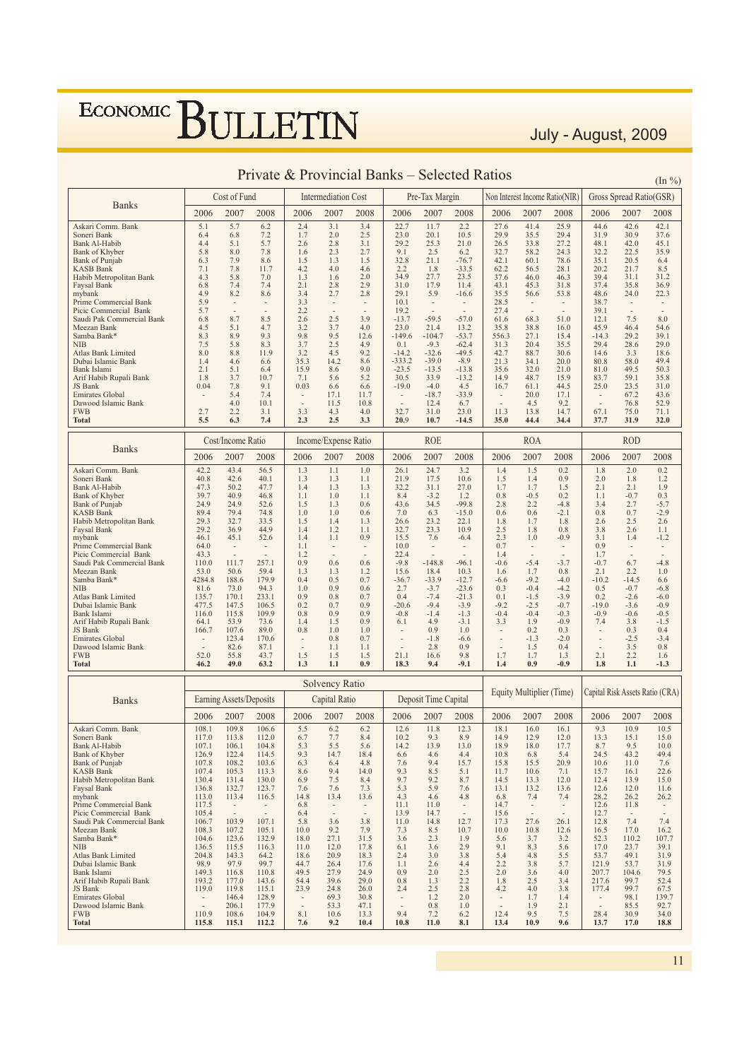# Private & Provincial Banks – Selected Ratios

(In %)

| Banks | Cost of Fund | | | Intermediation Cost | | | Pre-Tax Margin | | | Non Interest Income Ratio(NIR) | | | Gross Spread Ratio(GSR) | | |
|---|---|---|---|---|---|---|---|---|---|---|---|---|---|---|---|
| | 2006 | 2007 | 2008 | 2006 | 2007 | 2008 | 2006 | 2007 | 2008 | 2006 | 2007 | 2008 | 2006 | 2007 | 2008 |
| Askari Comm. Bank | 5.1 | 5.7 | 6.2 | 2.4 | 3.1 | 3.4 | 22.7 | 11.7 | 2.2 | 27.6 | 41.4 | 25.9 | 44.6 | 42.6 | 42.1 |
| Soneri Bank | 6.4 | 6.8 | 7.2 | 1.7 | 2.0 | 2.5 | 23.0 | 20.1 | 10.5 | 29.9 | 35.5 | 29.4 | 31.9 | 30.9 | 37.6 |
| Bank Al-Habib | 4.4 | 5.1 | 5.7 | 2.6 | 2.8 | 3.1 | 29.2 | 25.3 | 21.0 | 26.5 | 33.8 | 27.2 | 48.1 | 42.0 | 45.1 |
| Bank of Khyber | 5.8 | 8.0 | 7.8 | 1.6 | 2.3 | 2.7 | 9.1 | 2.5 | 6.2 | 32.7 | 58.2 | 24.3 | 32.2 | 22.5 | 35.9 |
| Bank of Punjab | 6.3 | 7.9 | 8.6 | 1.5 | 1.3 | 1.5 | 32.8 | 21.1 | -76.7 | 42.1 | 60.1 | 78.6 | 35.1 | 20.5 | 6.4 |
| KASB Bank | 7.1 | 7.8 | 11.7 | 4.2 | 4.0 | 4.6 | 2.2 | 1.8 | -33.5 | 62.2 | 56.5 | 28.1 | 20.2 | 21.7 | 8.5 |
| Habib Metropolitan Bank | 4.3 | 5.8 | 7.0 | 1.3 | 1.6 | 2.0 | 34.9 | 27.7 | 23.5 | 37.6 | 46.0 | 46.3 | 39.4 | 31.1 | 31.2 |
| Faysal Bank | 6.8 | 7.4 | 7.4 | 2.1 | 2.8 | 2.9 | 31.0 | 17.9 | 11.4 | 43.1 | 45.3 | 31.8 | 37.4 | 35.8 | 36.9 |
| mybank | 4.9 | 8.2 | 8.6 | 3.4 | 2.7 | 2.8 | 29.1 | 5.9 | -16.6 | 35.5 | 56.6 | 53.8 | 48.6 | 24.0 | 22.3 |
| Prime Commercial Bank | 5.9 | - | - | 3.3 | - | - | 10.1 | - | - | 28.5 | - | - | 38.7 | - | - |
| Picic Commercial Bank | 5.7 | - | - | 2.2 | - | - | 19.2 | - | - | 27.4 | - | - | 39.1 | - | - |
| Saudi Pak Commercial Bank | 6.8 | 8.7 | 8.5 | 2.6 | 2.5 | 3.9 | -13.7 | -59.5 | -57.0 | 61.6 | 68.3 | 51.0 | 12.1 | 7.5 | 8.0 |
| Meezan Bank | 4.5 | 5.1 | 4.7 | 3.2 | 3.7 | 4.0 | 23.0 | 21.4 | 13.2 | 35.8 | 38.8 | 16.0 | 45.9 | 46.4 | 54.6 |
| Samba Bank* | 8.3 | 8.9 | 9.3 | 9.8 | 9.5 | 12.6 | -149.6 | -104.7 | -53.7 | 556.3 | 27.1 | 15.4 | -14.3 | 29.2 | 39.1 |
| NIB | 7.5 | 5.8 | 8.3 | 3.7 | 2.5 | 4.9 | 0.1 | -9.3 | -62.4 | 31.3 | 20.4 | 35.5 | 29.4 | 28.6 | 29.0 |
| Atlas Bank Limited | 8.0 | 8.8 | 11.9 | 3.2 | 4.5 | 9.2 | -14.2 | -32.6 | -49.5 | 42.7 | 88.7 | 30.6 | 14.6 | 3.3 | 18.6 |
| Dubai Islamic Bank | 1.4 | 4.6 | 6.6 | 35.3 | 14.2 | 8.6 | -333.2 | -39.0 | -8.9 | 21.3 | 34.1 | 20.0 | 80.8 | 58.0 | 49.4 |
| Bank Islami | 2.1 | 5.1 | 6.4 | 15.9 | 8.6 | 9.0 | -23.5 | -13.5 | -13.8 | 35.6 | 32.0 | 21.0 | 81.0 | 49.5 | 50.3 |
| Arif Habib Rupali Bank | 1.8 | 3.7 | 10.7 | 7.1 | 5.6 | 5.2 | 30.5 | 33.9 | -13.2 | 14.9 | 48.7 | 15.9 | 83.7 | 59.1 | 35.8 |
| JS Bank | 0.04 | 7.8 | 9.1 | 0.03 | 6.6 | 6.6 | -19.0 | -4.0 | 4.5 | 16.7 | 61.1 | 44.5 | 25.0 | 23.5 | 31.0 |
| Emirates Global | - | 5.4 | 7.4 | - | 17.1 | 11.7 | - | -18.7 | -33.9 | - | 20.0 | 17.1 | - | 67.2 | 43.6 |
| Dawood Islamic Bank | | 4.0 | 10.1 | - | 11.5 | 10.8 | - | 12.4 | 6.7 | - | 4.5 | 9.2 | - | 76.8 | 52.9 |
| FWB | 2.7 | 2.2 | 3.1 | 3.3 | 4.3 | 4.0 | 32.7 | 31.0 | 23.0 | 11.3 | 13.8 | 14.7 | 67.1 | 75.0 | 71.1 |
| **Total** | **5.5** | **6.3** | **7.4** | **2.3** | **2.5** | **3.3** | **20.9** | **10.7** | **-14.5** | **35.0** | **44.4** | **34.4** | **37.7** | **31.9** | **32.0** |

| Banks | Cost/Income Ratio | | | Income/Expense Ratio | | | ROE | | | ROA | | | ROD | | |
|---|---|---|---|---|---|---|---|---|---|---|---|---|---|---|---|
| | 2006 | 2007 | 2008 | 2006 | 2007 | 2008 | 2006 | 2007 | 2008 | 2006 | 2007 | 2008 | 2006 | 2007 | 2008 |
| Askari Comm. Bank | 42.2 | 43.4 | 56.5 | 1.3 | 1.1 | 1.0 | 26.1 | 24.7 | 3.2 | 1.4 | 1.5 | 0.2 | 1.8 | 2.0 | 0.2 |
| Soneri Bank | 40.8 | 42.6 | 40.1 | 1.3 | 1.3 | 1.1 | 21.9 | 17.5 | 10.6 | 1.5 | 1.4 | 0.9 | 2.0 | 1.8 | 1.2 |
| Bank Al-Habib | 47.3 | 50.2 | 47.7 | 1.4 | 1.3 | 1.3 | 32.2 | 31.1 | 27.0 | 1.7 | 1.7 | 1.5 | 2.1 | 2.1 | 1.9 |
| Bank of Khyber | 39.7 | 40.9 | 46.8 | 1.1 | 1.0 | 1.1 | 8.4 | -3.2 | 1.2 | 0.8 | -0.5 | 0.2 | 1.1 | -0.7 | 0.3 |
| Bank of Punjab | 24.9 | 24.9 | 52.6 | 1.5 | 1.3 | 0.6 | 43.6 | 34.5 | -99.8 | 2.8 | 2.2 | -4.8 | 3.4 | 2.7 | -5.7 |
| KASB Bank | 89.4 | 79.4 | 74.8 | 1.0 | 1.0 | 0.6 | 7.0 | 6.3 | -15.0 | 0.6 | 0.6 | -2.1 | 0.8 | 0.7 | -2.9 |
| Habib Metropolitan Bank | 29.3 | 32.7 | 33.5 | 1.5 | 1.4 | 1.3 | 26.6 | 23.2 | 22.1 | 1.8 | 1.7 | 1.8 | 2.6 | 2.5 | 2.6 |
| Faysal Bank | 29.2 | 36.9 | 44.9 | 1.4 | 1.2 | 1.1 | 32.7 | 23.3 | 10.9 | 2.5 | 1.8 | 0.8 | 3.8 | 2.6 | 1.1 |
| mybank | 46.1 | 45.1 | 52.6 | 1.4 | 1.1 | 0.9 | 15.5 | 7.6 | -6.4 | 2.3 | 1.0 | -0.9 | 3.1 | 1.4 | -1.2 |
| Prime Commercial Bank | 64.0 | - | - | 1.1 | - | - | 10.0 | - | - | 0.7 | - | - | 0.9 | - | - |
| Picic Commercial Bank | 43.3 | - | - | 1.2 | - | - | 22.4 | - | - | 1.4 | - | - | 1.7 | - | - |
| Saudi Pak Commercial Bank | 110.0 | 111.7 | 257.1 | 0.9 | 0.6 | 0.6 | -9.8 | -148.8 | -96.1 | -0.6 | -5.4 | -3.7 | -0.7 | 6.7 | -4.8 |
| Meezan Bank | 53.0 | 50.6 | 59.4 | 1.3 | 1.3 | 1.2 | 15.6 | 18.4 | 10.3 | 1.6 | 1.7 | 0.8 | 2.1 | 2.2 | 1.0 |
| Samba Bank* | 4284.8 | 188.6 | 179.9 | 0.4 | 0.5 | 0.7 | -36.7 | -33.9 | -12.7 | -6.6 | -9.2 | -4.0 | -10.2 | -14.5 | 6.6 |
| NIB | 81.6 | 73.0 | 94.3 | 1.0 | 0.9 | 0.6 | 2.7 | -3.7 | -23.6 | 0.3 | -0.4 | -4.2 | 0.5 | -0.7 | -6.8 |
| Atlas Bank Limited | 135.7 | 170.1 | 233.1 | 0.9 | 0.8 | 0.7 | 0.4 | -7.4 | -21.3 | 0.1 | -1.5 | -3.9 | 0.2 | -2.6 | -6.0 |
| Dubai Islamic Bank | 477.5 | 147.5 | 106.5 | 0.2 | 0.7 | 0.9 | -20.6 | -9.4 | -3.9 | -9.2 | -2.5 | -0.7 | -19.0 | -3.6 | -0.9 |
| Bank Islami | 116.0 | 115.8 | 109.9 | 0.8 | 0.9 | 0.9 | -0.8 | -1.4 | -1.3 | -0.4 | -0.4 | -0.3 | -0.9 | -0.6 | -0.5 |
| Arif Habib Rupali Bank | 64.1 | 53.9 | 73.6 | 1.4 | 1.5 | 0.9 | 6.1 | 4.9 | -3.1 | 3.3 | 1.9 | -0.9 | 7.4 | 3.8 | -1.5 |
| JS Bank | 166.7 | 107.6 | 89.0 | 0.8 | 1.0 | 1.0 | - | 0.9 | 1.0 | - | 0.2 | 0.3 | - | 0.3 | 0.4 |
| Emirates Global | - | 123.4 | 170.6 | - | 0.8 | 0.7 | - | -1.8 | -6.6 | - | -1.3 | -2.0 | - | -2.5 | -3.4 |
| Dawood Islamic Bank | - | 82.6 | 87.1 | - | 1.1 | 1.1 | - | 2.8 | 0.9 | - | 1.5 | 0.4 | - | 3.5 | 0.8 |
| FWB | 52.0 | 55.8 | 43.7 | 1.5 | 1.5 | 1.5 | 21.1 | 16.6 | 9.8 | 1.7 | 1.7 | 1.3 | 2.1 | 2.2 | 1.6 |
| **Total** | **46.2** | **49.0** | **63.2** | **1.3** | **1.1** | **0.9** | **18.3** | **9.4** | **-9.1** | **1.4** | **0.9** | **-0.9** | **1.8** | **1.1** | **-1.3** |

| Banks | Solvency Ratio | | | | | | | | | Equity Multiplier (Time) | | | Capital Risk Assets Ratio (CRA) | | |
|---|---|---|---|---|---|---|---|---|---|---|---|---|---|---|---|
| | Earning Assets/Deposits | | | Capital Ratio | | | Deposit Time Capital | | | | | | | | |
| | 2006 | 2007 | 2008 | 2006 | 2007 | 2008 | 2006 | 2007 | 2008 | 2006 | 2007 | 2008 | 2006 | 2007 | 2008 |
| Askari Comm. Bank | 108.1 | 109.8 | 106.6 | 5.5 | 6.2 | 6.2 | 12.6 | 11.8 | 12.3 | 18.1 | 16.0 | 16.1 | 9.3 | 10.9 | 10.5 |
| Soneri Bank | 117.0 | 113.8 | 112.0 | 6.7 | 7.7 | 8.4 | 10.2 | 9.3 | 8.9 | 14.9 | 12.9 | 12.0 | 13.3 | 15.1 | 15.0 |
| Bank Al-Habib | 107.1 | 106.1 | 104.8 | 5.3 | 5.5 | 5.6 | 14.2 | 13.9 | 13.0 | 18.9 | 18.0 | 17.7 | 8.7 | 9.5 | 10.0 |
| Bank of Khyber | 126.9 | 122.4 | 114.5 | 9.3 | 14.7 | 18.4 | 6.6 | 4.6 | 4.4 | 10.8 | 6.8 | 5.4 | 24.5 | 43.2 | 49.4 |
| Bank of Punjab | 107.8 | 108.2 | 103.6 | 6.3 | 6.4 | 4.8 | 7.6 | 9.4 | 15.7 | 15.8 | 15.5 | 20.9 | 10.6 | 11.0 | 7.6 |
| KASB Bank | 107.4 | 105.3 | 113.3 | 8.6 | 9.4 | 14.0 | 9.3 | 8.5 | 5.1 | 11.7 | 10.6 | 7.1 | 15.7 | 16.1 | 22.6 |
| Habib Metropolitan Bank | 130.4 | 131.4 | 130.0 | 6.9 | 7.5 | 8.4 | 9.7 | 9.2 | 8.7 | 14.5 | 13.3 | 12.0 | 12.4 | 13.9 | 15.0 |
| Faysal Bank | 136.8 | 132.7 | 123.7 | 7.6 | 7.6 | 7.3 | 5.3 | 5.9 | 7.6 | 13.1 | 13.2 | 13.6 | 12.6 | 12.0 | 11.6 |
| mybank | 113.0 | 113.4 | 116.5 | 14.8 | 13.4 | 13.6 | 4.3 | 4.6 | 4.8 | 6.8 | 7.4 | 7.4 | 28.2 | 26.2 | 26.2 |
| Prime Commercial Bank | 117.5 | - | - | 6.8 | - | - | 11.1 | 11.0 | - | 14.7 | - | - | 12.6 | 11.8 | - |
| Picic Commercial Bank | 105.4 | - | - | 6.4 | - | - | 13.9 | 14.7 | - | 15.6 | - | - | 12.7 | - | - |
| Saudi Pak Commercial Bank | 106.7 | 103.9 | 107.1 | 5.8 | 3.6 | 3.8 | 11.0 | 14.8 | 12.7 | 17.3 | 27.6 | 26.1 | 12.8 | 7.4 | 7.4 |
| Meezan Bank | 108.3 | 107.2 | 105.1 | 10.0 | 9.2 | 7.9 | 7.3 | 8.5 | 10.7 | 10.0 | 10.8 | 12.6 | 16.5 | 17.0 | 16.2 |
| Samba Bank* | 104.6 | 123.6 | 132.9 | 18.0 | 27.1 | 31.5 | 3.6 | 2.3 | 1.9 | 5.6 | 3.7 | 3.2 | 52.3 | 110.2 | 107.7 |
| NIB | 136.5 | 115.5 | 116.3 | 11.0 | 12.0 | 17.8 | 6.1 | 3.6 | 2.9 | 9.1 | 8.3 | 5.6 | 17.0 | 23.7 | 39.1 |
| Atlas Bank Limited | 204.8 | 143.3 | 64.2 | 18.6 | 20.9 | 18.3 | 2.4 | 3.0 | 3.8 | 5.4 | 4.8 | 5.5 | 53.7 | 49.1 | 31.9 |
| Dubai Islamic Bank | 98.9 | 97.9 | 99.7 | 44.7 | 26.4 | 17.6 | 1.1 | 2.6 | 4.4 | 2.2 | 3.8 | 5.7 | 121.9 | 53.7 | 31.9 |
| Bank Islami | 149.3 | 116.8 | 110.8 | 49.5 | 27.9 | 24.9 | 0.9 | 2.0 | 2.5 | 2.0 | 3.6 | 4.0 | 207.7 | 104.6 | 79.5 |
| Arif Habib Rupali Bank | 193.2 | 177.0 | 143.6 | 54.4 | 39.6 | 29.0 | 0.8 | 1.3 | 2.2 | 1.8 | 2.5 | 3.4 | 217.6 | 99.7 | 52.4 |
| JS Bank | 119.0 | 119.8 | 115.1 | 23.9 | 24.8 | 26.0 | 2.4 | 2.5 | 2.8 | 4.2 | 4.0 | 3.8 | 177.4 | 99.7 | 67.5 |
| Emirates Global | - | 146.4 | 128.9 | - | 69.3 | 30.8 | - | 1.2 | 2.0 | - | 1.7 | 1.4 | - | 98.1 | 139.7 |
| Dawood Islamic Bank | - | 206.1 | 177.9 | - | 53.3 | 47.1 | - | 0.8 | 1.0 | - | 1.9 | 2.1 | - | 85.5 | 92.7 |
| FWB | 110.9 | 108.6 | 104.9 | 8.1 | 10.6 | 13.3 | 9.4 | 7.2 | 6.2 | 12.4 | 9.5 | 7.5 | 28.4 | 30.9 | 34.0 |
| **Total** | **115.8** | **115.1** | **112.2** | **7.6** | **9.2** | **10.4** | **10.8** | **11.0** | **8.1** | **13.4** | **10.9** | **9.6** | **13.7** | **17.0** | **18.8** |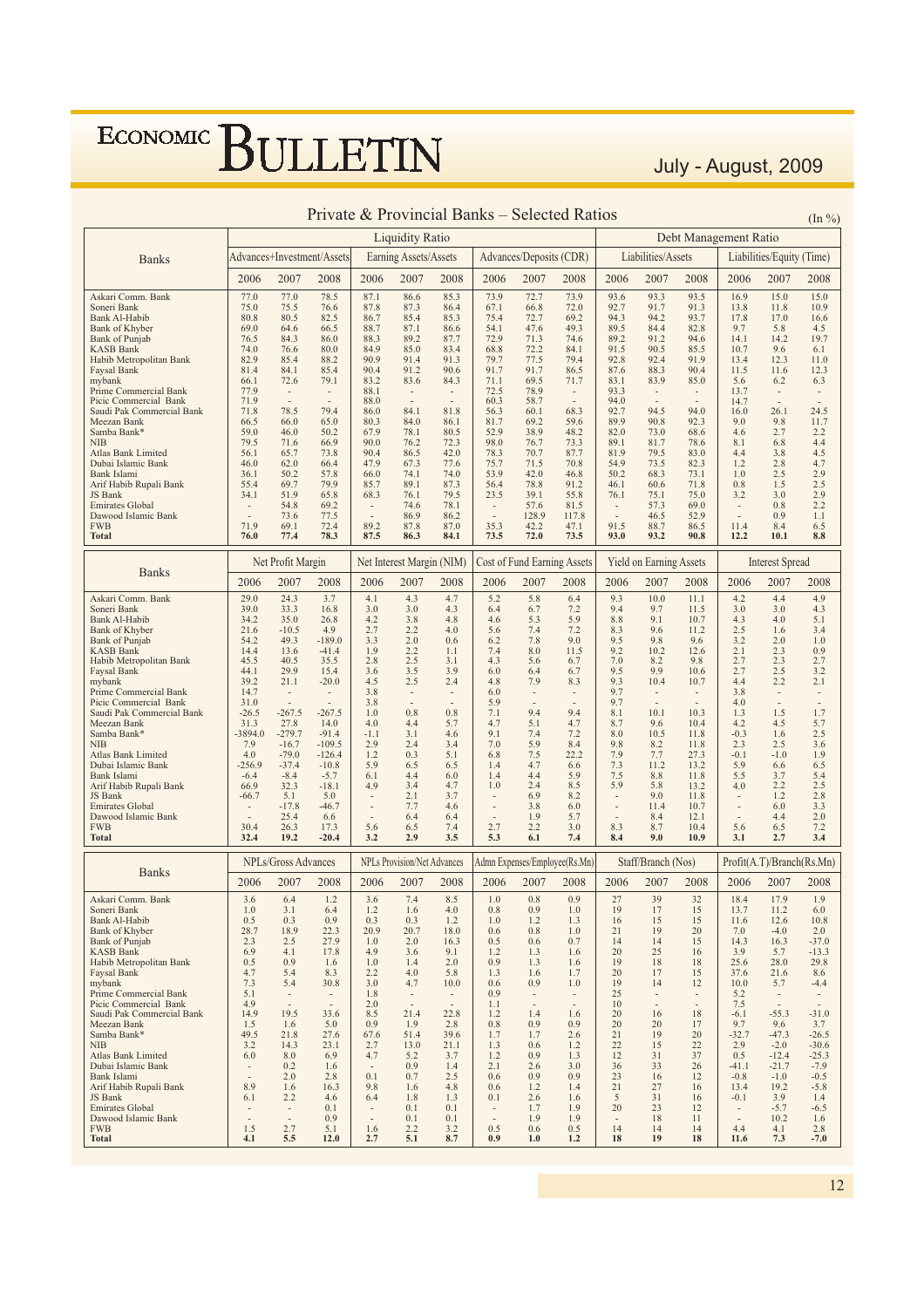# Private & Provincial Banks – Selected Ratios

(In %)

| Banks | Liquidity Ratio | | | | | | | | | Debt Management Ratio | | | | | |
|---|---|---|---|---|---|---|---|---|---|---|---|---|---|---|---|
| | Advances+Investment/Assets | | | Earning Assets/Assets | | | Advances/Deposits (CDR) | | | Liabilities/Assets | | | Liabilities/Equity (Time) | | |
| | 2006 | 2007 | 2008 | 2006 | 2007 | 2008 | 2006 | 2007 | 2008 | 2006 | 2007 | 2008 | 2006 | 2007 | 2008 |
| Askari Comm. Bank | 77.0 | 77.0 | 78.5 | 87.1 | 86.6 | 85.3 | 73.9 | 72.7 | 73.9 | 93.6 | 93.3 | 93.5 | 16.9 | 15.0 | 15.0 |
| Soneri Bank | 75.0 | 75.5 | 76.6 | 87.8 | 87.3 | 86.4 | 67.1 | 66.8 | 72.0 | 92.7 | 91.7 | 91.3 | 13.8 | 11.8 | 10.9 |
| Bank Al-Habib | 80.8 | 80.5 | 82.5 | 86.7 | 85.4 | 85.3 | 75.4 | 72.7 | 69.2 | 94.3 | 94.2 | 93.7 | 17.8 | 17.0 | 16.6 |
| Bank of Khyber | 69.0 | 64.6 | 66.5 | 88.7 | 87.1 | 86.6 | 54.1 | 47.6 | 49.3 | 89.5 | 84.4 | 82.8 | 9.7 | 5.8 | 4.5 |
| Bank of Punjab | 76.5 | 84.3 | 86.0 | 88.3 | 89.2 | 87.7 | 72.9 | 71.3 | 74.6 | 89.2 | 91.2 | 94.6 | 14.1 | 14.2 | 19.7 |
| KASB Bank | 74.0 | 76.6 | 80.0 | 84.9 | 85.0 | 83.4 | 68.8 | 72.2 | 84.1 | 91.5 | 90.5 | 85.5 | 10.7 | 9.6 | 6.1 |
| Habib Metropolitan Bank | 82.9 | 85.4 | 88.2 | 90.9 | 91.4 | 91.3 | 79.7 | 77.5 | 79.4 | 92.8 | 92.4 | 91.9 | 13.4 | 12.3 | 11.0 |
| Faysal Bank | 81.4 | 84.1 | 85.4 | 90.4 | 91.2 | 90.6 | 91.7 | 91.7 | 86.5 | 87.6 | 88.3 | 90.4 | 11.5 | 11.6 | 12.3 |
| mybank | 66.1 | 72.6 | 79.1 | 83.2 | 83.6 | 84.3 | 71.1 | 69.5 | 71.7 | 83.1 | 83.9 | 85.0 | 5.6 | 6.2 | 6.3 |
| Prime Commercial Bank | 77.9 | - | - | 88.1 | - | - | 72.5 | 78.9 | - | 93.3 | - | - | 13.7 | - | - |
| Picic Commercial Bank | 71.9 | - | - | 88.0 | - | - | 60.3 | 58.7 | - | 94.0 | - | - | 14.7 | - | - |
| Saudi Pak Commercial Bank | 71.8 | 78.5 | 79.4 | 86.0 | 84.1 | 81.8 | 56.3 | 60.1 | 68.3 | 92.7 | 94.5 | 94.0 | 16.0 | 26.1 | 24.5 |
| Meezan Bank | 66.5 | 66.0 | 65.0 | 80.3 | 84.0 | 86.1 | 81.7 | 69.2 | 59.6 | 89.9 | 90.8 | 92.3 | 9.0 | 9.8 | 11.7 |
| Samba Bank* | 59.0 | 46.0 | 50.2 | 67.9 | 78.1 | 80.5 | 52.9 | 38.9 | 48.2 | 82.0 | 73.0 | 68.6 | 4.6 | 2.7 | 2.2 |
| NIB | 79.5 | 71.6 | 66.9 | 90.0 | 76.2 | 72.3 | 98.0 | 76.7 | 73.3 | 89.1 | 81.7 | 78.6 | 8.1 | 6.8 | 4.4 |
| Atlas Bank Limited | 56.1 | 65.7 | 73.8 | 90.4 | 86.5 | 42.0 | 78.3 | 70.7 | 87.7 | 81.9 | 79.5 | 83.0 | 4.4 | 3.8 | 4.5 |
| Dubai Islamic Bank | 46.0 | 62.0 | 66.4 | 47.9 | 67.3 | 77.6 | 75.7 | 71.5 | 70.8 | 54.9 | 73.5 | 82.3 | 1.2 | 2.8 | 4.7 |
| Bank Islami | 36.1 | 50.2 | 57.8 | 66.0 | 74.1 | 74.0 | 53.9 | 42.0 | 46.8 | 50.2 | 68.3 | 73.1 | 1.0 | 2.5 | 2.9 |
| Arif Habib Rupali Bank | 55.4 | 69.7 | 79.9 | 85.7 | 89.1 | 87.3 | 56.4 | 78.8 | 91.2 | 46.1 | 60.6 | 71.8 | 0.8 | 1.5 | 2.5 |
| JS Bank | 34.1 | 51.9 | 65.8 | 68.3 | 76.1 | 79.5 | 23.5 | 39.1 | 55.8 | 76.1 | 75.1 | 75.0 | 3.2 | 3.0 | 2.9 |
| Emirates Global | - | 54.8 | 69.2 | - | 74.6 | 78.1 | - | 57.6 | 81.5 | - | 57.3 | 69.0 | - | 0.8 | 2.2 |
| Dawood Islamic Bank | - | 73.6 | 77.5 | - | 86.9 | 86.2 | - | 128.9 | 117.8 | - | 46.5 | 52.9 | - | 0.9 | 1.1 |
| FWB | 71.9 | 69.1 | 72.4 | 89.2 | 87.8 | 87.0 | 35.3 | 42.2 | 47.1 | 91.5 | 88.7 | 86.5 | 11.4 | 8.4 | 6.5 |
| **Total** | **76.0** | **77.4** | **78.3** | **87.5** | **86.3** | **84.1** | **73.5** | **72.0** | **73.5** | **93.0** | **93.2** | **90.8** | **12.2** | **10.1** | **8.8** |

| Banks | Net Profit Margin | | | Net Interest Margin (NIM) | | | Cost of Fund Earning Assets | | | Yield on Earning Assets | | | Interest Spread | | |
|---|---|---|---|---|---|---|---|---|---|---|---|---|---|---|---|
| | 2006 | 2007 | 2008 | 2006 | 2007 | 2008 | 2006 | 2007 | 2008 | 2006 | 2007 | 2008 | 2006 | 2007 | 2008 |
| Askari Comm. Bank | 29.0 | 24.3 | 3.7 | 4.1 | 4.3 | 4.7 | 5.2 | 5.8 | 6.4 | 9.3 | 10.0 | 11.1 | 4.2 | 4.4 | 4.9 |
| Soneri Bank | 39.0 | 33.3 | 16.8 | 3.0 | 3.0 | 4.3 | 6.4 | 6.7 | 7.2 | 9.4 | 9.7 | 11.5 | 3.0 | 3.0 | 4.3 |
| Bank Al-Habib | 34.2 | 35.0 | 26.8 | 4.2 | 3.8 | 4.8 | 4.6 | 5.3 | 5.9 | 8.8 | 9.1 | 10.7 | 4.3 | 4.0 | 5.1 |
| Bank of Khyber | 21.6 | -10.5 | 4.9 | 2.7 | 2.2 | 4.0 | 5.6 | 7.4 | 7.2 | 8.3 | 9.6 | 11.2 | 2.5 | 1.6 | 3.4 |
| Bank of Punjab | 54.2 | 49.3 | -189.0 | 3.3 | 2.0 | 0.6 | 6.2 | 7.8 | 9.0 | 9.5 | 9.8 | 9.6 | 3.2 | 2.0 | 1.0 |
| KASB Bank | 14.4 | 13.6 | -41.4 | 1.9 | 2.2 | 1.1 | 7.4 | 8.0 | 11.5 | 9.2 | 10.2 | 12.6 | 2.1 | 2.3 | 0.9 |
| Habib Metropolitan Bank | 45.5 | 40.5 | 35.5 | 2.8 | 2.5 | 3.1 | 4.3 | 5.6 | 6.7 | 7.0 | 8.2 | 9.8 | 2.7 | 2.3 | 2.7 |
| Faysal Bank | 44.1 | 29.9 | 15.4 | 3.6 | 3.5 | 3.9 | 6.0 | 6.4 | 6.7 | 9.5 | 9.9 | 10.6 | 2.7 | 2.5 | 3.2 |
| mybank | 39.2 | 21.1 | -20.0 | 4.5 | 2.5 | 2.4 | 4.8 | 7.9 | 8.3 | 9.3 | 10.4 | 10.7 | 4.4 | 2.2 | 2.1 |
| Prime Commercial Bank | 14.7 | - | - | 3.8 | - | - | 6.0 | - | - | 9.7 | - | - | 3.8 | - | - |
| Picic Commercial Bank | 31.0 | - | - | 3.8 | - | - | 5.9 | - | - | 9.7 | - | - | 4.0 | - | - |
| Saudi Pak Commercial Bank | -26.5 | -267.5 | -267.5 | 1.0 | 0.8 | 0.8 | 7.1 | 9.4 | 9.4 | 8.1 | 10.1 | 10.3 | 1.3 | 1.5 | 1.7 |
| Meezan Bank | 31.3 | 27.8 | 14.0 | 4.0 | 4.4 | 5.7 | 4.7 | 5.1 | 4.7 | 8.7 | 9.6 | 10.4 | 4.2 | 4.5 | 5.7 |
| Samba Bank* | -3894.0 | -279.7 | -91.4 | -1.1 | 3.1 | 4.6 | 9.1 | 7.4 | 7.2 | 8.0 | 10.5 | 11.8 | -0.3 | 1.6 | 2.5 |
| NIB | 7.9 | -16.7 | -109.5 | 2.9 | 2.4 | 3.4 | 7.0 | 5.9 | 8.4 | 9.8 | 8.2 | 11.8 | 2.3 | 2.5 | 3.6 |
| Atlas Bank Limited | 4.0 | -79.0 | -126.4 | 1.2 | 0.3 | 5.1 | 6.8 | 7.5 | 22.2 | 7.9 | 7.7 | 27.3 | -0.1 | -1.0 | 1.9 |
| Dubai Islamic Bank | -256.9 | -37.4 | -10.8 | 5.9 | 6.5 | 6.5 | 1.4 | 4.7 | 6.6 | 7.3 | 11.2 | 13.2 | 5.9 | 6.6 | 6.5 |
| Bank Islami | -6.4 | -8.4 | -5.7 | 6.1 | 4.4 | 6.0 | 1.4 | 4.4 | 5.9 | 7.5 | 8.8 | 11.8 | 5.5 | 3.7 | 5.4 |
| Arif Habib Rupali Bank | 66.9 | 32.3 | -18.1 | 4.9 | 3.4 | 4.7 | 1.0 | 2.4 | 8.5 | 5.9 | 5.8 | 13.2 | 4.0 | 2.2 | 2.5 |
| JS Bank | -66.7 | 5.1 | 5.0 | - | 2.1 | 3.7 | - | 6.9 | 8.2 | - | 9.0 | 11.8 | - | 1.2 | 2.8 |
| Emirates Global | - | -17.8 | -46.7 | - | 7.7 | 4.6 | - | 3.8 | 6.0 | - | 11.4 | 10.7 | - | 6.0 | 3.3 |
| Dawood Islamic Bank | - | 25.4 | 6.6 | - | 6.4 | 6.4 | - | 1.9 | 5.7 | - | 8.4 | 12.1 | - | 4.4 | 2.0 |
| FWB | 30.4 | 26.3 | 17.3 | 5.6 | 6.5 | 7.4 | 2.7 | 2.2 | 3.0 | 8.3 | 8.7 | 10.4 | 5.6 | 6.5 | 7.2 |
| **Total** | **32.4** | **19.2** | **-20.4** | **3.2** | **2.9** | **3.5** | **5.3** | **6.1** | **7.4** | **8.4** | **9.0** | **10.9** | **3.1** | **2.7** | **3.4** |

| Banks | NPLs/Gross Advances | | | NPLs Provision/Net Advances | | | Admn Expenses/Employee(Rs.Mn) | | | Staff/Branch (Nos) | | | Profit(A.T)/Branch(Rs.Mn) | | |
|---|---|---|---|---|---|---|---|---|---|---|---|---|---|---|---|
| | 2006 | 2007 | 2008 | 2006 | 2007 | 2008 | 2006 | 2007 | 2008 | 2006 | 2007 | 2008 | 2006 | 2007 | 2008 |
| Askari Comm. Bank | 3.6 | 6.4 | 1.2 | 3.6 | 7.4 | 8.5 | 1.0 | 0.8 | 0.9 | 27 | 39 | 32 | 18.4 | 17.9 | 1.9 |
| Soneri Bank | 1.0 | 3.1 | 6.4 | 1.2 | 1.6 | 4.0 | 0.8 | 0.9 | 1.0 | 19 | 17 | 15 | 13.7 | 11.2 | 6.0 |
| Bank Al-Habib | 0.5 | 0.3 | 0.9 | 0.3 | 0.3 | 1.2 | 1.0 | 1.2 | 1.3 | 16 | 15 | 15 | 11.6 | 12.6 | 10.8 |
| Bank of Khyber | 28.7 | 18.9 | 22.3 | 20.9 | 20.7 | 18.0 | 0.6 | 0.8 | 1.0 | 21 | 19 | 20 | 7.0 | -4.0 | 2.0 |
| Bank of Punjab | 2.3 | 2.5 | 27.9 | 1.0 | 2.0 | 16.3 | 0.5 | 0.6 | 0.7 | 14 | 14 | 15 | 14.3 | 16.3 | -37.0 |
| KASB Bank | 6.9 | 4.1 | 17.8 | 4.9 | 3.6 | 9.1 | 1.2 | 1.3 | 1.6 | 20 | 25 | 16 | 3.9 | 5.7 | -13.3 |
| Habib Metropolitan Bank | 0.5 | 0.9 | 1.6 | 1.0 | 1.4 | 2.0 | 0.9 | 1.3 | 1.6 | 19 | 18 | 18 | 25.6 | 28.0 | 29.8 |
| Faysal Bank | 4.7 | 5.4 | 8.3 | 2.2 | 4.0 | 5.8 | 1.3 | 1.6 | 1.7 | 20 | 17 | 15 | 37.6 | 21.6 | 8.6 |
| mybank | 7.3 | 5.4 | 30.8 | 3.0 | 4.7 | 10.0 | 0.6 | 0.9 | 1.0 | 19 | 14 | 12 | 10.0 | 5.7 | -4.4 |
| Prime Commercial Bank | 5.1 | - | - | 1.8 | - | - | 0.9 | - | - | 25 | - | - | 5.2 | - | - |
| Picic Commercial Bank | 4.9 | - | - | 2.0 | - | - | 1.1 | - | - | 10 | - | - | 7.5 | - | - |
| Saudi Pak Commercial Bank | 14.9 | 19.5 | 33.6 | 8.5 | 21.4 | 22.8 | 1.2 | 1.4 | 1.6 | 20 | 16 | 18 | -6.1 | -55.3 | -31.0 |
| Meezan Bank | 1.5 | 1.6 | 5.0 | 0.9 | 1.9 | 2.8 | 0.8 | 0.9 | 0.9 | 20 | 20 | 17 | 9.7 | 9.6 | 3.7 |
| Samba Bank* | 49.5 | 21.8 | 27.6 | 67.6 | 51.4 | 39.6 | 1.7 | 1.7 | 2.6 | 21 | 19 | 20 | -32.7 | -47.3 | -26.5 |
| NIB | 3.2 | 14.3 | 23.1 | 2.7 | 13.0 | 21.1 | 1.3 | 0.6 | 1.2 | 22 | 15 | 22 | 2.9 | -2.0 | -30.6 |
| Atlas Bank Limited | 6.0 | 8.0 | 6.9 | 4.7 | 5.2 | 3.7 | 1.2 | 0.9 | 1.3 | 12 | 31 | 37 | 0.5 | -12.4 | -25.3 |
| Dubai Islamic Bank | - | 0.2 | 1.6 | - | 0.9 | 1.4 | 2.1 | 2.6 | 3.0 | 36 | 33 | 26 | -41.1 | -21.7 | -7.9 |
| Bank Islami | - | 2.0 | 2.8 | 0.1 | 0.7 | 2.5 | 0.6 | 0.9 | 0.9 | 23 | 16 | 12 | -0.8 | -1.0 | -0.5 |
| Arif Habib Rupali Bank | 8.9 | 1.6 | 16.3 | 9.8 | 1.6 | 4.8 | 0.6 | 1.2 | 1.4 | 21 | 27 | 16 | 13.4 | 19.2 | -5.8 |
| JS Bank | 6.1 | 2.2 | 4.6 | 6.4 | 1.8 | 1.3 | 0.1 | 2.6 | 1.6 | 5 | 31 | 16 | -0.1 | 3.9 | 1.4 |
| Emirates Global | - | - | 0.1 | - | 0.1 | 0.1 | - | 1.7 | 1.9 | 20 | 23 | 12 | - | -5.7 | -6.5 |
| Dawood Islamic Bank | - | - | 0.9 | - | 0.1 | 0.1 | - | 1.9 | 1.9 | - | 18 | 11 | - | 10.2 | 1.6 |
| FWB | 1.5 | 2.7 | 5.1 | 1.6 | 2.2 | 3.2 | 0.5 | 0.6 | 0.5 | 14 | 14 | 14 | 4.4 | 4.1 | 2.8 |
| **Total** | **4.1** | **5.5** | **12.0** | **2.7** | **5.1** | **8.7** | **0.9** | **1.0** | **1.2** | **18** | **19** | **18** | **11.6** | **7.3** | **-7.0** |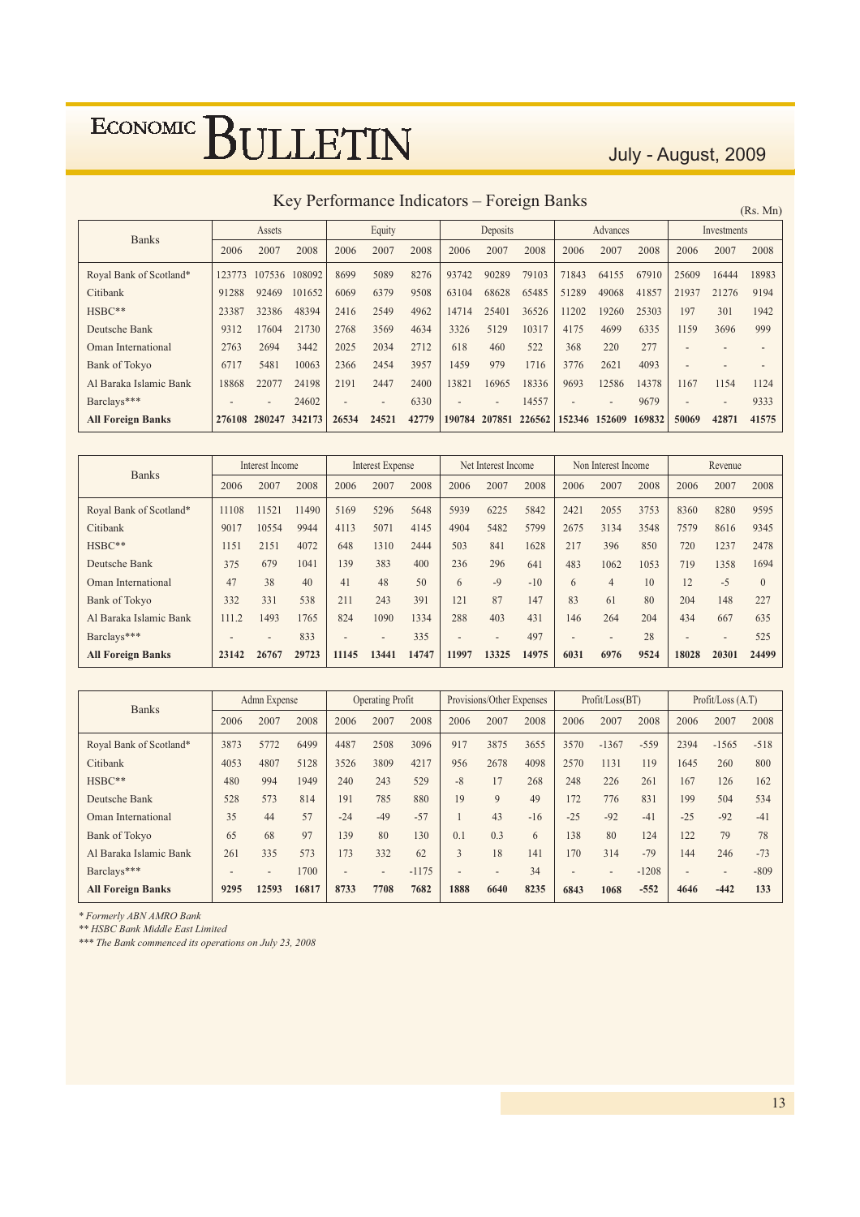## Key Performance Indicators – Foreign Banks

(Rs. Mn)

| Banks | Assets | | | Equity | | | Deposits | | | Advances | | | Investments | | |
|---|---|---|---|---|---|---|---|---|---|---|---|---|---|---|---|
| | 2006 | 2007 | 2008 | 2006 | 2007 | 2008 | 2006 | 2007 | 2008 | 2006 | 2007 | 2008 | 2006 | 2007 | 2008 |
| Royal Bank of Scotland* | 123773 | 107536 | 108092 | 8699 | 5089 | 8276 | 93742 | 90289 | 79103 | 71843 | 64155 | 67910 | 25609 | 16444 | 18983 |
| Citibank | 91288 | 92469 | 101652 | 6069 | 6379 | 9508 | 63104 | 68628 | 65485 | 51289 | 49068 | 41857 | 21937 | 21276 | 9194 |
| HSBC** | 23387 | 32386 | 48394 | 2416 | 2549 | 4962 | 14714 | 25401 | 36526 | 11202 | 19260 | 25303 | 197 | 301 | 1942 |
| Deutsche Bank | 9312 | 17604 | 21730 | 2768 | 3569 | 4634 | 3326 | 5129 | 10317 | 4175 | 4699 | 6335 | 1159 | 3696 | 999 |
| Oman International | 2763 | 2694 | 3442 | 2025 | 2034 | 2712 | 618 | 460 | 522 | 368 | 220 | 277 | - | - | - |
| Bank of Tokyo | 6717 | 5481 | 10063 | 2366 | 2454 | 3957 | 1459 | 979 | 1716 | 3776 | 2621 | 4093 | - | - | - |
| Al Baraka Islamic Bank | 18868 | 22077 | 24198 | 2191 | 2447 | 2400 | 13821 | 16965 | 18336 | 9693 | 12586 | 14378 | 1167 | 1154 | 1124 |
| Barclays*** | - | - | 24602 | - | - | 6330 | - | - | 14557 | - | - | 9679 | - | - | 9333 |
| **All Foreign Banks** | **276108** | **280247** | **342173** | **26534** | **24521** | **42779** | **190784** | **207851** | **226562** | **152346** | **152609** | **169832** | **50069** | **42871** | **41575** |

| Banks | Interest Income | | | Interest Expense | | | Net Interest Income | | | Non Interest Income | | | Revenue | | |
|---|---|---|---|---|---|---|---|---|---|---|---|---|---|---|---|
| | 2006 | 2007 | 2008 | 2006 | 2007 | 2008 | 2006 | 2007 | 2008 | 2006 | 2007 | 2008 | 2006 | 2007 | 2008 |
| Royal Bank of Scotland* | 11108 | 11521 | 11490 | 5169 | 5296 | 5648 | 5939 | 6225 | 5842 | 2421 | 2055 | 3753 | 8360 | 8280 | 9595 |
| Citibank | 9017 | 10554 | 9944 | 4113 | 5071 | 4145 | 4904 | 5482 | 5799 | 2675 | 3134 | 3548 | 7579 | 8616 | 9345 |
| HSBC** | 1151 | 2151 | 4072 | 648 | 1310 | 2444 | 503 | 841 | 1628 | 217 | 396 | 850 | 720 | 1237 | 2478 |
| Deutsche Bank | 375 | 679 | 1041 | 139 | 383 | 400 | 236 | 296 | 641 | 483 | 1062 | 1053 | 719 | 1358 | 1694 |
| Oman International | 47 | 38 | 40 | 41 | 48 | 50 | 6 | -9 | -10 | 6 | 4 | 10 | 12 | -5 | 0 |
| Bank of Tokyo | 332 | 331 | 538 | 211 | 243 | 391 | 121 | 87 | 147 | 83 | 61 | 80 | 204 | 148 | 227 |
| Al Baraka Islamic Bank | 111.2 | 1493 | 1765 | 824 | 1090 | 1334 | 288 | 403 | 431 | 146 | 264 | 204 | 434 | 667 | 635 |
| Barclays*** | - | - | 833 | - | - | 335 | - | - | 497 | - | - | 28 | - | - | 525 |
| **All Foreign Banks** | **23142** | **26767** | **29723** | **11145** | **13441** | **14747** | **11997** | **13325** | **14975** | **6031** | **6976** | **9524** | **18028** | **20301** | **24499** |

| Banks | Admn Expense | | | Operating Profit | | | Provisions/Other Expenses | | | Profit/Loss(BT) | | | Profit/Loss (A.T) | | |
|---|---|---|---|---|---|---|---|---|---|---|---|---|---|---|---|
| | 2006 | 2007 | 2008 | 2006 | 2007 | 2008 | 2006 | 2007 | 2008 | 2006 | 2007 | 2008 | 2006 | 2007 | 2008 |
| Royal Bank of Scotland* | 3873 | 5772 | 6499 | 4487 | 2508 | 3096 | 917 | 3875 | 3655 | 3570 | -1367 | -559 | 2394 | -1565 | -518 |
| Citibank | 4053 | 4807 | 5128 | 3526 | 3809 | 4217 | 956 | 2678 | 4098 | 2570 | 1131 | 119 | 1645 | 260 | 800 |
| HSBC** | 480 | 994 | 1949 | 240 | 243 | 529 | -8 | 17 | 268 | 248 | 226 | 261 | 167 | 126 | 162 |
| Deutsche Bank | 528 | 573 | 814 | 191 | 785 | 880 | 19 | 9 | 49 | 172 | 776 | 831 | 199 | 504 | 534 |
| Oman International | 35 | 44 | 57 | -24 | -49 | -57 | 1 | 43 | -16 | -25 | -92 | -41 | -25 | -92 | -41 |
| Bank of Tokyo | 65 | 68 | 97 | 139 | 80 | 130 | 0.1 | 0.3 | 6 | 138 | 80 | 124 | 122 | 79 | 78 |
| Al Baraka Islamic Bank | 261 | 335 | 573 | 173 | 332 | 62 | 3 | 18 | 141 | 170 | 314 | -79 | 144 | 246 | -73 |
| Barclays*** | - | - | 1700 | - | - | -1175 | - | - | 34 | - | - | -1208 | - | - | -809 |
| **All Foreign Banks** | **9295** | **12593** | **16817** | **8733** | **7708** | **7682** | **1888** | **6640** | **8235** | **6843** | **1068** | **-552** | **4646** | **-442** | **133** |

*\* Formerly ABN AMRO Bank*

*\*\* HSBC Bank Middle East Limited*

*\*\*\* The Bank commenced its operations on July 23, 2008*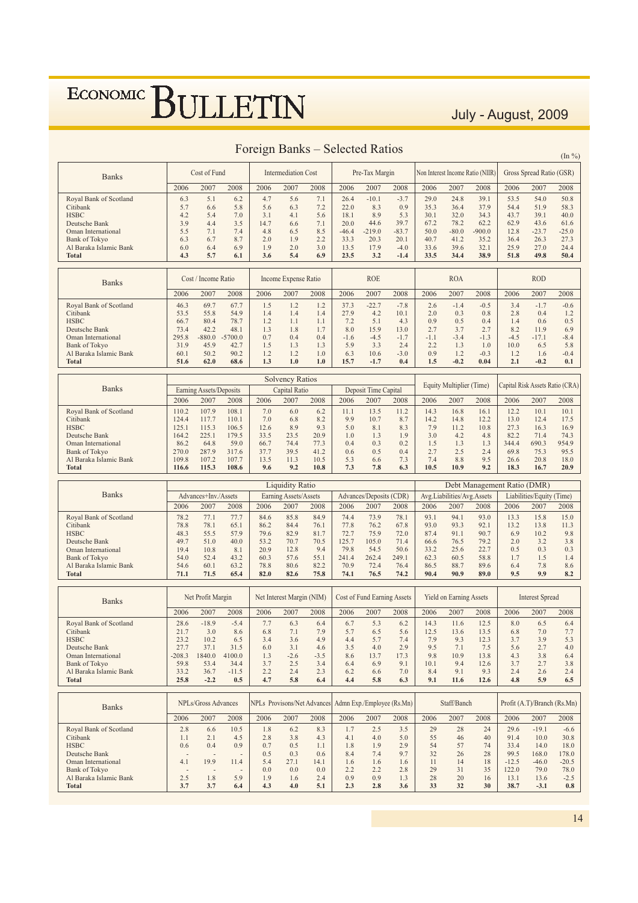## Foreign Banks – Selected Ratios

(In %)

| Banks | Cost of Fund | | | Intermediation Cost | | | Pre-Tax Margin | | | Non Interest Income Ratio (NIIR) | | | Gross Spread Ratio (GSR) | | |
|---|---|---|---|---|---|---|---|---|---|---|---|---|---|---|---|
| | 2006 | 2007 | 2008 | 2006 | 2007 | 2008 | 2006 | 2007 | 2008 | 2006 | 2007 | 2008 | 2006 | 2007 | 2008 |
| Royal Bank of Scotland | 6.3 | 5.1 | 6.2 | 4.7 | 5.6 | 7.1 | 26.4 | -10.1 | -3.7 | 29.0 | 24.8 | 39.1 | 53.5 | 54.0 | 50.8 |
| Citibank | 5.7 | 6.6 | 5.8 | 5.6 | 6.3 | 7.2 | 22.0 | 8.3 | 0.9 | 35.3 | 36.4 | 37.9 | 54.4 | 51.9 | 58.3 |
| HSBC | 4.2 | 5.4 | 7.0 | 3.1 | 4.1 | 5.6 | 18.1 | 8.9 | 5.3 | 30.1 | 32.0 | 34.3 | 43.7 | 39.1 | 40.0 |
| Deutsche Bank | 3.9 | 4.4 | 3.5 | 14.7 | 6.6 | 7.1 | 20.0 | 44.6 | 39.7 | 67.2 | 78.2 | 62.2 | 62.9 | 43.6 | 61.6 |
| Oman International | 5.5 | 7.1 | 7.4 | 4.8 | 6.5 | 8.5 | -46.4 | -219.0 | -83.7 | 50.0 | -80.0 | -900.0 | 12.8 | -23.7 | -25.0 |
| Bank of Tokyo | 6.3 | 6.7 | 8.7 | 2.0 | 1.9 | 2.2 | 33.3 | 20.3 | 20.1 | 40.7 | 41.2 | 35.2 | 36.4 | 26.3 | 27.3 |
| Al Baraka Islamic Bank | 6.0 | 6.4 | 6.9 | 1.9 | 2.0 | 3.0 | 13.5 | 17.9 | -4.0 | 33.6 | 39.6 | 32.1 | 25.9 | 27.0 | 24.4 |
| **Total** | **4.3** | **5.7** | **6.1** | **3.6** | **5.4** | **6.9** | **23.5** | **3.2** | **-1.4** | **33.5** | **34.4** | **38.9** | **51.8** | **49.8** | **50.4** |

| Banks | Cost / Income Ratio | | | Income Expense Ratio | | | ROE | | | ROA | | | ROD | | |
|---|---|---|---|---|---|---|---|---|---|---|---|---|---|---|---|
| | 2006 | 2007 | 2008 | 2006 | 2007 | 2008 | 2006 | 2007 | 2008 | 2006 | 2007 | 2008 | 2006 | 2007 | 2008 |
| Royal Bank of Scotland | 46.3 | 69.7 | 67.7 | 1.5 | 1.2 | 1.2 | 37.3 | -22.7 | -7.8 | 2.6 | -1.4 | -0.5 | 3.4 | -1.7 | -0.6 |
| Citibank | 53.5 | 55.8 | 54.9 | 1.4 | 1.4 | 1.4 | 27.9 | 4.2 | 10.1 | 2.0 | 0.3 | 0.8 | 2.8 | 0.4 | 1.2 |
| HSBC | 66.7 | 80.4 | 78.7 | 1.2 | 1.1 | 1.1 | 7.2 | 5.1 | 4.3 | 0.9 | 0.5 | 0.4 | 1.4 | 0.6 | 0.5 |
| Deutsche Bank | 73.4 | 42.2 | 48.1 | 1.3 | 1.8 | 1.7 | 8.0 | 15.9 | 13.0 | 2.7 | 3.7 | 2.7 | 8.2 | 11.9 | 6.9 |
| Oman International | 295.8 | -880.0 | -5700.0 | 0.7 | 0.4 | 0.4 | -1.6 | -4.5 | -1.7 | -1.1 | -3.4 | -1.3 | -4.5 | -17.1 | -8.4 |
| Bank of Tokyo | 31.9 | 45.9 | 42.7 | 1.5 | 1.3 | 1.3 | 5.9 | 3.3 | 2.4 | 2.2 | 1.3 | 1.0 | 10.0 | 6.5 | 5.8 |
| Al Baraka Islamic Bank | 60.1 | 50.2 | 90.2 | 1.2 | 1.2 | 1.0 | 6.3 | 10.6 | -3.0 | 0.9 | 1.2 | -0.3 | 1.2 | 1.6 | -0.4 |
| **Total** | **51.6** | **62.0** | **68.6** | **1.3** | **1.0** | **1.0** | **15.7** | **-1.7** | **0.4** | **1.5** | **-0.2** | **0.04** | **2.1** | **-0.2** | **0.1** |

| Banks | Solvency Ratios | | | | | | | | | Equity Multiplier (Time) | | | Capital Risk Assets Ratio (CRA) | | |
|---|---|---|---|---|---|---|---|---|---|---|---|---|---|---|---|
| | Earning Assets/Deposits | | | Capital Ratio | | | Deposit Time Capital | | | | | | | | |
| | 2006 | 2007 | 2008 | 2006 | 2007 | 2008 | 2006 | 2007 | 2008 | 2006 | 2007 | 2008 | 2006 | 2007 | 2008 |
| Royal Bank of Scotland | 110.2 | 107.9 | 108.1 | 7.0 | 6.0 | 6.2 | 11.1 | 13.5 | 11.2 | 14.3 | 16.8 | 16.1 | 12.2 | 10.1 | 10.1 |
| Citibank | 124.4 | 117.7 | 110.1 | 7.0 | 6.8 | 8.2 | 9.9 | 10.7 | 8.7 | 14.2 | 14.8 | 12.2 | 13.0 | 12.4 | 17.5 |
| HSBC | 125.1 | 115.3 | 106.5 | 12.6 | 8.9 | 9.3 | 5.0 | 8.1 | 8.3 | 7.9 | 11.2 | 10.8 | 27.3 | 16.3 | 16.9 |
| Deutsche Bank | 164.2 | 225.1 | 179.5 | 33.5 | 23.5 | 20.9 | 1.0 | 1.3 | 1.9 | 3.0 | 4.2 | 4.8 | 82.2 | 71.4 | 74.3 |
| Oman International | 86.2 | 64.8 | 59.0 | 66.7 | 74.4 | 77.3 | 0.4 | 0.3 | 0.2 | 1.5 | 1.3 | 1.3 | 344.4 | 690.3 | 954.9 |
| Bank of Tokyo | 270.0 | 287.9 | 317.6 | 37.7 | 39.5 | 41.2 | 0.6 | 0.5 | 0.4 | 2.7 | 2.5 | 2.4 | 69.8 | 75.3 | 95.5 |
| Al Baraka Islamic Bank | 109.8 | 107.2 | 107.7 | 13.5 | 11.3 | 10.5 | 5.3 | 6.6 | 7.3 | 7.4 | 8.8 | 9.5 | 26.6 | 20.8 | 18.0 |
| **Total** | **116.6** | **115.3** | **108.6** | **9.6** | **9.2** | **10.8** | **7.3** | **7.8** | **6.3** | **10.5** | **10.9** | **9.2** | **18.3** | **16.7** | **20.9** |

| Banks | Liquidity Ratio | | | | | | | | | Debt Management Ratio (DMR) | | | | | |
|---|---|---|---|---|---|---|---|---|---|---|---|---|---|---|---|
| | Advances+Inv./Assets | | | Earning Assets/Assets | | | Advances/Deposits (CDR) | | | Avg.Liabilities/Avg.Assets | | | Liabilities/Equity (Time) | | |
| | 2006 | 2007 | 2008 | 2006 | 2007 | 2008 | 2006 | 2007 | 2008 | 2006 | 2007 | 2008 | 2006 | 2007 | 2008 |
| Royal Bank of Scotland | 78.2 | 77.1 | 77.7 | 84.6 | 85.8 | 84.9 | 74.4 | 73.9 | 78.1 | 93.1 | 94.1 | 93.0 | 13.3 | 15.8 | 15.0 |
| Citibank | 78.8 | 78.1 | 65.1 | 86.2 | 84.4 | 76.1 | 77.8 | 76.2 | 67.8 | 93.0 | 93.3 | 92.1 | 13.2 | 13.8 | 11.3 |
| HSBC | 48.3 | 55.5 | 57.9 | 79.6 | 82.9 | 81.7 | 72.7 | 75.9 | 72.0 | 87.4 | 91.1 | 90.7 | 6.9 | 10.2 | 9.8 |
| Deutsche Bank | 49.7 | 51.0 | 40.0 | 53.2 | 70.7 | 70.5 | 125.7 | 105.0 | 71.4 | 66.6 | 76.5 | 79.2 | 2.0 | 3.2 | 3.8 |
| Oman International | 19.4 | 10.8 | 8.1 | 20.9 | 12.8 | 9.4 | 79.8 | 54.5 | 50.6 | 33.2 | 25.6 | 22.7 | 0.5 | 0.3 | 0.3 |
| Bank of Tokyo | 54.0 | 52.4 | 43.2 | 60.3 | 57.6 | 55.1 | 241.4 | 262.4 | 249.1 | 62.3 | 60.5 | 58.8 | 1.7 | 1.5 | 1.4 |
| Al Baraka Islamic Bank | 54.6 | 60.1 | 63.2 | 78.8 | 80.6 | 82.2 | 70.9 | 72.4 | 76.4 | 86.5 | 88.7 | 89.6 | 6.4 | 7.8 | 8.6 |
| **Total** | **71.1** | **71.5** | **65.4** | **82.0** | **82.6** | **75.8** | **74.1** | **76.5** | **74.2** | **90.4** | **90.9** | **89.0** | **9.5** | **9.9** | **8.2** |

| Banks | Net Profit Margin | | | Net Interest Margin (NIM) | | | Cost of Fund Earning Assets | | | Yield on Earning Assets | | | Interest Spread | | |
|---|---|---|---|---|---|---|---|---|---|---|---|---|---|---|---|
| | 2006 | 2007 | 2008 | 2006 | 2007 | 2008 | 2006 | 2007 | 2008 | 2006 | 2007 | 2008 | 2006 | 2007 | 2008 |
| Royal Bank of Scotland | 28.6 | -18.9 | -5.4 | 7.7 | 6.3 | 6.4 | 6.7 | 5.3 | 6.2 | 14.3 | 11.6 | 12.5 | 8.0 | 6.5 | 6.4 |
| Citibank | 21.7 | 3.0 | 8.6 | 6.8 | 7.1 | 7.9 | 5.7 | 6.5 | 5.6 | 12.5 | 13.6 | 13.5 | 6.8 | 7.0 | 7.7 |
| HSBC | 23.2 | 10.2 | 6.5 | 3.4 | 3.6 | 4.9 | 4.4 | 5.7 | 7.4 | 7.9 | 9.3 | 12.3 | 3.7 | 3.9 | 5.3 |
| Deutsche Bank | 27.7 | 37.1 | 31.5 | 6.0 | 3.1 | 4.6 | 3.5 | 4.0 | 2.9 | 9.5 | 7.1 | 7.5 | 5.6 | 2.7 | 4.0 |
| Oman International | -208.3 | 1840.0 | 4100.0 | 1.3 | -2.6 | -3.5 | 8.6 | 13.7 | 17.3 | 9.8 | 10.9 | 13.8 | 4.3 | 3.8 | 6.4 |
| Bank of Tokyo | 59.8 | 53.4 | 34.4 | 3.7 | 2.5 | 3.4 | 6.4 | 6.9 | 9.1 | 10.1 | 9.4 | 12.6 | 3.7 | 2.7 | 3.8 |
| Al Baraka Islamic Bank | 33.2 | 36.7 | -11.5 | 2.2 | 2.4 | 2.3 | 6.2 | 6.6 | 7.0 | 8.4 | 9.1 | 9.3 | 2.4 | 2.6 | 2.4 |
| **Total** | **25.8** | **-2.2** | **0.5** | **4.7** | **5.8** | **6.4** | **4.4** | **5.8** | **6.3** | **9.1** | **11.6** | **12.6** | **4.8** | **5.9** | **6.5** |

| Banks | NPLs/Gross Advances | | | NPLs Provisons/Net Advances | | | Admn Exp./Employee (Rs.Mn) | | | Staff/Banch | | | Profit (A.T)/Branch (Rs.Mn) | | |
|---|---|---|---|---|---|---|---|---|---|---|---|---|---|---|---|
| | 2006 | 2007 | 2008 | 2006 | 2007 | 2008 | 2006 | 2007 | 2008 | 2006 | 2007 | 2008 | 2006 | 2007 | 2008 |
| Royal Bank of Scotland | 2.8 | 6.6 | 10.5 | 1.8 | 6.2 | 8.3 | 1.7 | 2.5 | 3.5 | 29 | 28 | 24 | 29.6 | -19.1 | -6.6 |
| Citibank | 1.1 | 2.1 | 4.5 | 2.8 | 3.8 | 4.3 | 4.1 | 4.0 | 5.0 | 55 | 46 | 40 | 91.4 | 10.0 | 30.8 |
| HSBC | 0.6 | 0.4 | 0.9 | 0.7 | 0.5 | 1.1 | 1.8 | 1.9 | 2.9 | 54 | 57 | 74 | 33.4 | 14.0 | 18.0 |
| Deutsche Bank | - | - | - | 0.5 | 0.3 | 0.6 | 8.4 | 7.4 | 9.7 | 32 | 26 | 28 | 99.5 | 168.0 | 178.0 |
| Oman International | 4.1 | 19.9 | 11.4 | 5.4 | 27.1 | 14.1 | 1.6 | 1.6 | 1.6 | 11 | 14 | 18 | -12.5 | -46.0 | -20.5 |
| Bank of Tokyo | - | - | - | 0.0 | 0.0 | 0.0 | 2.2 | 2.2 | 2.8 | 29 | 31 | 35 | 122.0 | 79.0 | 78.0 |
| Al Baraka Islamic Bank | 2.5 | 1.8 | 5.9 | 1.9 | 1.6 | 2.4 | 0.9 | 0.9 | 1.3 | 28 | 20 | 16 | 13.1 | 13.6 | -2.5 |
| **Total** | **3.7** | **3.7** | **6.4** | **4.3** | **4.0** | **5.1** | **2.3** | **2.8** | **3.6** | **33** | **32** | **30** | **38.7** | **-3.1** | **0.8** |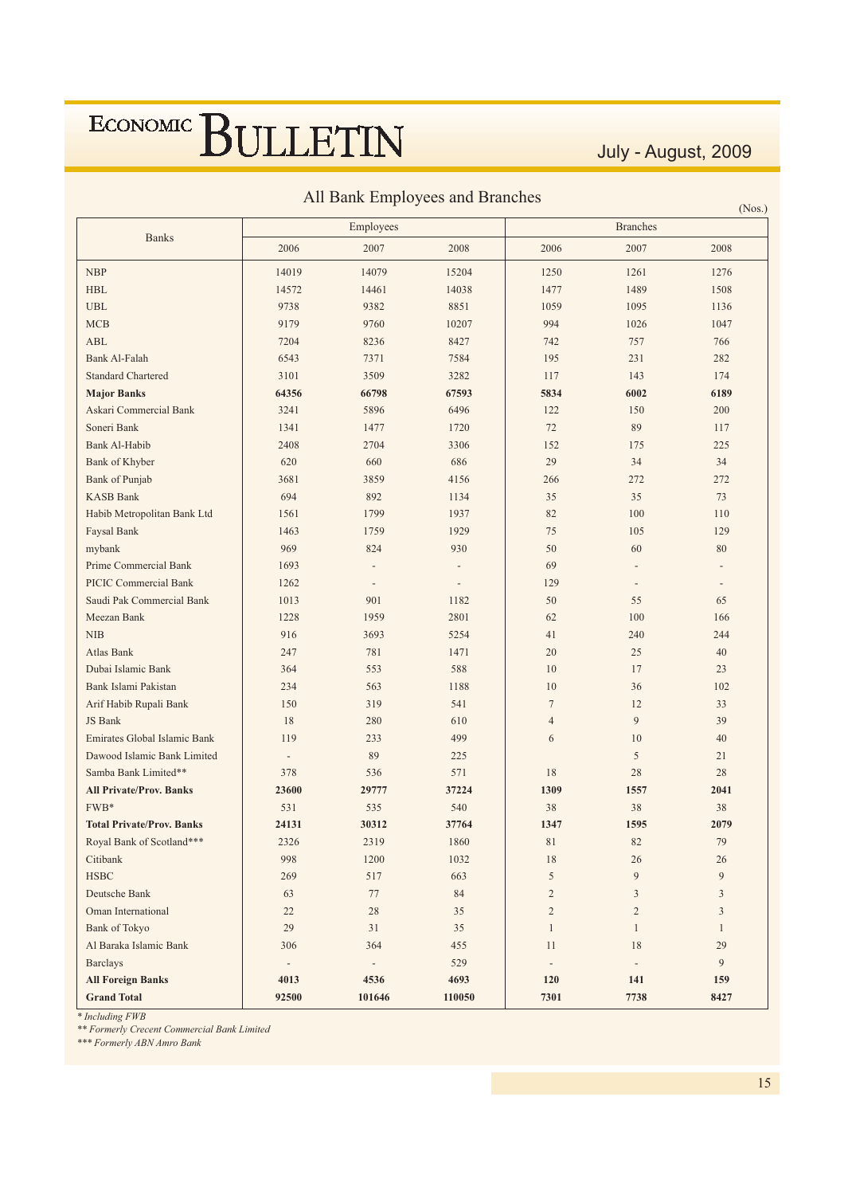## All Bank Employees and Branches

(Nos.)

| Banks | Employees | | | Branches | | |
|---|---|---|---|---|---|---|
| | 2006 | 2007 | 2008 | 2006 | 2007 | 2008 |
| NBP | 14019 | 14079 | 15204 | 1250 | 1261 | 1276 |
| HBL | 14572 | 14461 | 14038 | 1477 | 1489 | 1508 |
| UBL | 9738 | 9382 | 8851 | 1059 | 1095 | 1136 |
| MCB | 9179 | 9760 | 10207 | 994 | 1026 | 1047 |
| ABL | 7204 | 8236 | 8427 | 742 | 757 | 766 |
| Bank Al-Falah | 6543 | 7371 | 7584 | 195 | 231 | 282 |
| Standard Chartered | 3101 | 3509 | 3282 | 117 | 143 | 174 |
| **Major Banks** | **64356** | **66798** | **67593** | **5834** | **6002** | **6189** |
| Askari Commercial Bank | 3241 | 5896 | 6496 | 122 | 150 | 200 |
| Soneri Bank | 1341 | 1477 | 1720 | 72 | 89 | 117 |
| Bank Al-Habib | 2408 | 2704 | 3306 | 152 | 175 | 225 |
| Bank of Khyber | 620 | 660 | 686 | 29 | 34 | 34 |
| Bank of Punjab | 3681 | 3859 | 4156 | 266 | 272 | 272 |
| KASB Bank | 694 | 892 | 1134 | 35 | 35 | 73 |
| Habib Metropolitan Bank Ltd | 1561 | 1799 | 1937 | 82 | 100 | 110 |
| Faysal Bank | 1463 | 1759 | 1929 | 75 | 105 | 129 |
| mybank | 969 | 824 | 930 | 50 | 60 | 80 |
| Prime Commercial Bank | 1693 | - | - | 69 | - | - |
| PICIC Commercial Bank | 1262 | - | - | 129 | - | - |
| Saudi Pak Commercial Bank | 1013 | 901 | 1182 | 50 | 55 | 65 |
| Meezan Bank | 1228 | 1959 | 2801 | 62 | 100 | 166 |
| NIB | 916 | 3693 | 5254 | 41 | 240 | 244 |
| Atlas Bank | 247 | 781 | 1471 | 20 | 25 | 40 |
| Dubai Islamic Bank | 364 | 553 | 588 | 10 | 17 | 23 |
| Bank Islami Pakistan | 234 | 563 | 1188 | 10 | 36 | 102 |
| Arif Habib Rupali Bank | 150 | 319 | 541 | 7 | 12 | 33 |
| JS Bank | 18 | 280 | 610 | 4 | 9 | 39 |
| Emirates Global Islamic Bank | 119 | 233 | 499 | 6 | 10 | 40 |
| Dawood Islamic Bank Limited | - | 89 | 225 | | 5 | 21 |
| Samba Bank Limited** | 378 | 536 | 571 | 18 | 28 | 28 |
| **All Private/Prov. Banks** | **23600** | **29777** | **37224** | **1309** | **1557** | **2041** |
| FWB* | 531 | 535 | 540 | 38 | 38 | 38 |
| **Total Private/Prov. Banks** | **24131** | **30312** | **37764** | **1347** | **1595** | **2079** |
| Royal Bank of Scotland*** | 2326 | 2319 | 1860 | 81 | 82 | 79 |
| Citibank | 998 | 1200 | 1032 | 18 | 26 | 26 |
| HSBC | 269 | 517 | 663 | 5 | 9 | 9 |
| Deutsche Bank | 63 | 77 | 84 | 2 | 3 | 3 |
| Oman International | 22 | 28 | 35 | 2 | 2 | 3 |
| Bank of Tokyo | 29 | 31 | 35 | 1 | 1 | 1 |
| Al Baraka Islamic Bank | 306 | 364 | 455 | 11 | 18 | 29 |
| Barclays | - | - | 529 | - | - | 9 |
| **All Foreign Banks** | **4013** | **4536** | **4693** | **120** | **141** | **159** |
| **Grand Total** | **92500** | **101646** | **110050** | **7301** | **7738** | **8427** |

*\* Including FWB*

*\*\* Formerly Crecent Commercial Bank Limited*

*\*\*\* Formerly ABN Amro Bank*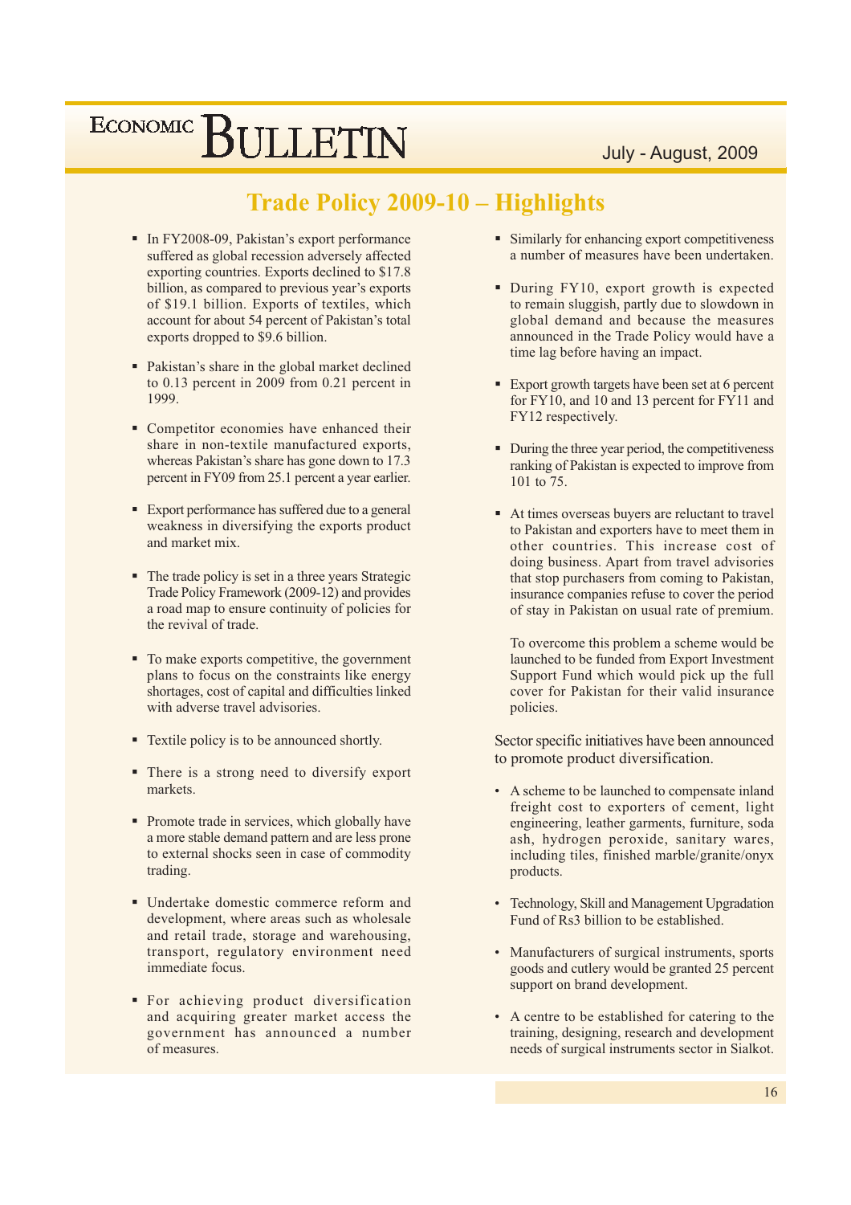# Trade Policy 2009-10 – Highlights

- In FY2008-09, Pakistan's export performance suffered as global recession adversely affected exporting countries. Exports declined to $17.8 billion, as compared to previous year's exports of $19.1 billion. Exports of textiles, which account for about 54 percent of Pakistan's total exports dropped to $9.6 billion.

- Pakistan's share in the global market declined to 0.13 percent in 2009 from 0.21 percent in 1999.

- Competitor economies have enhanced their share in non-textile manufactured exports, whereas Pakistan's share has gone down to 17.3 percent in FY09 from 25.1 percent a year earlier.

- Export performance has suffered due to a general weakness in diversifying the exports product and market mix.

- The trade policy is set in a three years Strategic Trade Policy Framework (2009-12) and provides a road map to ensure continuity of policies for the revival of trade.

- To make exports competitive, the government plans to focus on the constraints like energy shortages, cost of capital and difficulties linked with adverse travel advisories.

- Textile policy is to be announced shortly.

- There is a strong need to diversify export markets.

- Promote trade in services, which globally have a more stable demand pattern and are less prone to external shocks seen in case of commodity trading.

- Undertake domestic commerce reform and development, where areas such as wholesale and retail trade, storage and warehousing, transport, regulatory environment need immediate focus.

- For achieving product diversification and acquiring greater market access the government has announced a number of measures.

- Similarly for enhancing export competitiveness a number of measures have been undertaken.

- During FY10, export growth is expected to remain sluggish, partly due to slowdown in global demand and because the measures announced in the Trade Policy would have a time lag before having an impact.

- Export growth targets have been set at 6 percent for FY10, and 10 and 13 percent for FY11 and FY12 respectively.

- During the three year period, the competitiveness ranking of Pakistan is expected to improve from 101 to 75.

- At times overseas buyers are reluctant to travel to Pakistan and exporters have to meet them in other countries. This increase cost of doing business. Apart from travel advisories that stop purchasers from coming to Pakistan, insurance companies refuse to cover the period of stay in Pakistan on usual rate of premium.

  To overcome this problem a scheme would be launched to be funded from Export Investment Support Fund which would pick up the full cover for Pakistan for their valid insurance policies.

Sector specific initiatives have been announced to promote product diversification.

- A scheme to be launched to compensate inland freight cost to exporters of cement, light engineering, leather garments, furniture, soda ash, hydrogen peroxide, sanitary wares, including tiles, finished marble/granite/onyx products.

- Technology, Skill and Management Upgradation Fund of Rs3 billion to be established.

- Manufacturers of surgical instruments, sports goods and cutlery would be granted 25 percent support on brand development.

- A centre to be established for catering to the training, designing, research and development needs of surgical instruments sector in Sialkot.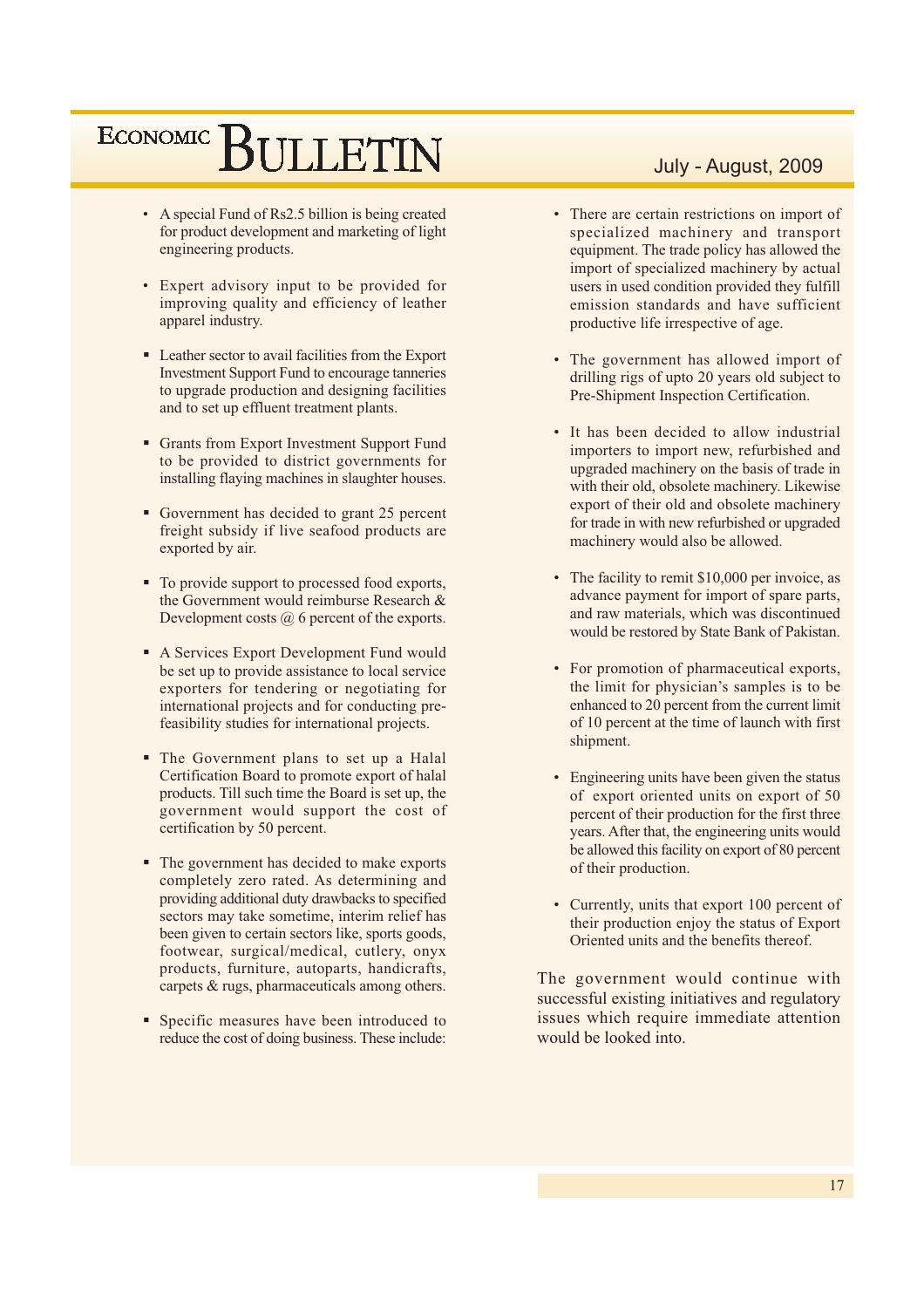- A special Fund of Rs2.5 billion is being created for product development and marketing of light engineering products.

- Expert advisory input to be provided for improving quality and efficiency of leather apparel industry.

- Leather sector to avail facilities from the Export Investment Support Fund to encourage tanneries to upgrade production and designing facilities and to set up effluent treatment plants.

- Grants from Export Investment Support Fund to be provided to district governments for installing flaying machines in slaughter houses.

- Government has decided to grant 25 percent freight subsidy if live seafood products are exported by air.

- To provide support to processed food exports, the Government would reimburse Research & Development costs @ 6 percent of the exports.

- A Services Export Development Fund would be set up to provide assistance to local service exporters for tendering or negotiating for international projects and for conducting pre-feasibility studies for international projects.

- The Government plans to set up a Halal Certification Board to promote export of halal products. Till such time the Board is set up, the government would support the cost of certification by 50 percent.

- The government has decided to make exports completely zero rated. As determining and providing additional duty drawbacks to specified sectors may take sometime, interim relief has been given to certain sectors like, sports goods, footwear, surgical/medical, cutlery, onyx products, furniture, autoparts, handicrafts, carpets & rugs, pharmaceuticals among others.

- Specific measures have been introduced to reduce the cost of doing business. These include:

  - There are certain restrictions on import of specialized machinery and transport equipment. The trade policy has allowed the import of specialized machinery by actual users in used condition provided they fulfill emission standards and have sufficient productive life irrespective of age.

  - The government has allowed import of drilling rigs of upto 20 years old subject to Pre-Shipment Inspection Certification.

  - It has been decided to allow industrial importers to import new, refurbished and upgraded machinery on the basis of trade in with their old, obsolete machinery. Likewise export of their old and obsolete machinery for trade in with new refurbished or upgraded machinery would also be allowed.

  - The facility to remit $10,000 per invoice, as advance payment for import of spare parts, and raw materials, which was discontinued would be restored by State Bank of Pakistan.

  - For promotion of pharmaceutical exports, the limit for physician's samples is to be enhanced to 20 percent from the current limit of 10 percent at the time of launch with first shipment.

  - Engineering units have been given the status of export oriented units on export of 50 percent of their production for the first three years. After that, the engineering units would be allowed this facility on export of 80 percent of their production.

  - Currently, units that export 100 percent of their production enjoy the status of Export Oriented units and the benefits thereof.

The government would continue with successful existing initiatives and regulatory issues which require immediate attention would be looked into.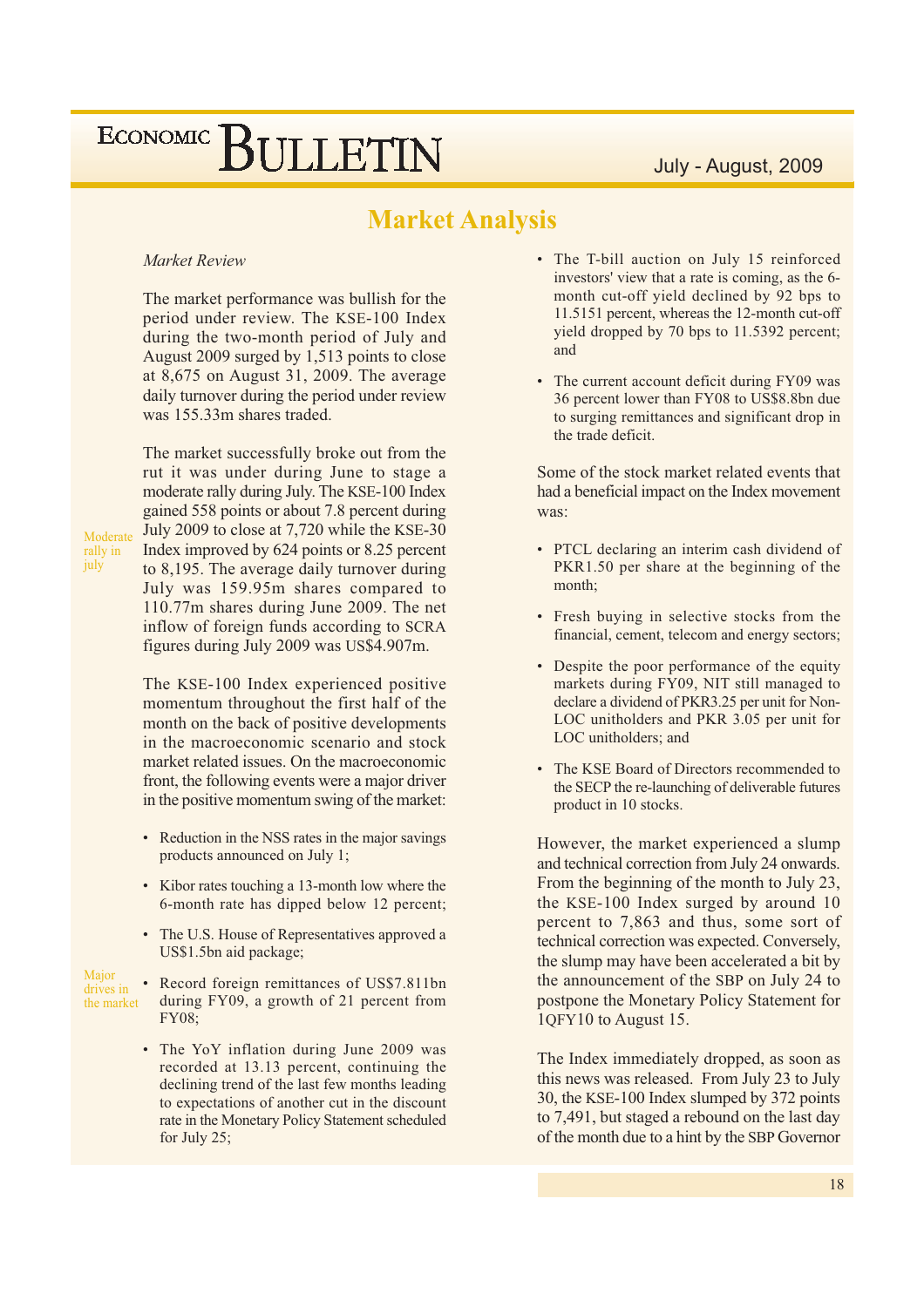## Market Analysis

*Market Review*

The market performance was bullish for the period under review. The KSE-100 Index during the two-month period of July and August 2009 surged by 1,513 points to close at 8,675 on August 31, 2009. The average daily turnover during the period under review was 155.33m shares traded.

Moderate rally in july

The market successfully broke out from the rut it was under during June to stage a moderate rally during July. The KSE-100 Index gained 558 points or about 7.8 percent during July 2009 to close at 7,720 while the KSE-30 Index improved by 624 points or 8.25 percent to 8,195. The average daily turnover during July was 159.95m shares compared to 110.77m shares during June 2009. The net inflow of foreign funds according to SCRA figures during July 2009 was US$4.907m.

The KSE-100 Index experienced positive momentum throughout the first half of the month on the back of positive developments in the macroeconomic scenario and stock market related issues. On the macroeconomic front, the following events were a major driver in the positive momentum swing of the market:

Major drives in the market

- Reduction in the NSS rates in the major savings products announced on July 1;
- Kibor rates touching a 13-month low where the 6-month rate has dipped below 12 percent;
- The U.S. House of Representatives approved a US$1.5bn aid package;
- Record foreign remittances of US$7.811bn during FY09, a growth of 21 percent from FY08;
- The YoY inflation during June 2009 was recorded at 13.13 percent, continuing the declining trend of the last few months leading to expectations of another cut in the discount rate in the Monetary Policy Statement scheduled for July 25;
- The T-bill auction on July 15 reinforced investors' view that a rate is coming, as the 6-month cut-off yield declined by 92 bps to 11.5151 percent, whereas the 12-month cut-off yield dropped by 70 bps to 11.5392 percent; and
- The current account deficit during FY09 was 36 percent lower than FY08 to US$8.8bn due to surging remittances and significant drop in the trade deficit.

Some of the stock market related events that had a beneficial impact on the Index movement was:

- PTCL declaring an interim cash dividend of PKR1.50 per share at the beginning of the month;
- Fresh buying in selective stocks from the financial, cement, telecom and energy sectors;
- Despite the poor performance of the equity markets during FY09, NIT still managed to declare a dividend of PKR3.25 per unit for Non-LOC unitholders and PKR 3.05 per unit for LOC unitholders; and
- The KSE Board of Directors recommended to the SECP the re-launching of deliverable futures product in 10 stocks.

However, the market experienced a slump and technical correction from July 24 onwards. From the beginning of the month to July 23, the KSE-100 Index surged by around 10 percent to 7,863 and thus, some sort of technical correction was expected. Conversely, the slump may have been accelerated a bit by the announcement of the SBP on July 24 to postpone the Monetary Policy Statement for 1QFY10 to August 15.

The Index immediately dropped, as soon as this news was released. From July 23 to July 30, the KSE-100 Index slumped by 372 points to 7,491, but staged a rebound on the last day of the month due to a hint by the SBP Governor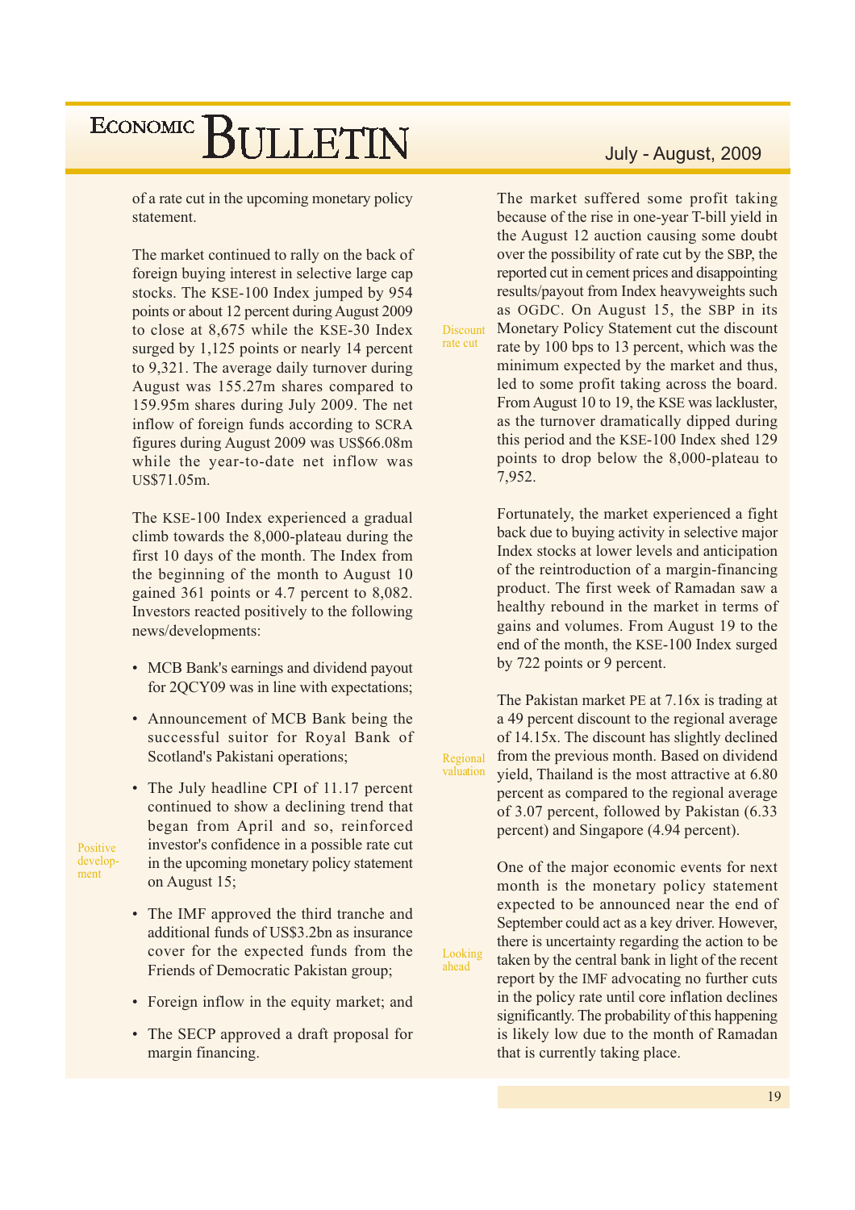of a rate cut in the upcoming monetary policy statement.

The market continued to rally on the back of foreign buying interest in selective large cap stocks. The KSE-100 Index jumped by 954 points or about 12 percent during August 2009 to close at 8,675 while the KSE-30 Index surged by 1,125 points or nearly 14 percent to 9,321. The average daily turnover during August was 155.27m shares compared to 159.95m shares during July 2009. The net inflow of foreign funds according to SCRA figures during August 2009 was US$66.08m while the year-to-date net inflow was US$71.05m.

The KSE-100 Index experienced a gradual climb towards the 8,000-plateau during the first 10 days of the month. The Index from the beginning of the month to August 10 gained 361 points or 4.7 percent to 8,082. Investors reacted positively to the following news/developments:

*Positive development*

- MCB Bank's earnings and dividend payout for 2QCY09 was in line with expectations;
- Announcement of MCB Bank being the successful suitor for Royal Bank of Scotland's Pakistani operations;
- The July headline CPI of 11.17 percent continued to show a declining trend that began from April and so, reinforced investor's confidence in a possible rate cut in the upcoming monetary policy statement on August 15;
- The IMF approved the third tranche and additional funds of US$3.2bn as insurance cover for the expected funds from the Friends of Democratic Pakistan group;
- Foreign inflow in the equity market; and
- The SECP approved a draft proposal for margin financing.

*Discount rate cut*

The market suffered some profit taking because of the rise in one-year T-bill yield in the August 12 auction causing some doubt over the possibility of rate cut by the SBP, the reported cut in cement prices and disappointing results/payout from Index heavyweights such as OGDC. On August 15, the SBP in its Monetary Policy Statement cut the discount rate by 100 bps to 13 percent, which was the minimum expected by the market and thus, led to some profit taking across the board. From August 10 to 19, the KSE was lackluster, as the turnover dramatically dipped during this period and the KSE-100 Index shed 129 points to drop below the 8,000-plateau to 7,952.

Fortunately, the market experienced a fight back due to buying activity in selective major Index stocks at lower levels and anticipation of the reintroduction of a margin-financing product. The first week of Ramadan saw a healthy rebound in the market in terms of gains and volumes. From August 19 to the end of the month, the KSE-100 Index surged by 722 points or 9 percent.

*Regional valuation*

The Pakistan market PE at 7.16x is trading at a 49 percent discount to the regional average of 14.15x. The discount has slightly declined from the previous month. Based on dividend yield, Thailand is the most attractive at 6.80 percent as compared to the regional average of 3.07 percent, followed by Pakistan (6.33 percent) and Singapore (4.94 percent).

*Looking ahead*

One of the major economic events for next month is the monetary policy statement expected to be announced near the end of September could act as a key driver. However, there is uncertainty regarding the action to be taken by the central bank in light of the recent report by the IMF advocating no further cuts in the policy rate until core inflation declines significantly. The probability of this happening is likely low due to the month of Ramadan that is currently taking place.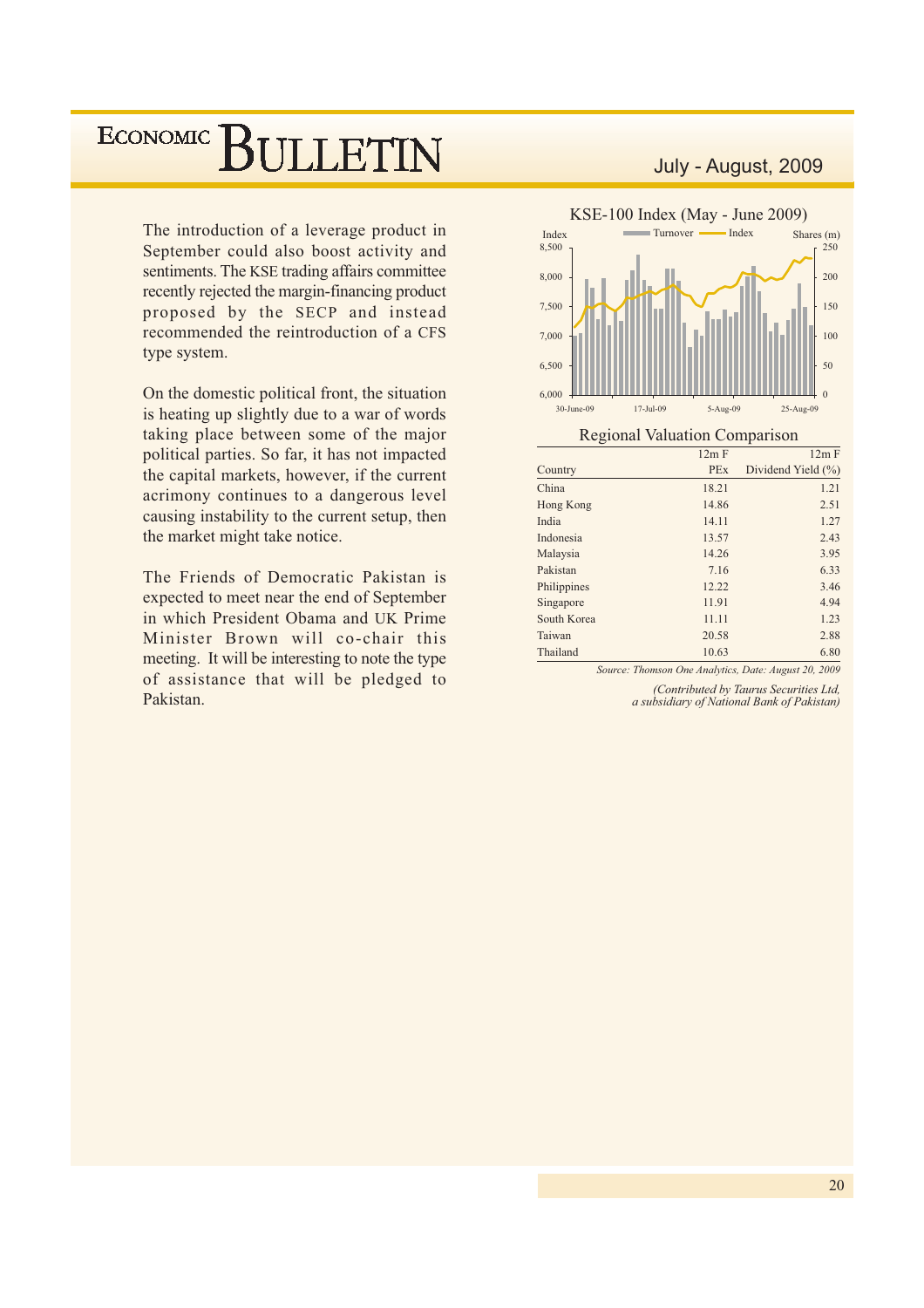The introduction of a leverage product in September could also boost activity and sentiments. The KSE trading affairs committee recently rejected the margin-financing product proposed by the SECP and instead recommended the reintroduction of a CFS type system.

On the domestic political front, the situation is heating up slightly due to a war of words taking place between some of the major political parties. So far, it has not impacted the capital markets, however, if the current acrimony continues to a dangerous level causing instability to the current setup, then the market might take notice.

The Friends of Democratic Pakistan is expected to meet near the end of September in which President Obama and UK Prime Minister Brown will co-chair this meeting. It will be interesting to note the type of assistance that will be pledged to Pakistan.

**KSE-100 Index (May - June 2009)**

**Regional Valuation Comparison**

| Country | 12m F PEx | 12m F Dividend Yield (%) |
|---|---|---|
| China | 18.21 | 1.21 |
| Hong Kong | 14.86 | 2.51 |
| India | 14.11 | 1.27 |
| Indonesia | 13.57 | 2.43 |
| Malaysia | 14.26 | 3.95 |
| Pakistan | 7.16 | 6.33 |
| Philippines | 12.22 | 3.46 |
| Singapore | 11.91 | 4.94 |
| South Korea | 11.11 | 1.23 |
| Taiwan | 20.58 | 2.88 |
| Thailand | 10.63 | 6.80 |

*Source: Thomson One Analytics, Date: August 20, 2009*

*(Contributed by Taurus Securities Ltd, a subsidiary of National Bank of Pakistan)*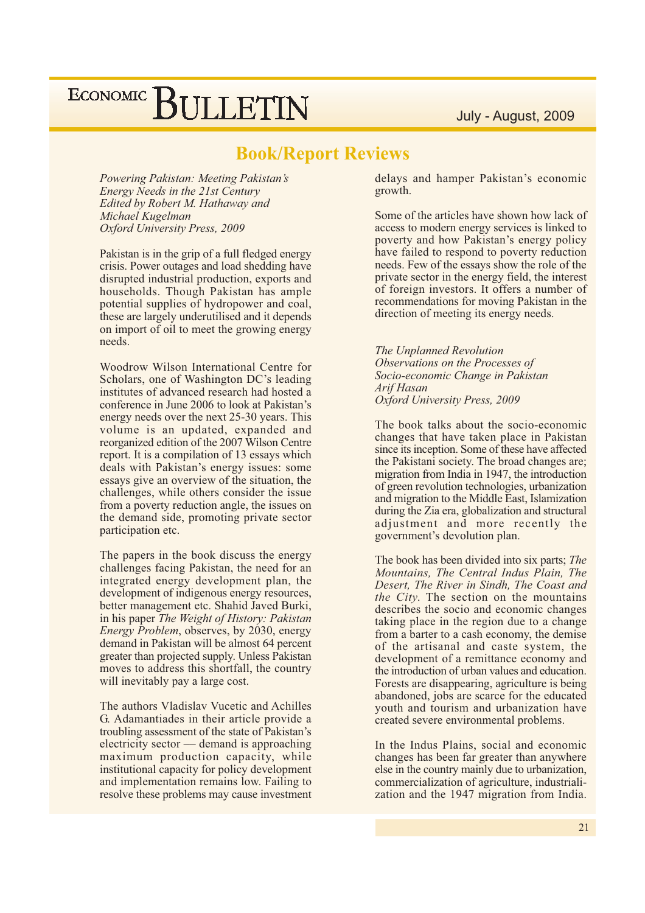## Book/Report Reviews

*Powering Pakistan: Meeting Pakistan's Energy Needs in the 21st Century*
*Edited by Robert M. Hathaway and Michael Kugelman*
*Oxford University Press, 2009*

Pakistan is in the grip of a full fledged energy crisis. Power outages and load shedding have disrupted industrial production, exports and households. Though Pakistan has ample potential supplies of hydropower and coal, these are largely underutilised and it depends on import of oil to meet the growing energy needs.

Woodrow Wilson International Centre for Scholars, one of Washington DC's leading institutes of advanced research had hosted a conference in June 2006 to look at Pakistan's energy needs over the next 25-30 years. This volume is an updated, expanded and reorganized edition of the 2007 Wilson Centre report. It is a compilation of 13 essays which deals with Pakistan's energy issues: some essays give an overview of the situation, the challenges, while others consider the issue from a poverty reduction angle, the issues on the demand side, promoting private sector participation etc.

The papers in the book discuss the energy challenges facing Pakistan, the need for an integrated energy development plan, the development of indigenous energy resources, better management etc. Shahid Javed Burki, in his paper *The Weight of History: Pakistan Energy Problem*, observes, by 2030, energy demand in Pakistan will be almost 64 percent greater than projected supply. Unless Pakistan moves to address this shortfall, the country will inevitably pay a large cost.

The authors Vladislav Vucetic and Achilles G. Adamantiades in their article provide a troubling assessment of the state of Pakistan's electricity sector — demand is approaching maximum production capacity, while institutional capacity for policy development and implementation remains low. Failing to resolve these problems may cause investment delays and hamper Pakistan's economic growth.

Some of the articles have shown how lack of access to modern energy services is linked to poverty and how Pakistan's energy policy have failed to respond to poverty reduction needs. Few of the essays show the role of the private sector in the energy field, the interest of foreign investors. It offers a number of recommendations for moving Pakistan in the direction of meeting its energy needs.

*The Unplanned Revolution*
*Observations on the Processes of Socio-economic Change in Pakistan*
*Arif Hasan*
*Oxford University Press, 2009*

The book talks about the socio-economic changes that have taken place in Pakistan since its inception. Some of these have affected the Pakistani society. The broad changes are; migration from India in 1947, the introduction of green revolution technologies, urbanization and migration to the Middle East, Islamization during the Zia era, globalization and structural adjustment and more recently the government's devolution plan.

The book has been divided into six parts; *The Mountains, The Central Indus Plain, The Desert, The River in Sindh, The Coast and the City*. The section on the mountains describes the socio and economic changes taking place in the region due to a change from a barter to a cash economy, the demise of the artisanal and caste system, the development of a remittance economy and the introduction of urban values and education. Forests are disappearing, agriculture is being abandoned, jobs are scarce for the educated youth and tourism and urbanization have created severe environmental problems.

In the Indus Plains, social and economic changes has been far greater than anywhere else in the country mainly due to urbanization, commercialization of agriculture, industrialization and the 1947 migration from India.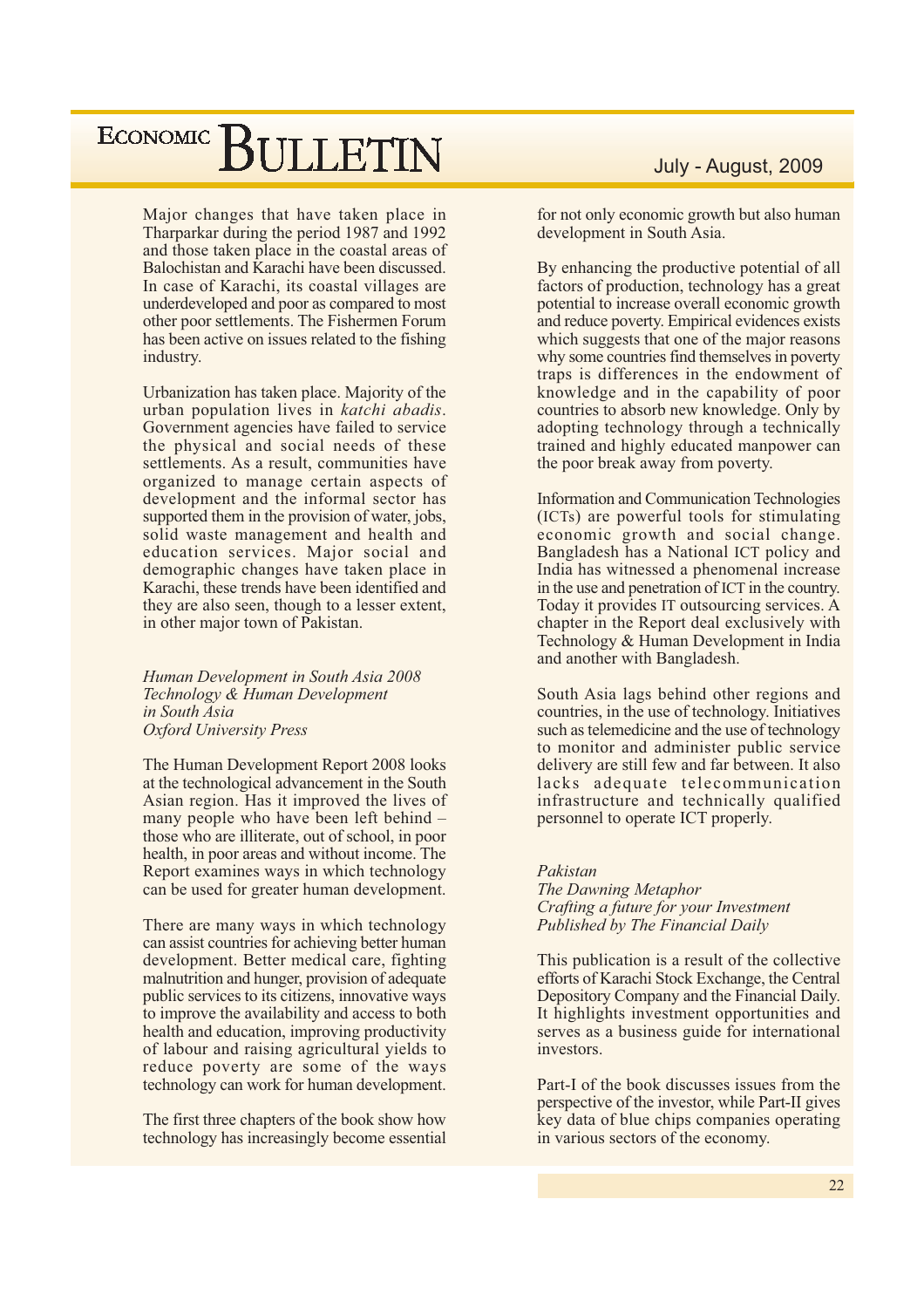Major changes that have taken place in Tharparkar during the period 1987 and 1992 and those taken place in the coastal areas of Balochistan and Karachi have been discussed. In case of Karachi, its coastal villages are underdeveloped and poor as compared to most other poor settlements. The Fishermen Forum has been active on issues related to the fishing industry.

Urbanization has taken place. Majority of the urban population lives in *katchi abadis*. Government agencies have failed to service the physical and social needs of these settlements. As a result, communities have organized to manage certain aspects of development and the informal sector has supported them in the provision of water, jobs, solid waste management and health and education services. Major social and demographic changes have taken place in Karachi, these trends have been identified and they are also seen, though to a lesser extent, in other major town of Pakistan.

*Human Development in South Asia 2008*
*Technology & Human Development in South Asia*
*Oxford University Press*

The Human Development Report 2008 looks at the technological advancement in the South Asian region. Has it improved the lives of many people who have been left behind – those who are illiterate, out of school, in poor health, in poor areas and without income. The Report examines ways in which technology can be used for greater human development.

There are many ways in which technology can assist countries for achieving better human development. Better medical care, fighting malnutrition and hunger, provision of adequate public services to its citizens, innovative ways to improve the availability and access to both health and education, improving productivity of labour and raising agricultural yields to reduce poverty are some of the ways technology can work for human development.

The first three chapters of the book show how technology has increasingly become essential for not only economic growth but also human development in South Asia.

By enhancing the productive potential of all factors of production, technology has a great potential to increase overall economic growth and reduce poverty. Empirical evidences exists which suggests that one of the major reasons why some countries find themselves in poverty traps is differences in the endowment of knowledge and in the capability of poor countries to absorb new knowledge. Only by adopting technology through a technically trained and highly educated manpower can the poor break away from poverty.

Information and Communication Technologies (ICTs) are powerful tools for stimulating economic growth and social change. Bangladesh has a National ICT policy and India has witnessed a phenomenal increase in the use and penetration of ICT in the country. Today it provides IT outsourcing services. A chapter in the Report deal exclusively with Technology & Human Development in India and another with Bangladesh.

South Asia lags behind other regions and countries, in the use of technology. Initiatives such as telemedicine and the use of technology to monitor and administer public service delivery are still few and far between. It also lacks adequate telecommunication infrastructure and technically qualified personnel to operate ICT properly.

*Pakistan*
*The Dawning Metaphor*
*Crafting a future for your Investment*
*Published by The Financial Daily*

This publication is a result of the collective efforts of Karachi Stock Exchange, the Central Depository Company and the Financial Daily. It highlights investment opportunities and serves as a business guide for international investors.

Part-I of the book discusses issues from the perspective of the investor, while Part-II gives key data of blue chips companies operating in various sectors of the economy.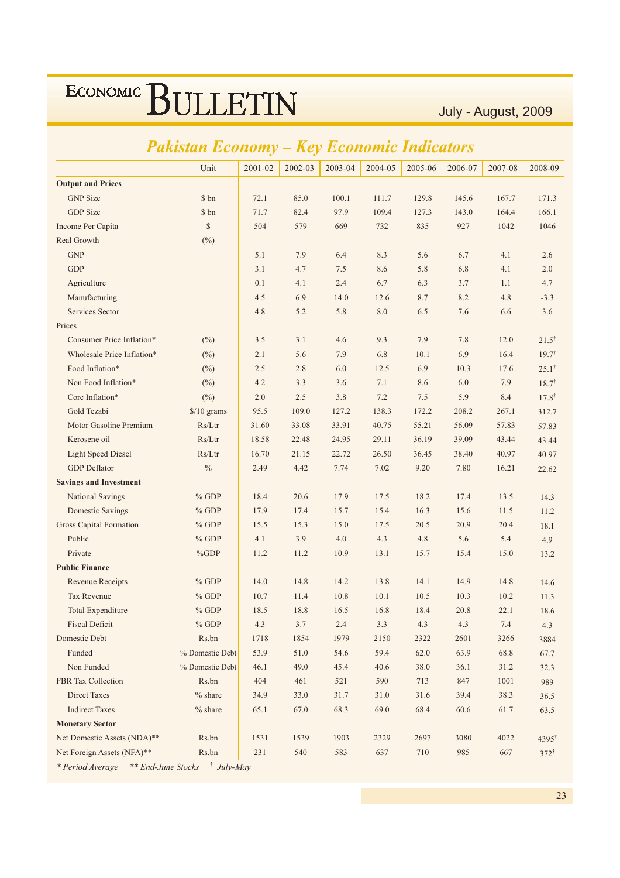## Pakistan Economy – Key Economic Indicators

| | Unit | 2001-02 | 2002-03 | 2003-04 | 2004-05 | 2005-06 | 2006-07 | 2007-08 | 2008-09 |
|---|---|---|---|---|---|---|---|---|---|
| **Output and Prices** | | | | | | | | | |
| GNP Size | $ bn | 72.1 | 85.0 | 100.1 | 111.7 | 129.8 | 145.6 | 167.7 | 171.3 |
| GDP Size | $ bn | 71.7 | 82.4 | 97.9 | 109.4 | 127.3 | 143.0 | 164.4 | 166.1 |
| Income Per Capita | $ | 504 | 579 | 669 | 732 | 835 | 927 | 1042 | 1046 |
| Real Growth | (%) | | | | | | | | |
| GNP | | 5.1 | 7.9 | 6.4 | 8.3 | 5.6 | 6.7 | 4.1 | 2.6 |
| GDP | | 3.1 | 4.7 | 7.5 | 8.6 | 5.8 | 6.8 | 4.1 | 2.0 |
| Agriculture | | 0.1 | 4.1 | 2.4 | 6.7 | 6.3 | 3.7 | 1.1 | 4.7 |
| Manufacturing | | 4.5 | 6.9 | 14.0 | 12.6 | 8.7 | 8.2 | 4.8 | -3.3 |
| Services Sector | | 4.8 | 5.2 | 5.8 | 8.0 | 6.5 | 7.6 | 6.6 | 3.6 |
| Prices | | | | | | | | | |
| Consumer Price Inflation* | (%) | 3.5 | 3.1 | 4.6 | 9.3 | 7.9 | 7.8 | 12.0 | 21.5† |
| Wholesale Price Inflation* | (%) | 2.1 | 5.6 | 7.9 | 6.8 | 10.1 | 6.9 | 16.4 | 19.7† |
| Food Inflation* | (%) | 2.5 | 2.8 | 6.0 | 12.5 | 6.9 | 10.3 | 17.6 | 25.1† |
| Non Food Inflation* | (%) | 4.2 | 3.3 | 3.6 | 7.1 | 8.6 | 6.0 | 7.9 | 18.7† |
| Core Inflation* | (%) | 2.0 | 2.5 | 3.8 | 7.2 | 7.5 | 5.9 | 8.4 | 17.8† |
| Gold Tezabi | $/10 grams | 95.5 | 109.0 | 127.2 | 138.3 | 172.2 | 208.2 | 267.1 | 312.7 |
| Motor Gasoline Premium | Rs/Ltr | 31.60 | 33.08 | 33.91 | 40.75 | 55.21 | 56.09 | 57.83 | 57.83 |
| Kerosene oil | Rs/Ltr | 18.58 | 22.48 | 24.95 | 29.11 | 36.19 | 39.09 | 43.44 | 43.44 |
| Light Speed Diesel | Rs/Ltr | 16.70 | 21.15 | 22.72 | 26.50 | 36.45 | 38.40 | 40.97 | 40.97 |
| GDP Deflator | % | 2.49 | 4.42 | 7.74 | 7.02 | 9.20 | 7.80 | 16.21 | 22.62 |
| **Savings and Investment** | | | | | | | | | |
| National Savings | % GDP | 18.4 | 20.6 | 17.9 | 17.5 | 18.2 | 17.4 | 13.5 | 14.3 |
| Domestic Savings | % GDP | 17.9 | 17.4 | 15.7 | 15.4 | 16.3 | 15.6 | 11.5 | 11.2 |
| Gross Capital Formation | % GDP | 15.5 | 15.3 | 15.0 | 17.5 | 20.5 | 20.9 | 20.4 | 18.1 |
| Public | % GDP | 4.1 | 3.9 | 4.0 | 4.3 | 4.8 | 5.6 | 5.4 | 4.9 |
| Private | %GDP | 11.2 | 11.2 | 10.9 | 13.1 | 15.7 | 15.4 | 15.0 | 13.2 |
| **Public Finance** | | | | | | | | | |
| Revenue Receipts | % GDP | 14.0 | 14.8 | 14.2 | 13.8 | 14.1 | 14.9 | 14.8 | 14.6 |
| Tax Revenue | % GDP | 10.7 | 11.4 | 10.8 | 10.1 | 10.5 | 10.3 | 10.2 | 11.3 |
| Total Expenditure | % GDP | 18.5 | 18.8 | 16.5 | 16.8 | 18.4 | 20.8 | 22.1 | 18.6 |
| Fiscal Deficit | % GDP | 4.3 | 3.7 | 2.4 | 3.3 | 4.3 | 4.3 | 7.4 | 4.3 |
| Domestic Debt | Rs.bn | 1718 | 1854 | 1979 | 2150 | 2322 | 2601 | 3266 | 3884 |
| Funded | % Domestic Debt | 53.9 | 51.0 | 54.6 | 59.4 | 62.0 | 63.9 | 68.8 | 67.7 |
| Non Funded | % Domestic Debt | 46.1 | 49.0 | 45.4 | 40.6 | 38.0 | 36.1 | 31.2 | 32.3 |
| FBR Tax Collection | Rs.bn | 404 | 461 | 521 | 590 | 713 | 847 | 1001 | 989 |
| Direct Taxes | % share | 34.9 | 33.0 | 31.7 | 31.0 | 31.6 | 39.4 | 38.3 | 36.5 |
| Indirect Taxes | % share | 65.1 | 67.0 | 68.3 | 69.0 | 68.4 | 60.6 | 61.7 | 63.5 |
| **Monetary Sector** | | | | | | | | | |
| Net Domestic Assets (NDA)** | Rs.bn | 1531 | 1539 | 1903 | 2329 | 2697 | 3080 | 4022 | 4395† |
| Net Foreign Assets (NFA)** | Rs.bn | 231 | 540 | 583 | 637 | 710 | 985 | 667 | 372† |

*\* Period Average   \*\* End-June Stocks   † July-May*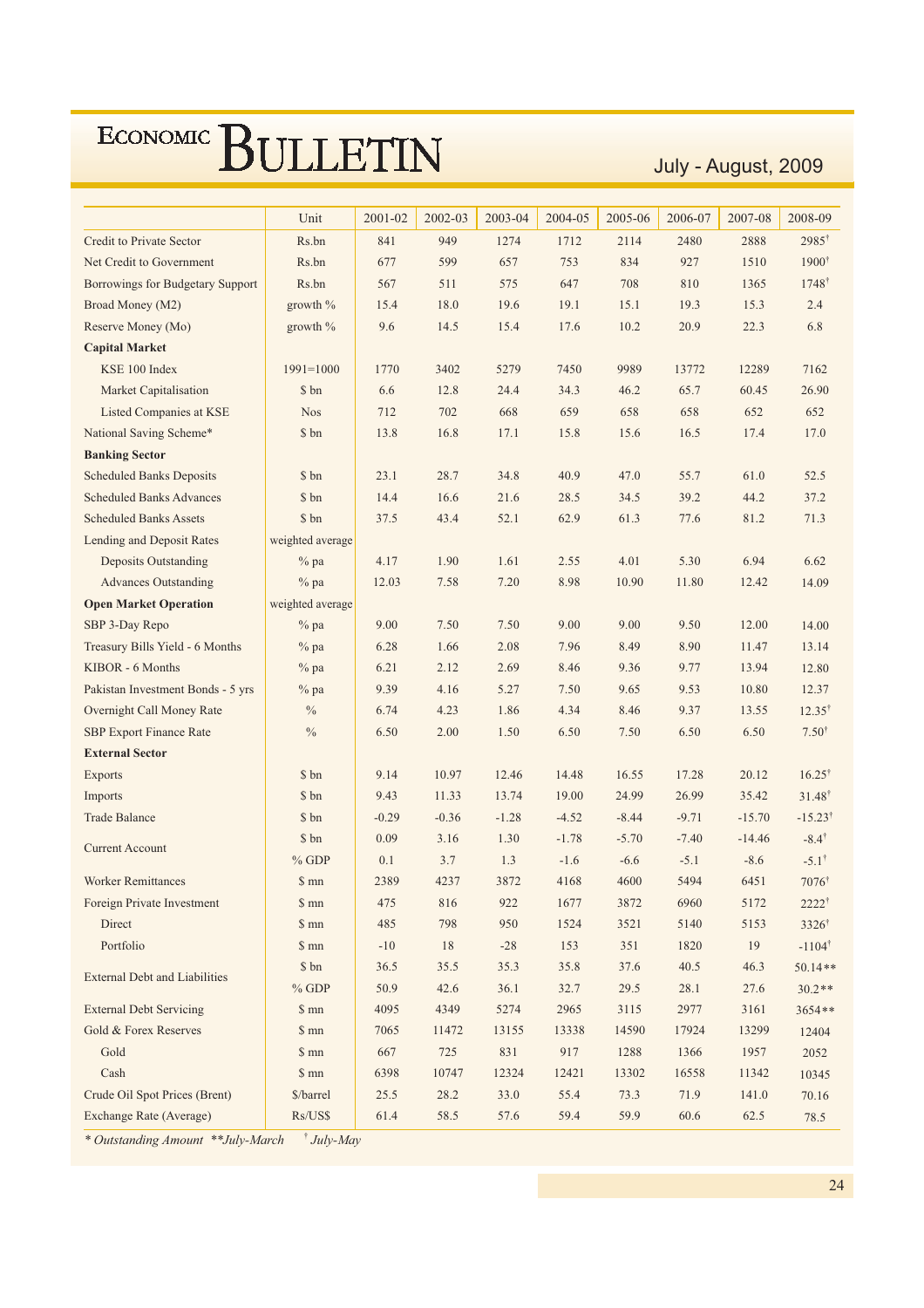| | Unit | 2001-02 | 2002-03 | 2003-04 | 2004-05 | 2005-06 | 2006-07 | 2007-08 | 2008-09 |
|---|---|---|---|---|---|---|---|---|---|
| Credit to Private Sector | Rs.bn | 841 | 949 | 1274 | 1712 | 2114 | 2480 | 2888 | 2985† |
| Net Credit to Government | Rs.bn | 677 | 599 | 657 | 753 | 834 | 927 | 1510 | 1900† |
| Borrowings for Budgetary Support | Rs.bn | 567 | 511 | 575 | 647 | 708 | 810 | 1365 | 1748† |
| Broad Money (M2) | growth % | 15.4 | 18.0 | 19.6 | 19.1 | 15.1 | 19.3 | 15.3 | 2.4 |
| Reserve Money (Mo) | growth % | 9.6 | 14.5 | 15.4 | 17.6 | 10.2 | 20.9 | 22.3 | 6.8 |
| **Capital Market** | | | | | | | | | |
| KSE 100 Index | 1991=1000 | 1770 | 3402 | 5279 | 7450 | 9989 | 13772 | 12289 | 7162 |
| Market Capitalisation | $ bn | 6.6 | 12.8 | 24.4 | 34.3 | 46.2 | 65.7 | 60.45 | 26.90 |
| Listed Companies at KSE | Nos | 712 | 702 | 668 | 659 | 658 | 658 | 652 | 652 |
| National Saving Scheme* | $ bn | 13.8 | 16.8 | 17.1 | 15.8 | 15.6 | 16.5 | 17.4 | 17.0 |
| **Banking Sector** | | | | | | | | | |
| Scheduled Banks Deposits | $ bn | 23.1 | 28.7 | 34.8 | 40.9 | 47.0 | 55.7 | 61.0 | 52.5 |
| Scheduled Banks Advances | $ bn | 14.4 | 16.6 | 21.6 | 28.5 | 34.5 | 39.2 | 44.2 | 37.2 |
| Scheduled Banks Assets | $ bn | 37.5 | 43.4 | 52.1 | 62.9 | 61.3 | 77.6 | 81.2 | 71.3 |
| Lending and Deposit Rates | weighted average | | | | | | | | |
| Deposits Outstanding | % pa | 4.17 | 1.90 | 1.61 | 2.55 | 4.01 | 5.30 | 6.94 | 6.62 |
| Advances Outstanding | % pa | 12.03 | 7.58 | 7.20 | 8.98 | 10.90 | 11.80 | 12.42 | 14.09 |
| **Open Market Operation** | weighted average | | | | | | | | |
| SBP 3-Day Repo | % pa | 9.00 | 7.50 | 7.50 | 9.00 | 9.00 | 9.50 | 12.00 | 14.00 |
| Treasury Bills Yield - 6 Months | % pa | 6.28 | 1.66 | 2.08 | 7.96 | 8.49 | 8.90 | 11.47 | 13.14 |
| KIBOR - 6 Months | % pa | 6.21 | 2.12 | 2.69 | 8.46 | 9.36 | 9.77 | 13.94 | 12.80 |
| Pakistan Investment Bonds - 5 yrs | % pa | 9.39 | 4.16 | 5.27 | 7.50 | 9.65 | 9.53 | 10.80 | 12.37 |
| Overnight Call Money Rate | % | 6.74 | 4.23 | 1.86 | 4.34 | 8.46 | 9.37 | 13.55 | 12.35† |
| SBP Export Finance Rate | % | 6.50 | 2.00 | 1.50 | 6.50 | 7.50 | 6.50 | 6.50 | 7.50† |
| **External Sector** | | | | | | | | | |
| Exports | $ bn | 9.14 | 10.97 | 12.46 | 14.48 | 16.55 | 17.28 | 20.12 | 16.25† |
| Imports | $ bn | 9.43 | 11.33 | 13.74 | 19.00 | 24.99 | 26.99 | 35.42 | 31.48† |
| Trade Balance | $ bn | -0.29 | -0.36 | -1.28 | -4.52 | -8.44 | -9.71 | -15.70 | -15.23† |
| Current Account | $ bn | 0.09 | 3.16 | 1.30 | -1.78 | -5.70 | -7.40 | -14.46 | -8.4† |
| | % GDP | 0.1 | 3.7 | 1.3 | -1.6 | -6.6 | -5.1 | -8.6 | -5.1† |
| Worker Remittances | $ mn | 2389 | 4237 | 3872 | 4168 | 4600 | 5494 | 6451 | 7076† |
| Foreign Private Investment | $ mn | 475 | 816 | 922 | 1677 | 3872 | 6960 | 5172 | 2222† |
| Direct | $ mn | 485 | 798 | 950 | 1524 | 3521 | 5140 | 5153 | 3326† |
| Portfolio | $ mn | -10 | 18 | -28 | 153 | 351 | 1820 | 19 | -1104† |
| External Debt and Liabilities | $ bn | 36.5 | 35.5 | 35.3 | 35.8 | 37.6 | 40.5 | 46.3 | 50.14** |
| | % GDP | 50.9 | 42.6 | 36.1 | 32.7 | 29.5 | 28.1 | 27.6 | 30.2** |
| External Debt Servicing | $ mn | 4095 | 4349 | 5274 | 2965 | 3115 | 2977 | 3161 | 3654** |
| Gold & Forex Reserves | $ mn | 7065 | 11472 | 13155 | 13338 | 14590 | 17924 | 13299 | 12404 |
| Gold | $ mn | 667 | 725 | 831 | 917 | 1288 | 1366 | 1957 | 2052 |
| Cash | $ mn | 6398 | 10747 | 12324 | 12421 | 13302 | 16558 | 11342 | 10345 |
| Crude Oil Spot Prices (Brent) | $/barrel | 25.5 | 28.2 | 33.0 | 55.4 | 73.3 | 71.9 | 141.0 | 70.16 |
| Exchange Rate (Average) | Rs/US$ | 61.4 | 58.5 | 57.6 | 59.4 | 59.9 | 60.6 | 62.5 | 78.5 |

*\* Outstanding Amount \*\*July-March* † *July-May*